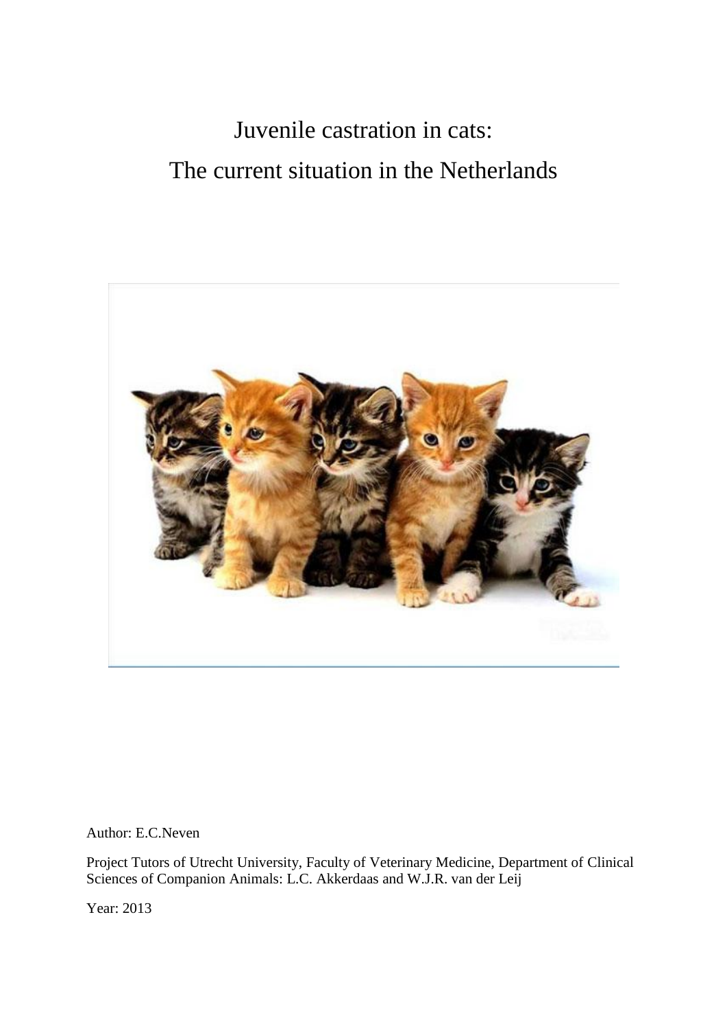# Juvenile castration in cats:
# The current situation in the Netherlands

Author: E.C.Neven

Project Tutors of Utrecht University, Faculty of Veterinary Medicine, Department of Clinical Sciences of Companion Animals: L.C. Akkerdaas and W.J.R. van der Leij

Year: 2013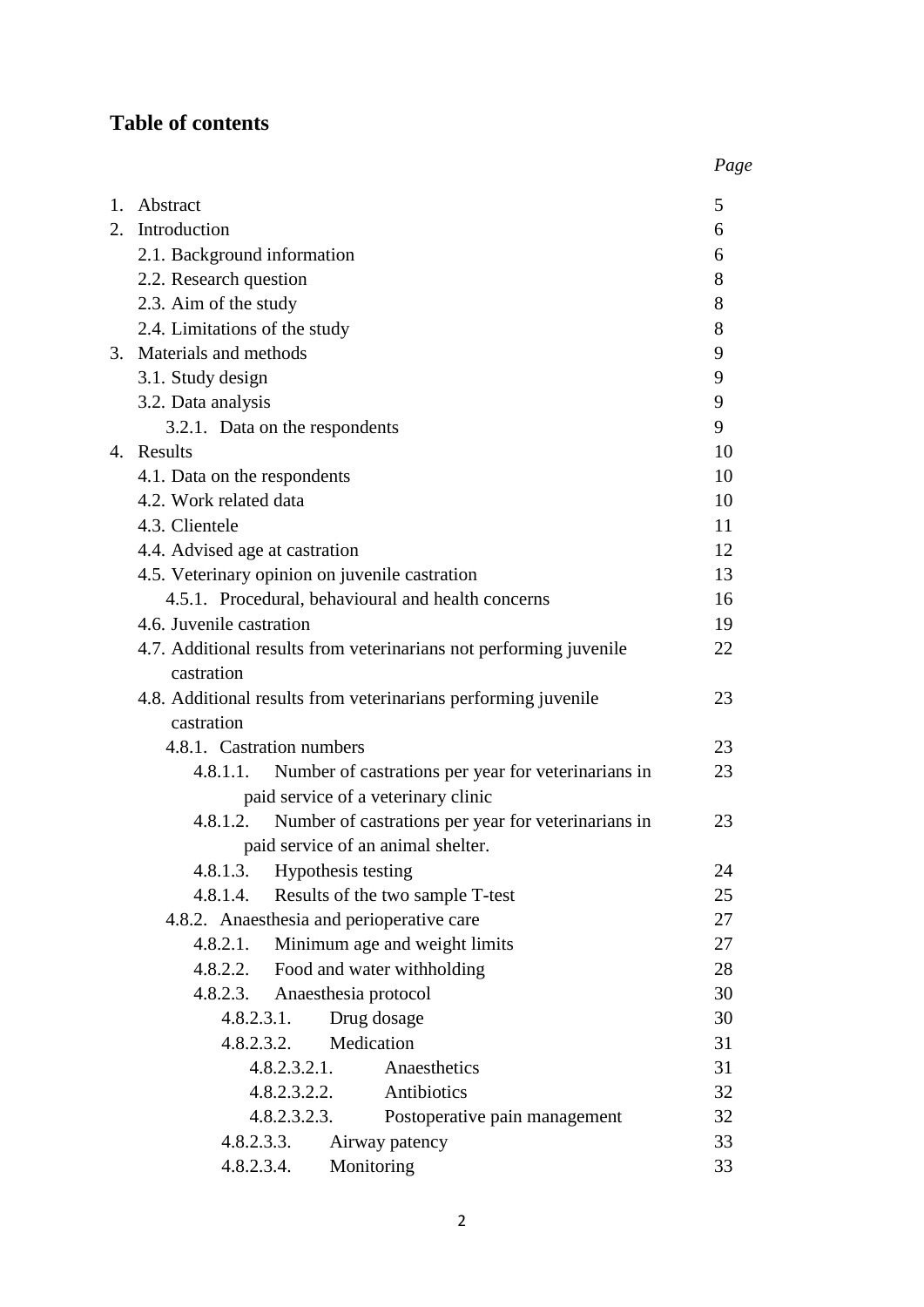## Table of contents

| | Page |
|---|---|
| 1. Abstract | 5 |
| 2. Introduction | 6 |
| 2.1. Background information | 6 |
| 2.2. Research question | 8 |
| 2.3. Aim of the study | 8 |
| 2.4. Limitations of the study | 8 |
| 3. Materials and methods | 9 |
| 3.1. Study design | 9 |
| 3.2. Data analysis | 9 |
| 3.2.1. Data on the respondents | 9 |
| 4. Results | 10 |
| 4.1. Data on the respondents | 10 |
| 4.2. Work related data | 10 |
| 4.3. Clientele | 11 |
| 4.4. Advised age at castration | 12 |
| 4.5. Veterinary opinion on juvenile castration | 13 |
| 4.5.1. Procedural, behavioural and health concerns | 16 |
| 4.6. Juvenile castration | 19 |
| 4.7. Additional results from veterinarians not performing juvenile castration | 22 |
| 4.8. Additional results from veterinarians performing juvenile castration | 23 |
| 4.8.1. Castration numbers | 23 |
| 4.8.1.1. Number of castrations per year for veterinarians in paid service of a veterinary clinic | 23 |
| 4.8.1.2. Number of castrations per year for veterinarians in paid service of an animal shelter. | 23 |
| 4.8.1.3. Hypothesis testing | 24 |
| 4.8.1.4. Results of the two sample T-test | 25 |
| 4.8.2. Anaesthesia and perioperative care | 27 |
| 4.8.2.1. Minimum age and weight limits | 27 |
| 4.8.2.2. Food and water withholding | 28 |
| 4.8.2.3. Anaesthesia protocol | 30 |
| 4.8.2.3.1. Drug dosage | 30 |
| 4.8.2.3.2. Medication | 31 |
| 4.8.2.3.2.1. Anaesthetics | 31 |
| 4.8.2.3.2.2. Antibiotics | 32 |
| 4.8.2.3.2.3. Postoperative pain management | 32 |
| 4.8.2.3.3. Airway patency | 33 |
| 4.8.2.3.4. Monitoring | 33 |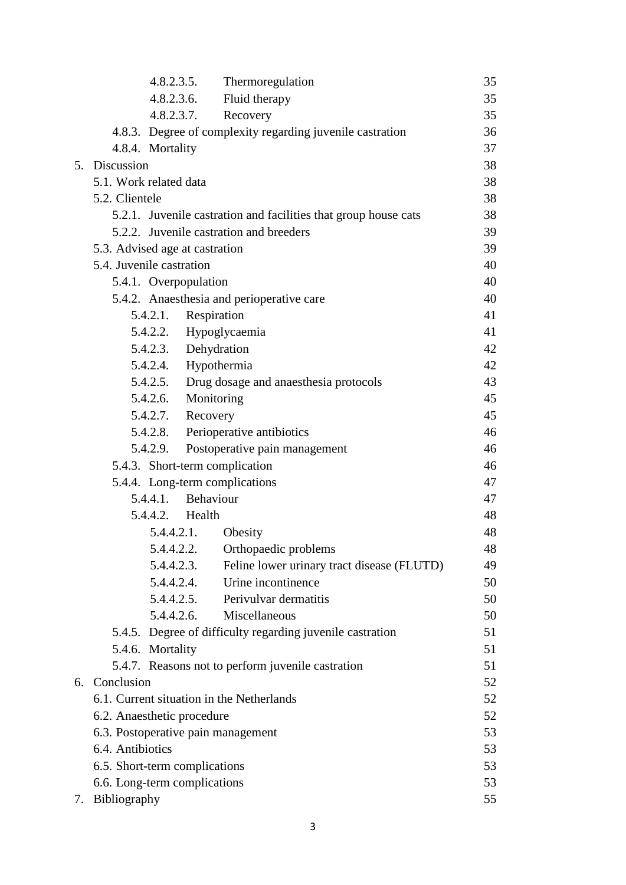4.8.2.3.5. Thermoregulation 35
4.8.2.3.6. Fluid therapy 35
4.8.2.3.7. Recovery 35
4.8.3. Degree of complexity regarding juvenile castration 36
4.8.4. Mortality 37
5. Discussion 38
5.1. Work related data 38
5.2. Clientele 38
5.2.1. Juvenile castration and facilities that group house cats 38
5.2.2. Juvenile castration and breeders 39
5.3. Advised age at castration 39
5.4. Juvenile castration 40
5.4.1. Overpopulation 40
5.4.2. Anaesthesia and perioperative care 40
5.4.2.1. Respiration 41
5.4.2.2. Hypoglycaemia 41
5.4.2.3. Dehydration 42
5.4.2.4. Hypothermia 42
5.4.2.5. Drug dosage and anaesthesia protocols 43
5.4.2.6. Monitoring 45
5.4.2.7. Recovery 45
5.4.2.8. Perioperative antibiotics 46
5.4.2.9. Postoperative pain management 46
5.4.3. Short-term complication 46
5.4.4. Long-term complications 47
5.4.4.1. Behaviour 47
5.4.4.2. Health 48
5.4.4.2.1. Obesity 48
5.4.4.2.2. Orthopaedic problems 48
5.4.4.2.3. Feline lower urinary tract disease (FLUTD) 49
5.4.4.2.4. Urine incontinence 50
5.4.4.2.5. Perivulvar dermatitis 50
5.4.4.2.6. Miscellaneous 50
5.4.5. Degree of difficulty regarding juvenile castration 51
5.4.6. Mortality 51
5.4.7. Reasons not to perform juvenile castration 51
6. Conclusion 52
6.1. Current situation in the Netherlands 52
6.2. Anaesthetic procedure 52
6.3. Postoperative pain management 53
6.4. Antibiotics 53
6.5. Short-term complications 53
6.6. Long-term complications 53
7. Bibliography 55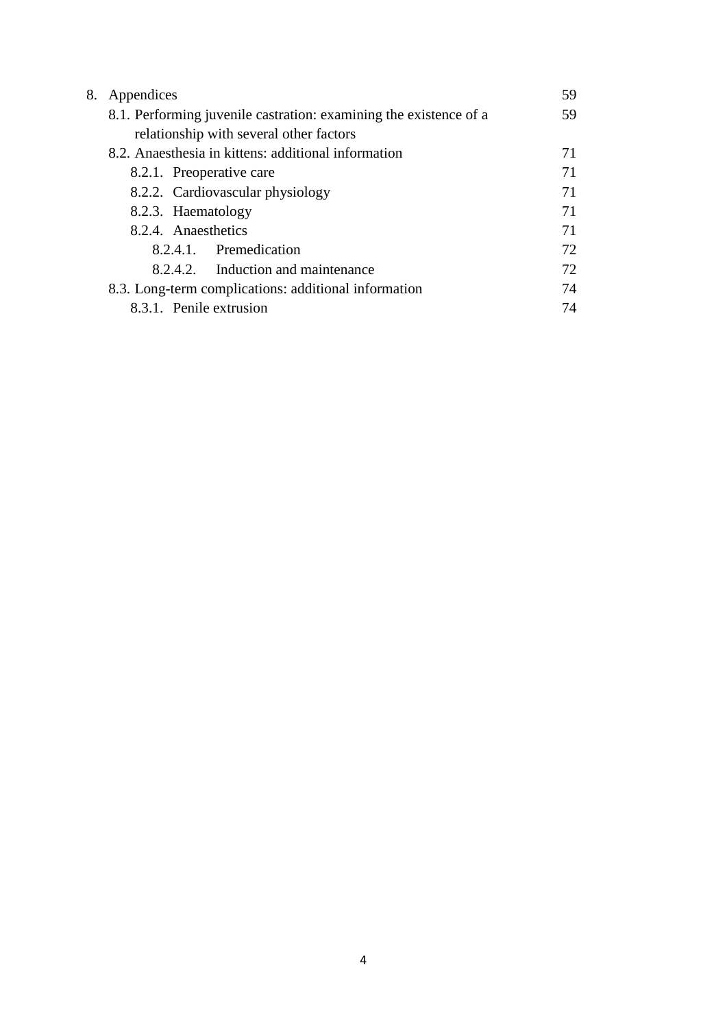8. Appendices 59
    - 8.1. Performing juvenile castration: examining the existence of a relationship with several other factors 59
    - 8.2. Anaesthesia in kittens: additional information 71
        - 8.2.1. Preoperative care 71
        - 8.2.2. Cardiovascular physiology 71
        - 8.2.3. Haematology 71
        - 8.2.4. Anaesthetics 71
            - 8.2.4.1. Premedication 72
            - 8.2.4.2. Induction and maintenance 72
    - 8.3. Long-term complications: additional information 74
        - 8.3.1. Penile extrusion 74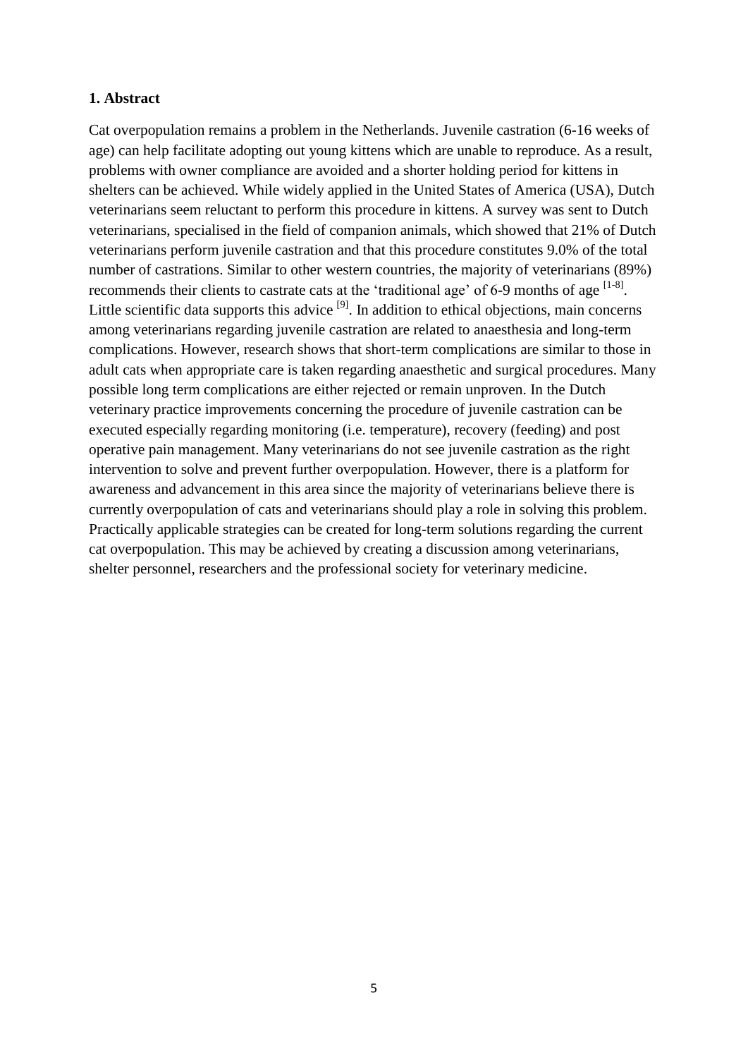## 1. Abstract

Cat overpopulation remains a problem in the Netherlands. Juvenile castration (6-16 weeks of age) can help facilitate adopting out young kittens which are unable to reproduce. As a result, problems with owner compliance are avoided and a shorter holding period for kittens in shelters can be achieved. While widely applied in the United States of America (USA), Dutch veterinarians seem reluctant to perform this procedure in kittens. A survey was sent to Dutch veterinarians, specialised in the field of companion animals, which showed that 21% of Dutch veterinarians perform juvenile castration and that this procedure constitutes 9.0% of the total number of castrations. Similar to other western countries, the majority of veterinarians (89%) recommends their clients to castrate cats at the 'traditional age' of 6-9 months of age [1-8]. Little scientific data supports this advice [9]. In addition to ethical objections, main concerns among veterinarians regarding juvenile castration are related to anaesthesia and long-term complications. However, research shows that short-term complications are similar to those in adult cats when appropriate care is taken regarding anaesthetic and surgical procedures. Many possible long term complications are either rejected or remain unproven. In the Dutch veterinary practice improvements concerning the procedure of juvenile castration can be executed especially regarding monitoring (i.e. temperature), recovery (feeding) and post operative pain management. Many veterinarians do not see juvenile castration as the right intervention to solve and prevent further overpopulation. However, there is a platform for awareness and advancement in this area since the majority of veterinarians believe there is currently overpopulation of cats and veterinarians should play a role in solving this problem. Practically applicable strategies can be created for long-term solutions regarding the current cat overpopulation. This may be achieved by creating a discussion among veterinarians, shelter personnel, researchers and the professional society for veterinary medicine.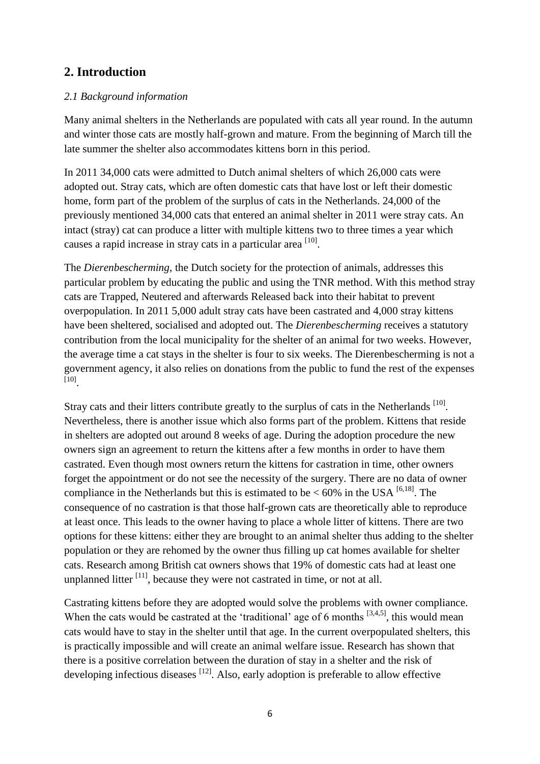## 2. Introduction

*2.1 Background information*

Many animal shelters in the Netherlands are populated with cats all year round. In the autumn and winter those cats are mostly half-grown and mature. From the beginning of March till the late summer the shelter also accommodates kittens born in this period.

In 2011 34,000 cats were admitted to Dutch animal shelters of which 26,000 cats were adopted out. Stray cats, which are often domestic cats that have lost or left their domestic home, form part of the problem of the surplus of cats in the Netherlands. 24,000 of the previously mentioned 34,000 cats that entered an animal shelter in 2011 were stray cats. An intact (stray) cat can produce a litter with multiple kittens two to three times a year which causes a rapid increase in stray cats in a particular area [10].

The *Dierenbescherming*, the Dutch society for the protection of animals, addresses this particular problem by educating the public and using the TNR method. With this method stray cats are Trapped, Neutered and afterwards Released back into their habitat to prevent overpopulation. In 2011 5,000 adult stray cats have been castrated and 4,000 stray kittens have been sheltered, socialised and adopted out. The *Dierenbescherming* receives a statutory contribution from the local municipality for the shelter of an animal for two weeks. However, the average time a cat stays in the shelter is four to six weeks. The Dierenbescherming is not a government agency, it also relies on donations from the public to fund the rest of the expenses [10].

Stray cats and their litters contribute greatly to the surplus of cats in the Netherlands [10]. Nevertheless, there is another issue which also forms part of the problem. Kittens that reside in shelters are adopted out around 8 weeks of age. During the adoption procedure the new owners sign an agreement to return the kittens after a few months in order to have them castrated. Even though most owners return the kittens for castration in time, other owners forget the appointment or do not see the necessity of the surgery. There are no data of owner compliance in the Netherlands but this is estimated to be < 60% in the USA [6,18]. The consequence of no castration is that those half-grown cats are theoretically able to reproduce at least once. This leads to the owner having to place a whole litter of kittens. There are two options for these kittens: either they are brought to an animal shelter thus adding to the shelter population or they are rehomed by the owner thus filling up cat homes available for shelter cats. Research among British cat owners shows that 19% of domestic cats had at least one unplanned litter [11], because they were not castrated in time, or not at all.

Castrating kittens before they are adopted would solve the problems with owner compliance. When the cats would be castrated at the 'traditional' age of 6 months [3,4,5], this would mean cats would have to stay in the shelter until that age. In the current overpopulated shelters, this is practically impossible and will create an animal welfare issue. Research has shown that there is a positive correlation between the duration of stay in a shelter and the risk of developing infectious diseases [12]. Also, early adoption is preferable to allow effective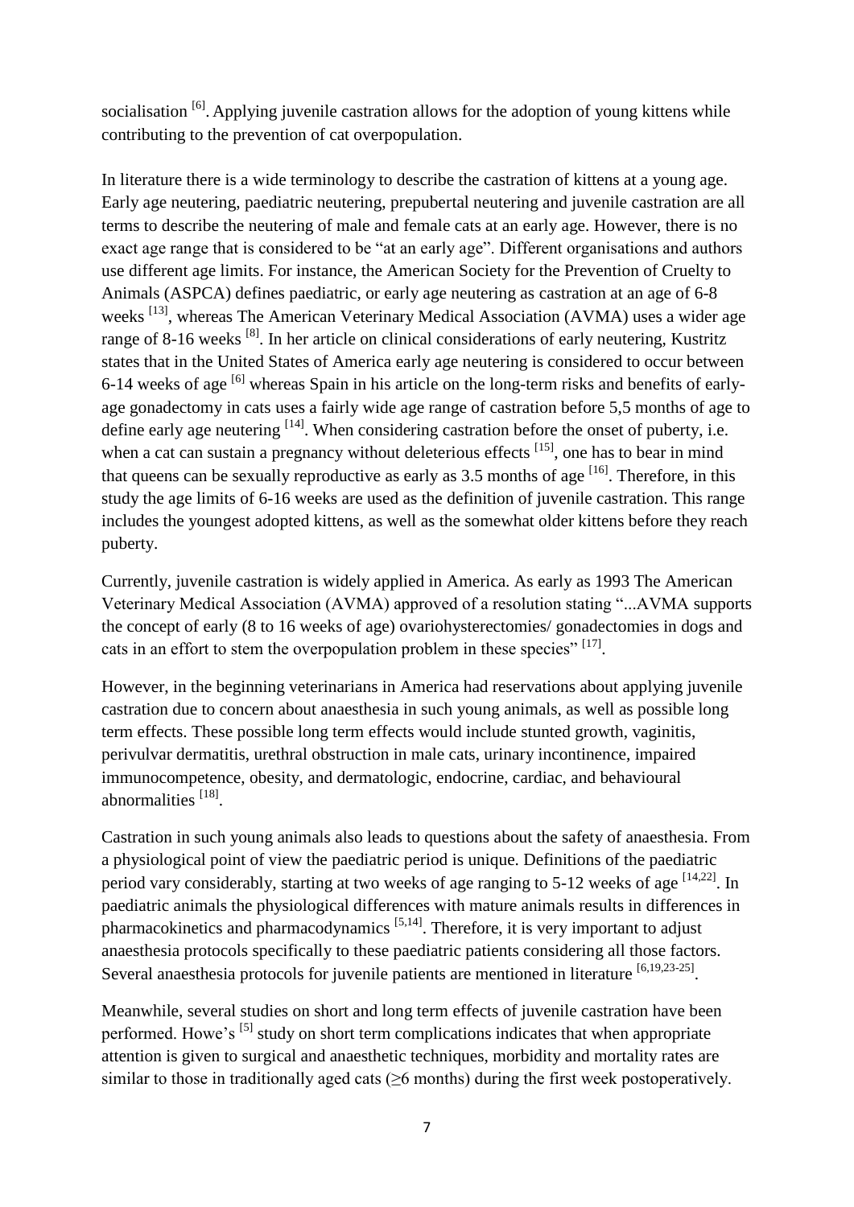socialisation [6]. Applying juvenile castration allows for the adoption of young kittens while contributing to the prevention of cat overpopulation.

In literature there is a wide terminology to describe the castration of kittens at a young age. Early age neutering, paediatric neutering, prepubertal neutering and juvenile castration are all terms to describe the neutering of male and female cats at an early age. However, there is no exact age range that is considered to be "at an early age". Different organisations and authors use different age limits. For instance, the American Society for the Prevention of Cruelty to Animals (ASPCA) defines paediatric, or early age neutering as castration at an age of 6-8 weeks [13], whereas The American Veterinary Medical Association (AVMA) uses a wider age range of 8-16 weeks [8]. In her article on clinical considerations of early neutering, Kustritz states that in the United States of America early age neutering is considered to occur between 6-14 weeks of age [6] whereas Spain in his article on the long-term risks and benefits of early-age gonadectomy in cats uses a fairly wide age range of castration before 5,5 months of age to define early age neutering [14]. When considering castration before the onset of puberty, i.e. when a cat can sustain a pregnancy without deleterious effects [15], one has to bear in mind that queens can be sexually reproductive as early as 3.5 months of age [16]. Therefore, in this study the age limits of 6-16 weeks are used as the definition of juvenile castration. This range includes the youngest adopted kittens, as well as the somewhat older kittens before they reach puberty.

Currently, juvenile castration is widely applied in America. As early as 1993 The American Veterinary Medical Association (AVMA) approved of a resolution stating "...AVMA supports the concept of early (8 to 16 weeks of age) ovariohysterectomies/ gonadectomies in dogs and cats in an effort to stem the overpopulation problem in these species" [17].

However, in the beginning veterinarians in America had reservations about applying juvenile castration due to concern about anaesthesia in such young animals, as well as possible long term effects. These possible long term effects would include stunted growth, vaginitis, perivulvar dermatitis, urethral obstruction in male cats, urinary incontinence, impaired immunocompetence, obesity, and dermatologic, endocrine, cardiac, and behavioural abnormalities [18].

Castration in such young animals also leads to questions about the safety of anaesthesia. From a physiological point of view the paediatric period is unique. Definitions of the paediatric period vary considerably, starting at two weeks of age ranging to 5-12 weeks of age [14,22]. In paediatric animals the physiological differences with mature animals results in differences in pharmacokinetics and pharmacodynamics [5,14]. Therefore, it is very important to adjust anaesthesia protocols specifically to these paediatric patients considering all those factors. Several anaesthesia protocols for juvenile patients are mentioned in literature [6,19,23-25].

Meanwhile, several studies on short and long term effects of juvenile castration have been performed. Howe's [5] study on short term complications indicates that when appropriate attention is given to surgical and anaesthetic techniques, morbidity and mortality rates are similar to those in traditionally aged cats (≥6 months) during the first week postoperatively.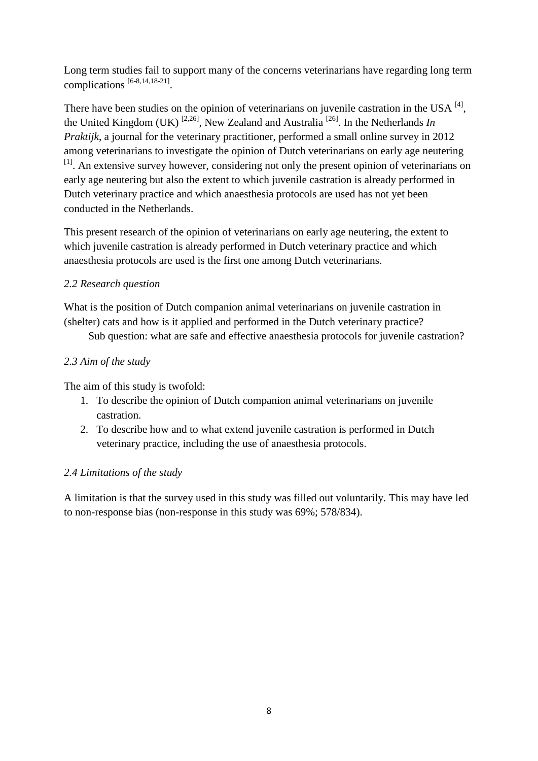Long term studies fail to support many of the concerns veterinarians have regarding long term complications [6-8,14,18-21].

There have been studies on the opinion of veterinarians on juvenile castration in the USA [4], the United Kingdom (UK) [2,26], New Zealand and Australia [26]. In the Netherlands *In Praktijk*, a journal for the veterinary practitioner, performed a small online survey in 2012 among veterinarians to investigate the opinion of Dutch veterinarians on early age neutering [1]. An extensive survey however, considering not only the present opinion of veterinarians on early age neutering but also the extent to which juvenile castration is already performed in Dutch veterinary practice and which anaesthesia protocols are used has not yet been conducted in the Netherlands.

This present research of the opinion of veterinarians on early age neutering, the extent to which juvenile castration is already performed in Dutch veterinary practice and which anaesthesia protocols are used is the first one among Dutch veterinarians.

### *2.2 Research question*

What is the position of Dutch companion animal veterinarians on juvenile castration in (shelter) cats and how is it applied and performed in the Dutch veterinary practice?

Sub question: what are safe and effective anaesthesia protocols for juvenile castration?

### *2.3 Aim of the study*

The aim of this study is twofold:

1. To describe the opinion of Dutch companion animal veterinarians on juvenile castration.
2. To describe how and to what extend juvenile castration is performed in Dutch veterinary practice, including the use of anaesthesia protocols.

### *2.4 Limitations of the study*

A limitation is that the survey used in this study was filled out voluntarily. This may have led to non-response bias (non-response in this study was 69%; 578/834).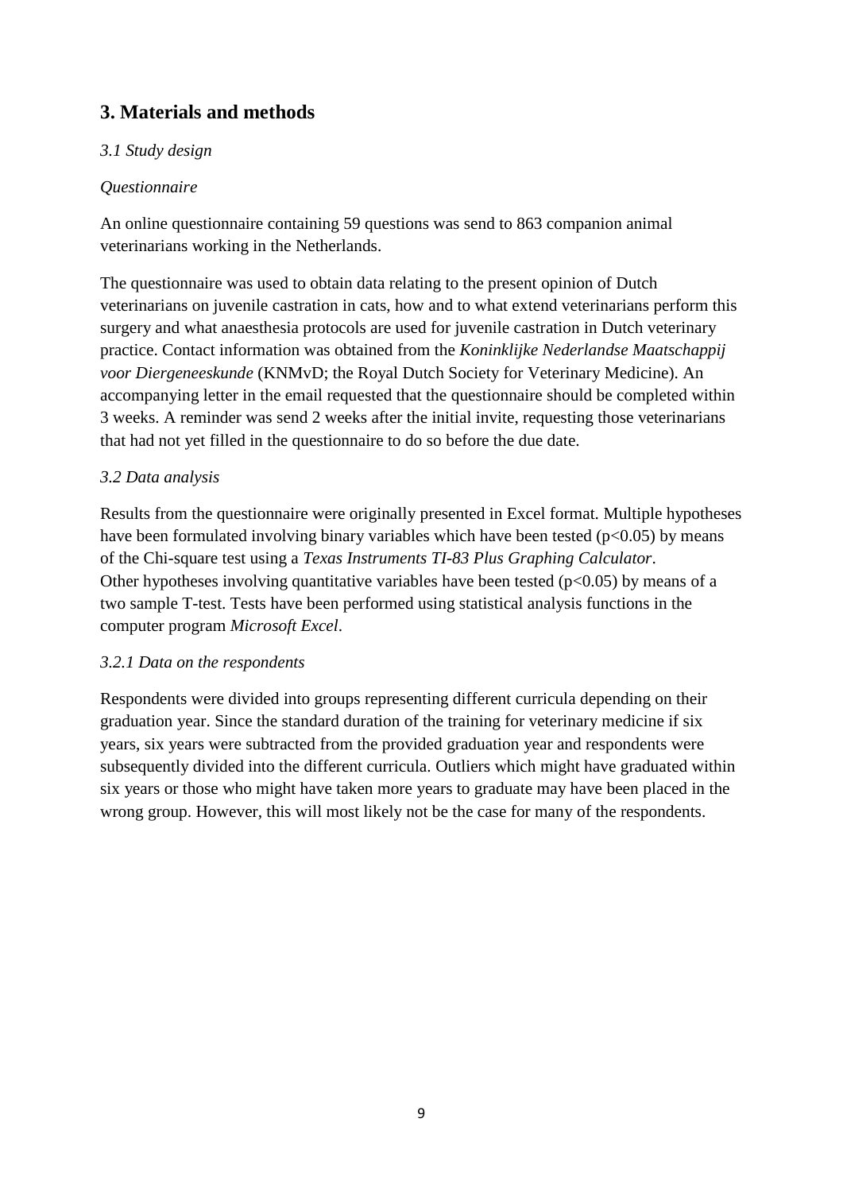## 3. Materials and methods

*3.1 Study design*

*Questionnaire*

An online questionnaire containing 59 questions was send to 863 companion animal veterinarians working in the Netherlands.

The questionnaire was used to obtain data relating to the present opinion of Dutch veterinarians on juvenile castration in cats, how and to what extend veterinarians perform this surgery and what anaesthesia protocols are used for juvenile castration in Dutch veterinary practice. Contact information was obtained from the *Koninklijke Nederlandse Maatschappij voor Diergeneeskunde* (KNMvD; the Royal Dutch Society for Veterinary Medicine). An accompanying letter in the email requested that the questionnaire should be completed within 3 weeks. A reminder was send 2 weeks after the initial invite, requesting those veterinarians that had not yet filled in the questionnaire to do so before the due date.

*3.2 Data analysis*

Results from the questionnaire were originally presented in Excel format. Multiple hypotheses have been formulated involving binary variables which have been tested ($p<0.05$) by means of the Chi-square test using a *Texas Instruments TI-83 Plus Graphing Calculator*. Other hypotheses involving quantitative variables have been tested ($p<0.05$) by means of a two sample T-test. Tests have been performed using statistical analysis functions in the computer program *Microsoft Excel*.

*3.2.1 Data on the respondents*

Respondents were divided into groups representing different curricula depending on their graduation year. Since the standard duration of the training for veterinary medicine if six years, six years were subtracted from the provided graduation year and respondents were subsequently divided into the different curricula. Outliers which might have graduated within six years or those who might have taken more years to graduate may have been placed in the wrong group. However, this will most likely not be the case for many of the respondents.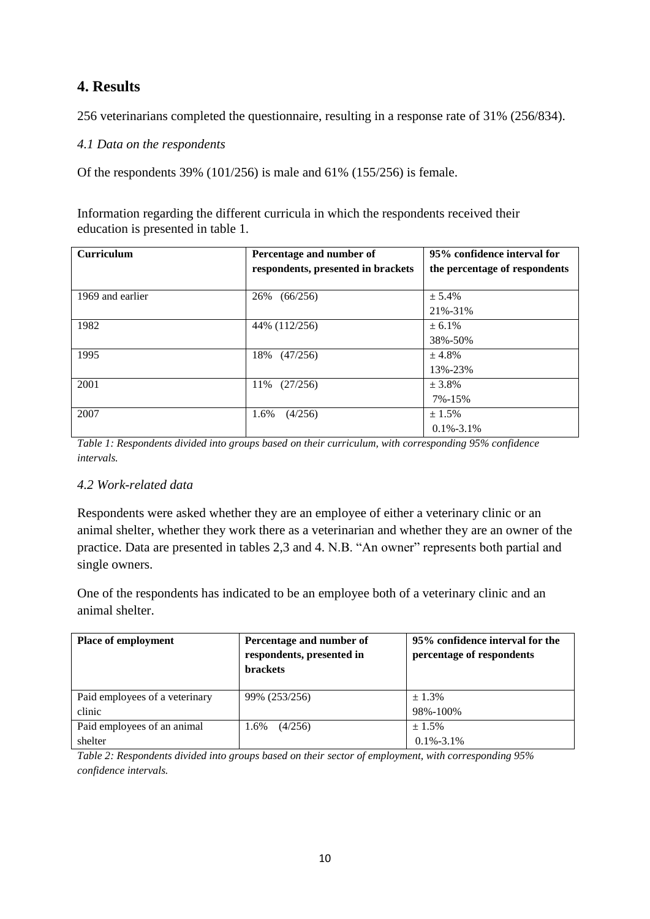## 4. Results

256 veterinarians completed the questionnaire, resulting in a response rate of 31% (256/834).

### *4.1 Data on the respondents*

Of the respondents 39% (101/256) is male and 61% (155/256) is female.

Information regarding the different curricula in which the respondents received their education is presented in table 1.

| Curriculum | Percentage and number of respondents, presented in brackets | 95% confidence interval for the percentage of respondents |
|---|---|---|
| 1969 and earlier | 26% (66/256) | ± 5.4%<br>21%-31% |
| 1982 | 44% (112/256) | ± 6.1%<br>38%-50% |
| 1995 | 18% (47/256) | ± 4.8%<br>13%-23% |
| 2001 | 11% (27/256) | ± 3.8%<br>7%-15% |
| 2007 | 1.6% (4/256) | ± 1.5%<br>0.1%-3.1% |

*Table 1: Respondents divided into groups based on their curriculum, with corresponding 95% confidence intervals.*

### *4.2 Work-related data*

Respondents were asked whether they are an employee of either a veterinary clinic or an animal shelter, whether they work there as a veterinarian and whether they are an owner of the practice. Data are presented in tables 2,3 and 4. N.B. "An owner" represents both partial and single owners.

One of the respondents has indicated to be an employee both of a veterinary clinic and an animal shelter.

| Place of employment | Percentage and number of respondents, presented in brackets | 95% confidence interval for the percentage of respondents |
|---|---|---|
| Paid employees of a veterinary clinic | 99% (253/256) | ± 1.3%<br>98%-100% |
| Paid employees of an animal shelter | 1.6% (4/256) | ± 1.5%<br>0.1%-3.1% |

*Table 2: Respondents divided into groups based on their sector of employment, with corresponding 95% confidence intervals.*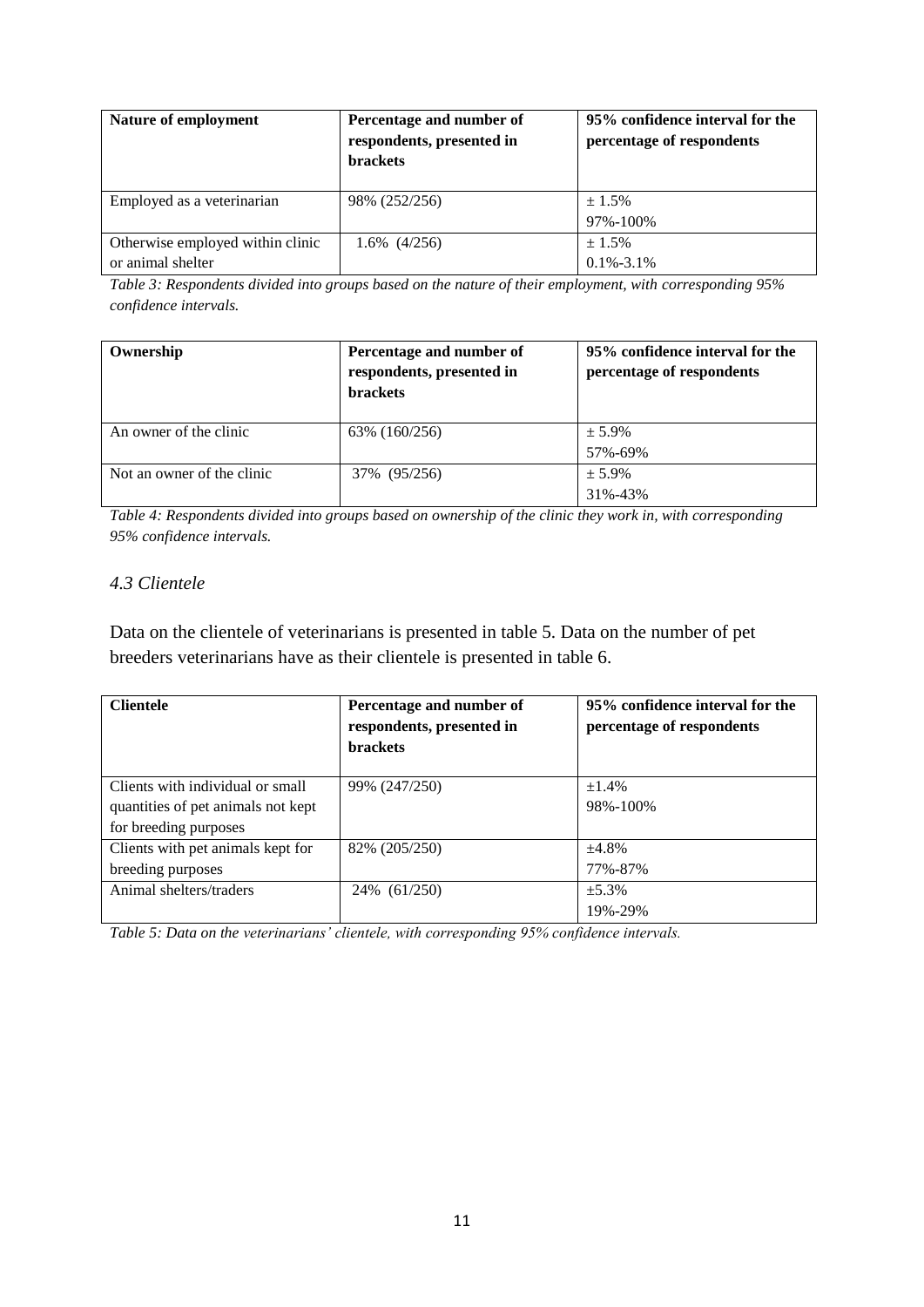| Nature of employment | Percentage and number of respondents, presented in brackets | 95% confidence interval for the percentage of respondents |
| --- | --- | --- |
| Employed as a veterinarian | 98% (252/256) | ± 1.5%<br>97%-100% |
| Otherwise employed within clinic or animal shelter | 1.6% (4/256) | ± 1.5%<br>0.1%-3.1% |

*Table 3: Respondents divided into groups based on the nature of their employment, with corresponding 95% confidence intervals.*

| Ownership | Percentage and number of respondents, presented in brackets | 95% confidence interval for the percentage of respondents |
| --- | --- | --- |
| An owner of the clinic | 63% (160/256) | ± 5.9%<br>57%-69% |
| Not an owner of the clinic | 37% (95/256) | ± 5.9%<br>31%-43% |

*Table 4: Respondents divided into groups based on ownership of the clinic they work in, with corresponding 95% confidence intervals.*

### *4.3 Clientele*

Data on the clientele of veterinarians is presented in table 5. Data on the number of pet breeders veterinarians have as their clientele is presented in table 6.

| Clientele | Percentage and number of respondents, presented in brackets | 95% confidence interval for the percentage of respondents |
| --- | --- | --- |
| Clients with individual or small quantities of pet animals not kept for breeding purposes | 99% (247/250) | ±1.4%<br>98%-100% |
| Clients with pet animals kept for breeding purposes | 82% (205/250) | ±4.8%<br>77%-87% |
| Animal shelters/traders | 24% (61/250) | ±5.3%<br>19%-29% |

*Table 5: Data on the veterinarians' clientele, with corresponding 95% confidence intervals.*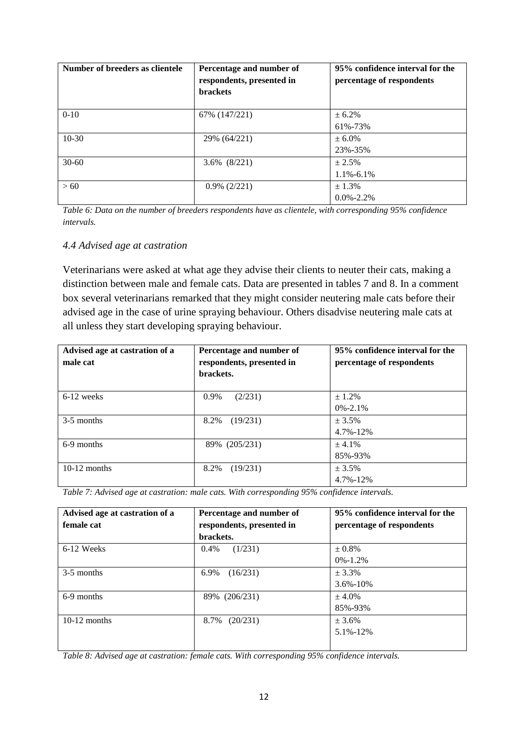| Number of breeders as clientele | Percentage and number of respondents, presented in brackets | 95% confidence interval for the percentage of respondents |
| --- | --- | --- |
| 0-10 | 67% (147/221) | ± 6.2%<br>61%-73% |
| 10-30 | 29% (64/221) | ± 6.0%<br>23%-35% |
| 30-60 | 3.6% (8/221) | ± 2.5%<br>1.1%-6.1% |
| > 60 | 0.9% (2/221) | ± 1.3%<br>0.0%-2.2% |

*Table 6: Data on the number of breeders respondents have as clientele, with corresponding 95% confidence intervals.*

### *4.4 Advised age at castration*

Veterinarians were asked at what age they advise their clients to neuter their cats, making a distinction between male and female cats. Data are presented in tables 7 and 8. In a comment box several veterinarians remarked that they might consider neutering male cats before their advised age in the case of urine spraying behaviour. Others disadvise neutering male cats at all unless they start developing spraying behaviour.

| Advised age at castration of a male cat | Percentage and number of respondents, presented in brackets. | 95% confidence interval for the percentage of respondents |
| --- | --- | --- |
| 6-12 weeks | 0.9% (2/231) | ± 1.2%<br>0%-2.1% |
| 3-5 months | 8.2% (19/231) | ± 3.5%<br>4.7%-12% |
| 6-9 months | 89% (205/231) | ± 4.1%<br>85%-93% |
| 10-12 months | 8.2% (19/231) | ± 3.5%<br>4.7%-12% |

*Table 7: Advised age at castration: male cats. With corresponding 95% confidence intervals.*

| Advised age at castration of a female cat | Percentage and number of respondents, presented in brackets. | 95% confidence interval for the percentage of respondents |
| --- | --- | --- |
| 6-12 Weeks | 0.4% (1/231) | ± 0.8%<br>0%-1.2% |
| 3-5 months | 6.9% (16/231) | ± 3.3%<br>3.6%-10% |
| 6-9 months | 89% (206/231) | ± 4.0%<br>85%-93% |
| 10-12 months | 8.7% (20/231) | ± 3.6%<br>5.1%-12% |

*Table 8: Advised age at castration: female cats. With corresponding 95% confidence intervals.*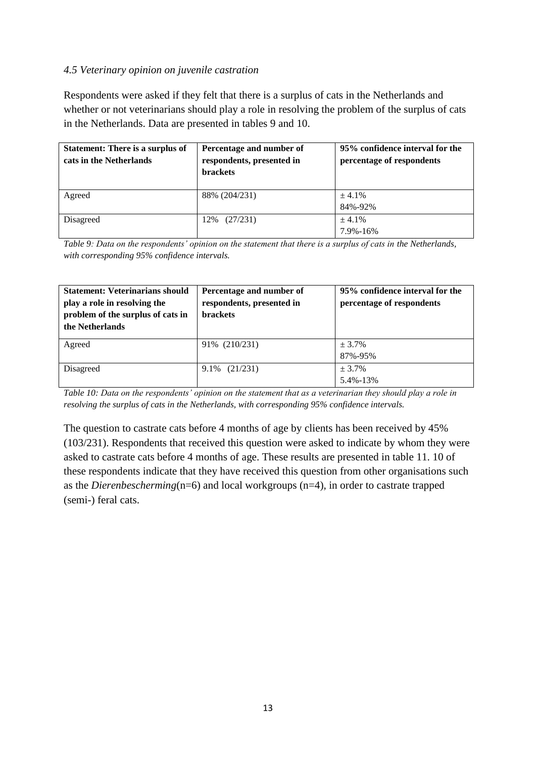### *4.5 Veterinary opinion on juvenile castration*

Respondents were asked if they felt that there is a surplus of cats in the Netherlands and whether or not veterinarians should play a role in resolving the problem of the surplus of cats in the Netherlands. Data are presented in tables 9 and 10.

| **Statement: There is a surplus of cats in the Netherlands** | **Percentage and number of respondents, presented in brackets** | **95% confidence interval for the percentage of respondents** |
|---|---|---|
| Agreed | 88% (204/231) | ± 4.1%<br>84%-92% |
| Disagreed | 12% (27/231) | ± 4.1%<br>7.9%-16% |

*Table 9: Data on the respondents' opinion on the statement that there is a surplus of cats in the Netherlands, with corresponding 95% confidence intervals.*

| **Statement: Veterinarians should play a role in resolving the problem of the surplus of cats in the Netherlands** | **Percentage and number of respondents, presented in brackets** | **95% confidence interval for the percentage of respondents** |
|---|---|---|
| Agreed | 91% (210/231) | ± 3.7%<br>87%-95% |
| Disagreed | 9.1% (21/231) | ± 3.7%<br>5.4%-13% |

*Table 10: Data on the respondents' opinion on the statement that as a veterinarian they should play a role in resolving the surplus of cats in the Netherlands, with corresponding 95% confidence intervals.*

The question to castrate cats before 4 months of age by clients has been received by 45% (103/231). Respondents that received this question were asked to indicate by whom they were asked to castrate cats before 4 months of age. These results are presented in table 11. 10 of these respondents indicate that they have received this question from other organisations such as the *Dierenbescherming*(n=6) and local workgroups (n=4), in order to castrate trapped (semi-) feral cats.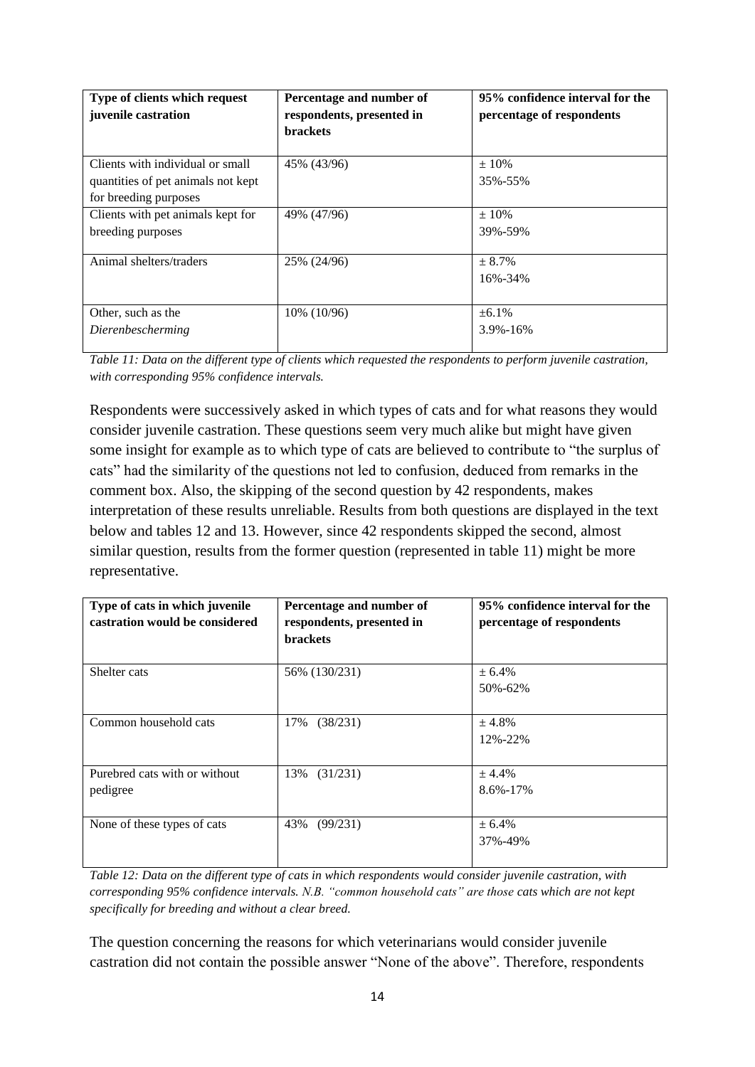| Type of clients which request juvenile castration | Percentage and number of respondents, presented in brackets | 95% confidence interval for the percentage of respondents |
|---|---|---|
| Clients with individual or small quantities of pet animals not kept for breeding purposes | 45% (43/96) | ± 10%<br>35%-55% |
| Clients with pet animals kept for breeding purposes | 49% (47/96) | ± 10%<br>39%-59% |
| Animal shelters/traders | 25% (24/96) | ± 8.7%<br>16%-34% |
| Other, such as the *Dierenbescherming* | 10% (10/96) | ±6.1%<br>3.9%-16% |

*Table 11: Data on the different type of clients which requested the respondents to perform juvenile castration, with corresponding 95% confidence intervals.*

Respondents were successively asked in which types of cats and for what reasons they would consider juvenile castration. These questions seem very much alike but might have given some insight for example as to which type of cats are believed to contribute to "the surplus of cats" had the similarity of the questions not led to confusion, deduced from remarks in the comment box. Also, the skipping of the second question by 42 respondents, makes interpretation of these results unreliable. Results from both questions are displayed in the text below and tables 12 and 13. However, since 42 respondents skipped the second, almost similar question, results from the former question (represented in table 11) might be more representative.

| Type of cats in which juvenile castration would be considered | Percentage and number of respondents, presented in brackets | 95% confidence interval for the percentage of respondents |
|---|---|---|
| Shelter cats | 56% (130/231) | ± 6.4%<br>50%-62% |
| Common household cats | 17% (38/231) | ± 4.8%<br>12%-22% |
| Purebred cats with or without pedigree | 13% (31/231) | ± 4.4%<br>8.6%-17% |
| None of these types of cats | 43% (99/231) | ± 6.4%<br>37%-49% |

*Table 12: Data on the different type of cats in which respondents would consider juvenile castration, with corresponding 95% confidence intervals. N.B. "common household cats" are those cats which are not kept specifically for breeding and without a clear breed.*

The question concerning the reasons for which veterinarians would consider juvenile castration did not contain the possible answer "None of the above". Therefore, respondents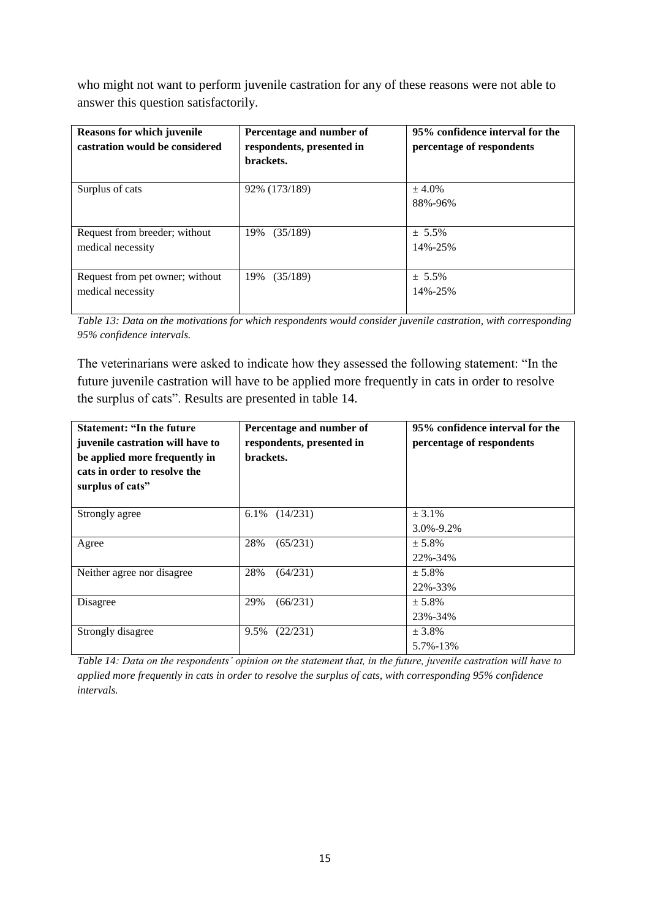who might not want to perform juvenile castration for any of these reasons were not able to answer this question satisfactorily.

| **Reasons for which juvenile castration would be considered** | **Percentage and number of respondents, presented in brackets.** | **95% confidence interval for the percentage of respondents** |
|---|---|---|
| Surplus of cats | 92% (173/189) | ± 4.0%<br>88%-96% |
| Request from breeder; without medical necessity | 19% (35/189) | ± 5.5%<br>14%-25% |
| Request from pet owner; without medical necessity | 19% (35/189) | ± 5.5%<br>14%-25% |

*Table 13: Data on the motivations for which respondents would consider juvenile castration, with corresponding 95% confidence intervals.*

The veterinarians were asked to indicate how they assessed the following statement: "In the future juvenile castration will have to be applied more frequently in cats in order to resolve the surplus of cats". Results are presented in table 14.

| **Statement: "In the future juvenile castration will have to be applied more frequently in cats in order to resolve the surplus of cats"** | **Percentage and number of respondents, presented in brackets.** | **95% confidence interval for the percentage of respondents** |
|---|---|---|
| Strongly agree | 6.1% (14/231) | ± 3.1%<br>3.0%-9.2% |
| Agree | 28% (65/231) | ± 5.8%<br>22%-34% |
| Neither agree nor disagree | 28% (64/231) | ± 5.8%<br>22%-33% |
| Disagree | 29% (66/231) | ± 5.8%<br>23%-34% |
| Strongly disagree | 9.5% (22/231) | ± 3.8%<br>5.7%-13% |

*Table 14: Data on the respondents' opinion on the statement that, in the future, juvenile castration will have to applied more frequently in cats in order to resolve the surplus of cats, with corresponding 95% confidence intervals.*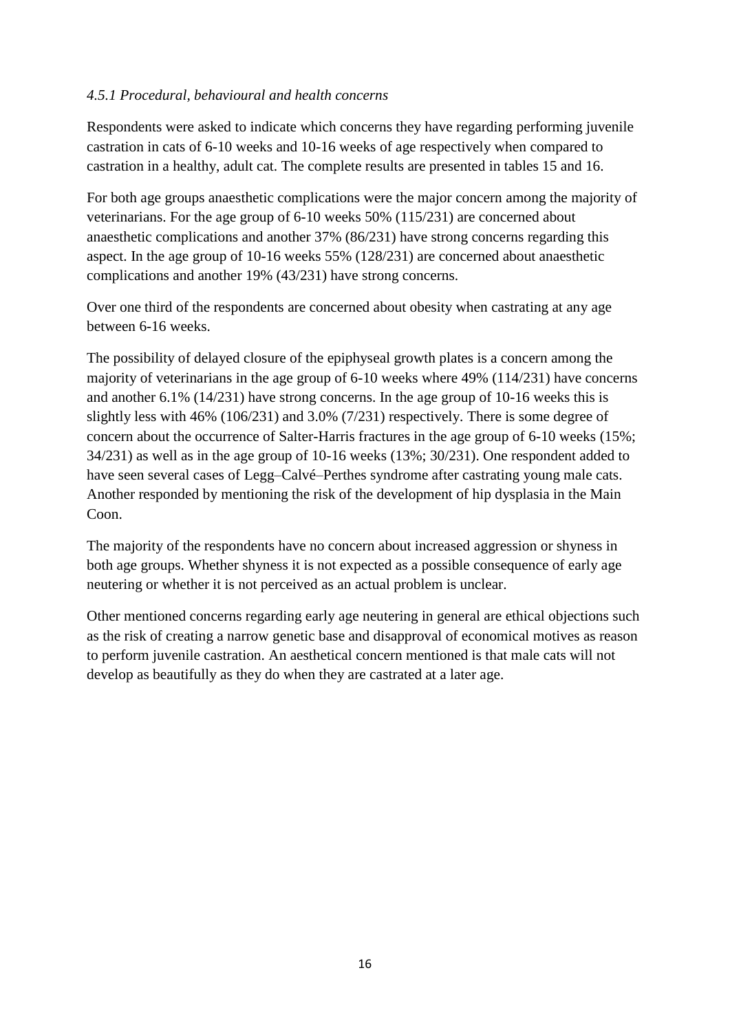### *4.5.1 Procedural, behavioural and health concerns*

Respondents were asked to indicate which concerns they have regarding performing juvenile castration in cats of 6-10 weeks and 10-16 weeks of age respectively when compared to castration in a healthy, adult cat. The complete results are presented in tables 15 and 16.

For both age groups anaesthetic complications were the major concern among the majority of veterinarians. For the age group of 6-10 weeks 50% (115/231) are concerned about anaesthetic complications and another 37% (86/231) have strong concerns regarding this aspect. In the age group of 10-16 weeks 55% (128/231) are concerned about anaesthetic complications and another 19% (43/231) have strong concerns.

Over one third of the respondents are concerned about obesity when castrating at any age between 6-16 weeks.

The possibility of delayed closure of the epiphyseal growth plates is a concern among the majority of veterinarians in the age group of 6-10 weeks where 49% (114/231) have concerns and another 6.1% (14/231) have strong concerns. In the age group of 10-16 weeks this is slightly less with 46% (106/231) and 3.0% (7/231) respectively. There is some degree of concern about the occurrence of Salter-Harris fractures in the age group of 6-10 weeks (15%; 34/231) as well as in the age group of 10-16 weeks (13%; 30/231). One respondent added to have seen several cases of Legg–Calvé–Perthes syndrome after castrating young male cats. Another responded by mentioning the risk of the development of hip dysplasia in the Main Coon.

The majority of the respondents have no concern about increased aggression or shyness in both age groups. Whether shyness it is not expected as a possible consequence of early age neutering or whether it is not perceived as an actual problem is unclear.

Other mentioned concerns regarding early age neutering in general are ethical objections such as the risk of creating a narrow genetic base and disapproval of economical motives as reason to perform juvenile castration. An aesthetical concern mentioned is that male cats will not develop as beautifully as they do when they are castrated at a later age.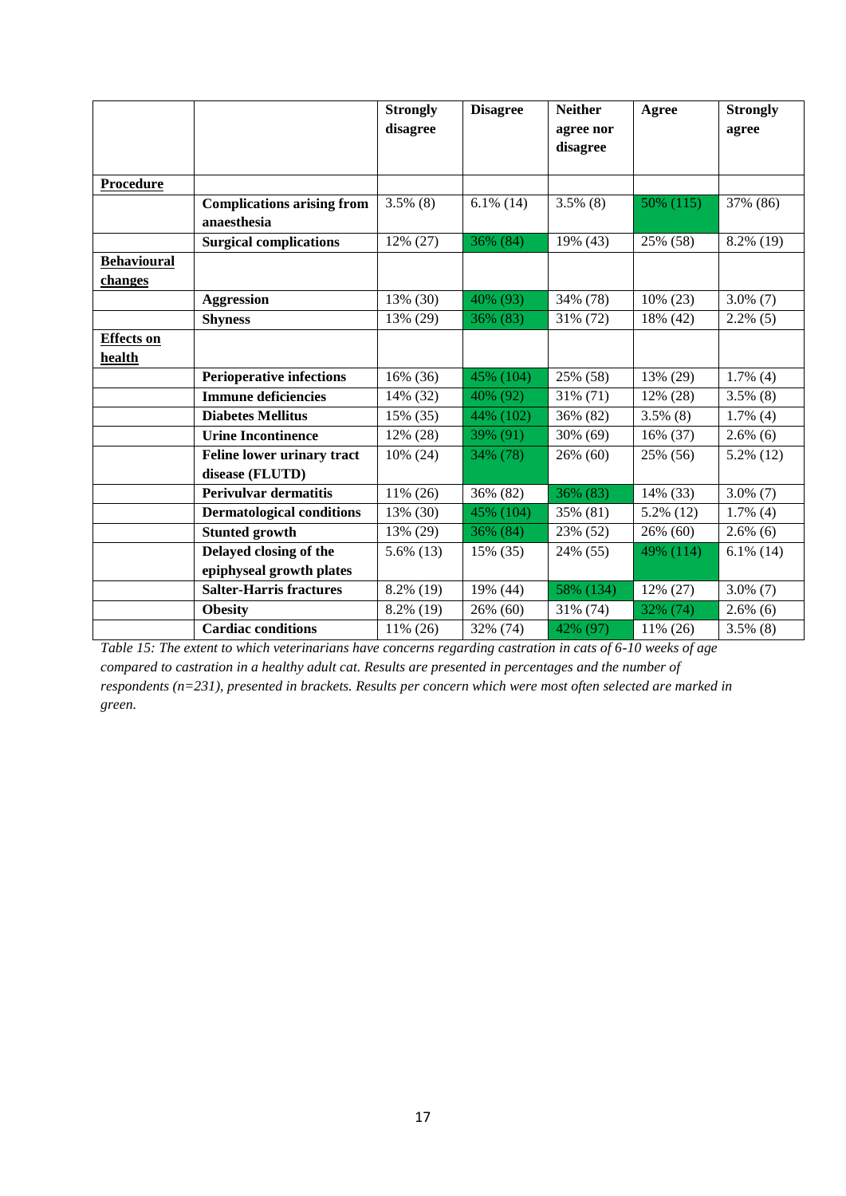| | | Strongly disagree | Disagree | Neither agree nor disagree | Agree | Strongly agree |
|---|---|---|---|---|---|---|
| **Procedure** | | | | | | |
| | **Complications arising from anaesthesia** | 3.5% (8) | 6.1% (14) | 3.5% (8) | 50% (115) | 37% (86) |
| | **Surgical complications** | 12% (27) | 36% (84) | 19% (43) | 25% (58) | 8.2% (19) |
| **Behavioural changes** | | | | | | |
| | **Aggression** | 13% (30) | 40% (93) | 34% (78) | 10% (23) | 3.0% (7) |
| | **Shyness** | 13% (29) | 36% (83) | 31% (72) | 18% (42) | 2.2% (5) |
| **Effects on health** | | | | | | |
| | **Perioperative infections** | 16% (36) | 45% (104) | 25% (58) | 13% (29) | 1.7% (4) |
| | **Immune deficiencies** | 14% (32) | 40% (92) | 31% (71) | 12% (28) | 3.5% (8) |
| | **Diabetes Mellitus** | 15% (35) | 44% (102) | 36% (82) | 3.5% (8) | 1.7% (4) |
| | **Urine Incontinence** | 12% (28) | 39% (91) | 30% (69) | 16% (37) | 2.6% (6) |
| | **Feline lower urinary tract disease (FLUTD)** | 10% (24) | 34% (78) | 26% (60) | 25% (56) | 5.2% (12) |
| | **Perivulvar dermatitis** | 11% (26) | 36% (82) | 36% (83) | 14% (33) | 3.0% (7) |
| | **Dermatological conditions** | 13% (30) | 45% (104) | 35% (81) | 5.2% (12) | 1.7% (4) |
| | **Stunted growth** | 13% (29) | 36% (84) | 23% (52) | 26% (60) | 2.6% (6) |
| | **Delayed closing of the epiphyseal growth plates** | 5.6% (13) | 15% (35) | 24% (55) | 49% (114) | 6.1% (14) |
| | **Salter-Harris fractures** | 8.2% (19) | 19% (44) | 58% (134) | 12% (27) | 3.0% (7) |
| | **Obesity** | 8.2% (19) | 26% (60) | 31% (74) | 32% (74) | 2.6% (6) |
| | **Cardiac conditions** | 11% (26) | 32% (74) | 42% (97) | 11% (26) | 3.5% (8) |

*Table 15: The extent to which veterinarians have concerns regarding castration in cats of 6-10 weeks of age compared to castration in a healthy adult cat. Results are presented in percentages and the number of respondents (n=231), presented in brackets. Results per concern which were most often selected are marked in green.*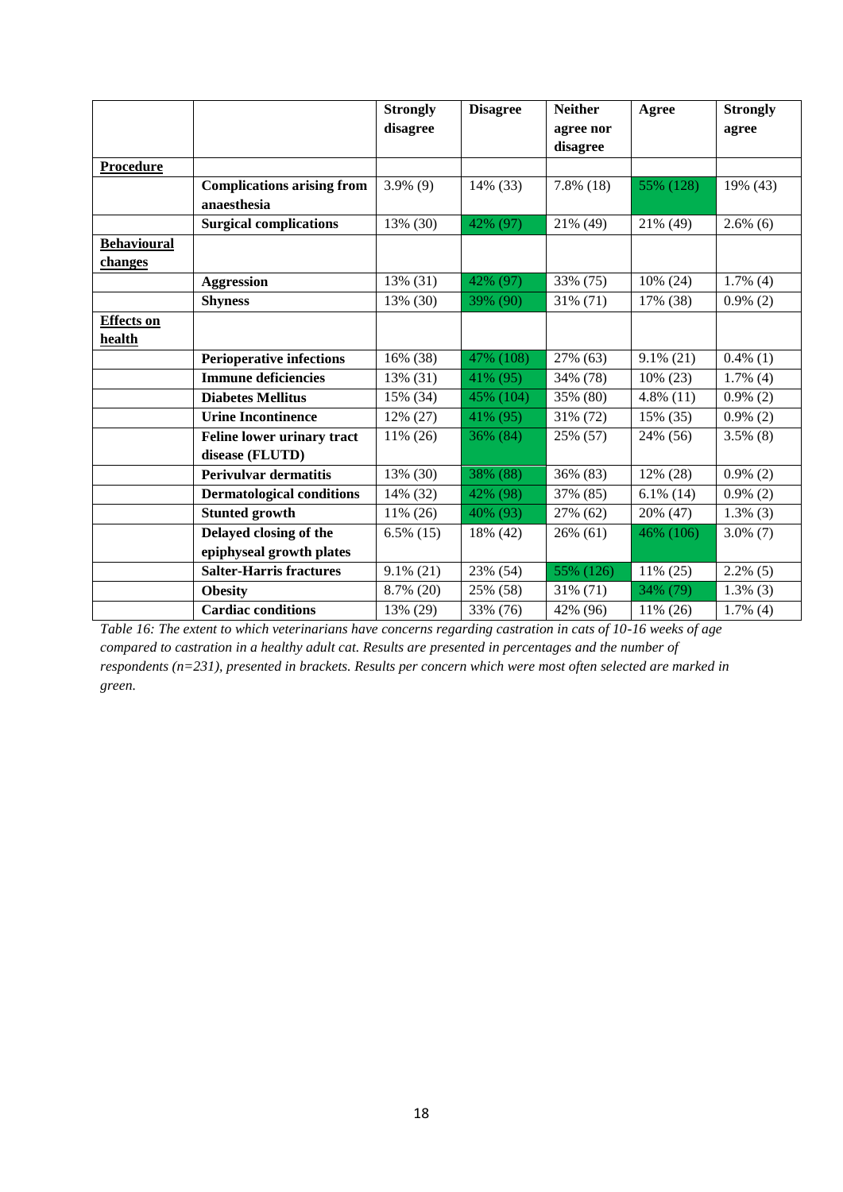| | | Strongly disagree | Disagree | Neither agree nor disagree | Agree | Strongly agree |
|---|---|---|---|---|---|---|
| **Procedure** | | | | | | |
| | **Complications arising from anaesthesia** | 3.9% (9) | 14% (33) | 7.8% (18) | 55% (128) | 19% (43) |
| | **Surgical complications** | 13% (30) | 42% (97) | 21% (49) | 21% (49) | 2.6% (6) |
| **Behavioural changes** | | | | | | |
| | **Aggression** | 13% (31) | 42% (97) | 33% (75) | 10% (24) | 1.7% (4) |
| | **Shyness** | 13% (30) | 39% (90) | 31% (71) | 17% (38) | 0.9% (2) |
| **Effects on health** | | | | | | |
| | **Perioperative infections** | 16% (38) | 47% (108) | 27% (63) | 9.1% (21) | 0.4% (1) |
| | **Immune deficiencies** | 13% (31) | 41% (95) | 34% (78) | 10% (23) | 1.7% (4) |
| | **Diabetes Mellitus** | 15% (34) | 45% (104) | 35% (80) | 4.8% (11) | 0.9% (2) |
| | **Urine Incontinence** | 12% (27) | 41% (95) | 31% (72) | 15% (35) | 0.9% (2) |
| | **Feline lower urinary tract disease (FLUTD)** | 11% (26) | 36% (84) | 25% (57) | 24% (56) | 3.5% (8) |
| | **Perivulvar dermatitis** | 13% (30) | 38% (88) | 36% (83) | 12% (28) | 0.9% (2) |
| | **Dermatological conditions** | 14% (32) | 42% (98) | 37% (85) | 6.1% (14) | 0.9% (2) |
| | **Stunted growth** | 11% (26) | 40% (93) | 27% (62) | 20% (47) | 1.3% (3) |
| | **Delayed closing of the epiphyseal growth plates** | 6.5% (15) | 18% (42) | 26% (61) | 46% (106) | 3.0% (7) |
| | **Salter-Harris fractures** | 9.1% (21) | 23% (54) | 55% (126) | 11% (25) | 2.2% (5) |
| | **Obesity** | 8.7% (20) | 25% (58) | 31% (71) | 34% (79) | 1.3% (3) |
| | **Cardiac conditions** | 13% (29) | 33% (76) | 42% (96) | 11% (26) | 1.7% (4) |

*Table 16: The extent to which veterinarians have concerns regarding castration in cats of 10-16 weeks of age compared to castration in a healthy adult cat. Results are presented in percentages and the number of respondents (n=231), presented in brackets. Results per concern which were most often selected are marked in green.*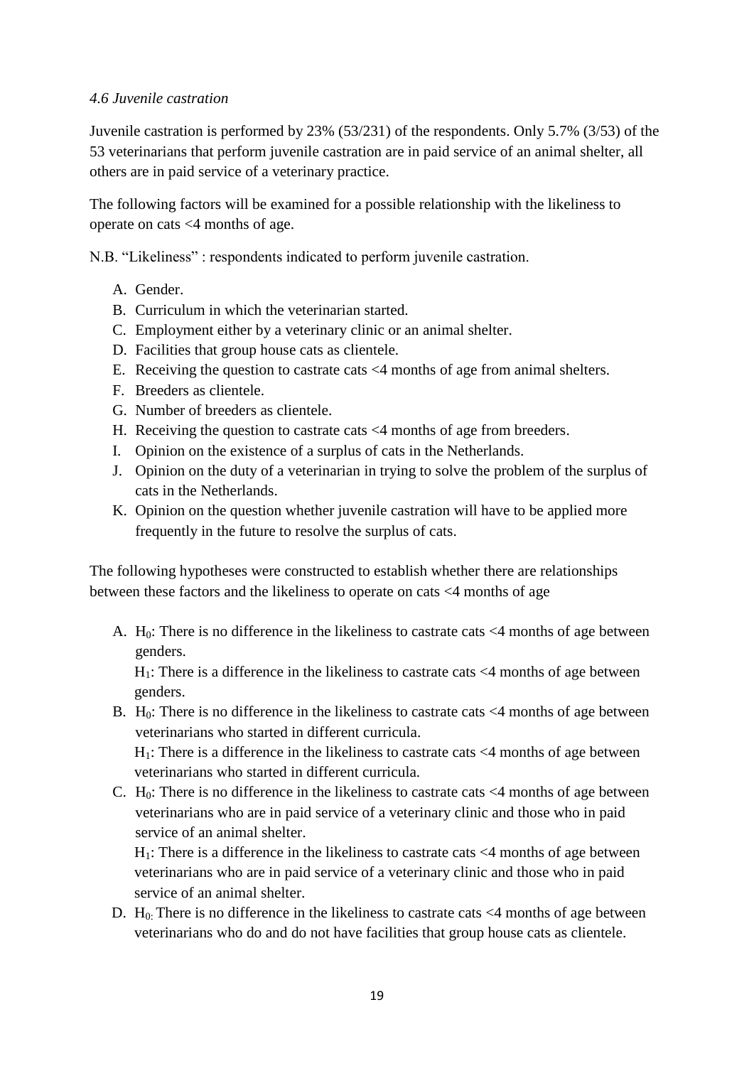*4.6 Juvenile castration*

Juvenile castration is performed by 23% (53/231) of the respondents. Only 5.7% (3/53) of the 53 veterinarians that perform juvenile castration are in paid service of an animal shelter, all others are in paid service of a veterinary practice.

The following factors will be examined for a possible relationship with the likeliness to operate on cats <4 months of age.

N.B. "Likeliness" : respondents indicated to perform juvenile castration.

A. Gender.
B. Curriculum in which the veterinarian started.
C. Employment either by a veterinary clinic or an animal shelter.
D. Facilities that group house cats as clientele.
E. Receiving the question to castrate cats <4 months of age from animal shelters.
F. Breeders as clientele.
G. Number of breeders as clientele.
H. Receiving the question to castrate cats <4 months of age from breeders.
I. Opinion on the existence of a surplus of cats in the Netherlands.
J. Opinion on the duty of a veterinarian in trying to solve the problem of the surplus of cats in the Netherlands.
K. Opinion on the question whether juvenile castration will have to be applied more frequently in the future to resolve the surplus of cats.

The following hypotheses were constructed to establish whether there are relationships between these factors and the likeliness to operate on cats <4 months of age

A. $H_0$: There is no difference in the likeliness to castrate cats <4 months of age between genders.
   $H_1$: There is a difference in the likeliness to castrate cats <4 months of age between genders.
B. $H_0$: There is no difference in the likeliness to castrate cats <4 months of age between veterinarians who started in different curricula.
   $H_1$: There is a difference in the likeliness to castrate cats <4 months of age between veterinarians who started in different curricula.
C. $H_0$: There is no difference in the likeliness to castrate cats <4 months of age between veterinarians who are in paid service of a veterinary clinic and those who in paid service of an animal shelter.
   $H_1$: There is a difference in the likeliness to castrate cats <4 months of age between veterinarians who are in paid service of a veterinary clinic and those who in paid service of an animal shelter.
D. $H_0$: There is no difference in the likeliness to castrate cats <4 months of age between veterinarians who do and do not have facilities that group house cats as clientele.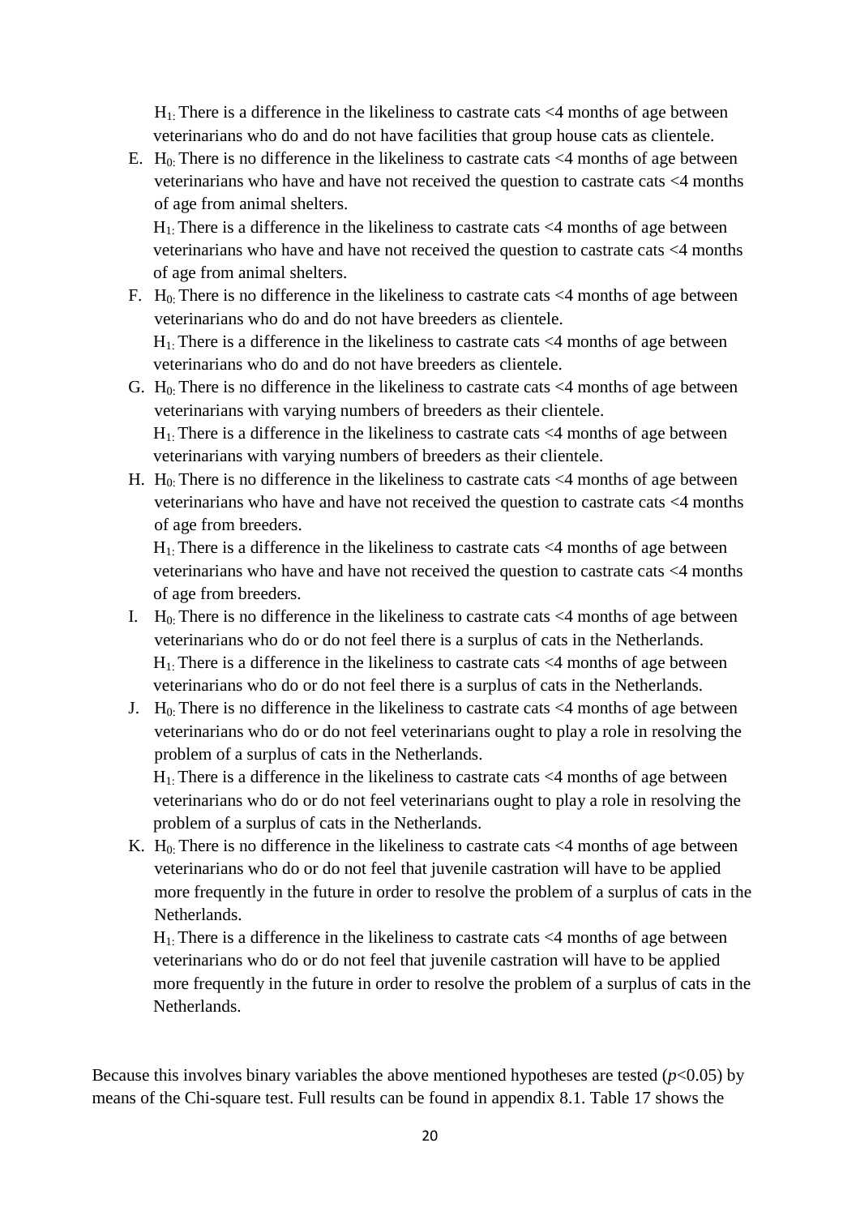$H_1$: There is a difference in the likeliness to castrate cats <4 months of age between veterinarians who do and do not have facilities that group house cats as clientele.

E. $H_0$: There is no difference in the likeliness to castrate cats <4 months of age between veterinarians who have and have not received the question to castrate cats <4 months of age from animal shelters.
   $H_1$: There is a difference in the likeliness to castrate cats <4 months of age between veterinarians who have and have not received the question to castrate cats <4 months of age from animal shelters.
F. $H_0$: There is no difference in the likeliness to castrate cats <4 months of age between veterinarians who do and do not have breeders as clientele.
   $H_1$: There is a difference in the likeliness to castrate cats <4 months of age between veterinarians who do and do not have breeders as clientele.
G. $H_0$: There is no difference in the likeliness to castrate cats <4 months of age between veterinarians with varying numbers of breeders as their clientele.
   $H_1$: There is a difference in the likeliness to castrate cats <4 months of age between veterinarians with varying numbers of breeders as their clientele.
H. $H_0$: There is no difference in the likeliness to castrate cats <4 months of age between veterinarians who have and have not received the question to castrate cats <4 months of age from breeders.
   $H_1$: There is a difference in the likeliness to castrate cats <4 months of age between veterinarians who have and have not received the question to castrate cats <4 months of age from breeders.
I. $H_0$: There is no difference in the likeliness to castrate cats <4 months of age between veterinarians who do or do not feel there is a surplus of cats in the Netherlands.
   $H_1$: There is a difference in the likeliness to castrate cats <4 months of age between veterinarians who do or do not feel there is a surplus of cats in the Netherlands.
J. $H_0$: There is no difference in the likeliness to castrate cats <4 months of age between veterinarians who do or do not feel veterinarians ought to play a role in resolving the problem of a surplus of cats in the Netherlands.
   $H_1$: There is a difference in the likeliness to castrate cats <4 months of age between veterinarians who do or do not feel veterinarians ought to play a role in resolving the problem of a surplus of cats in the Netherlands.
K. $H_0$: There is no difference in the likeliness to castrate cats <4 months of age between veterinarians who do or do not feel that juvenile castration will have to be applied more frequently in the future in order to resolve the problem of a surplus of cats in the Netherlands.
   $H_1$: There is a difference in the likeliness to castrate cats <4 months of age between veterinarians who do or do not feel that juvenile castration will have to be applied more frequently in the future in order to resolve the problem of a surplus of cats in the Netherlands.

Because this involves binary variables the above mentioned hypotheses are tested ($p<0.05$) by means of the Chi-square test. Full results can be found in appendix 8.1. Table 17 shows the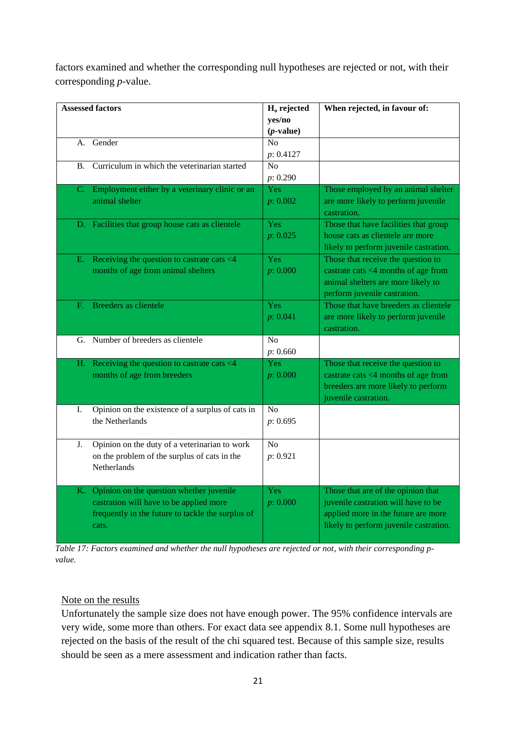factors examined and whether the corresponding null hypotheses are rejected or not, with their corresponding *p*-value.

| Assessed factors | $H_o$ rejected yes/no (*p*-value) | When rejected, in favour of: |
|---|---|---|
| A. Gender | No *p*: 0.4127 | |
| B. Curriculum in which the veterinarian started | No *p*: 0.290 | |
| C. Employment either by a veterinary clinic or an animal shelter | Yes *p*: 0.002 | Those employed by an animal shelter are more likely to perform juvenile castration. |
| D. Facilities that group house cats as clientele | Yes *p*: 0.025 | Those that have facilities that group house cats as clientele are more likely to perform juvenile castration. |
| E. Receiving the question to castrate cats <4 months of age from animal shelters | Yes *p*: 0.000 | Those that receive the question to castrate cats <4 months of age from animal shelters are more likely to perform juvenile castration. |
| F. Breeders as clientele | Yes *p*: 0.041 | Those that have breeders as clientele are more likely to perform juvenile castration. |
| G. Number of breeders as clientele | No *p*: 0.660 | |
| H. Receiving the question to castrate cats <4 months of age from breeders | Yes *p*: 0.000 | Those that receive the question to castrate cats <4 months of age from breeders are more likely to perform juvenile castration. |
| I. Opinion on the existence of a surplus of cats in the Netherlands | No *p*: 0.695 | |
| J. Opinion on the duty of a veterinarian to work on the problem of the surplus of cats in the Netherlands | No *p*: 0.921 | |
| K. Opinion on the question whether juvenile castration will have to be applied more frequently in the future to tackle the surplus of cats. | Yes *p*: 0.000 | Those that are of the opinion that juvenile castration will have to be applied more in the future are more likely to perform juvenile castration. |

*Table 17: Factors examined and whether the null hypotheses are rejected or not, with their corresponding p-value.*

<u>Note on the results</u>

Unfortunately the sample size does not have enough power. The 95% confidence intervals are very wide, some more than others. For exact data see appendix 8.1. Some null hypotheses are rejected on the basis of the result of the chi squared test. Because of this sample size, results should be seen as a mere assessment and indication rather than facts.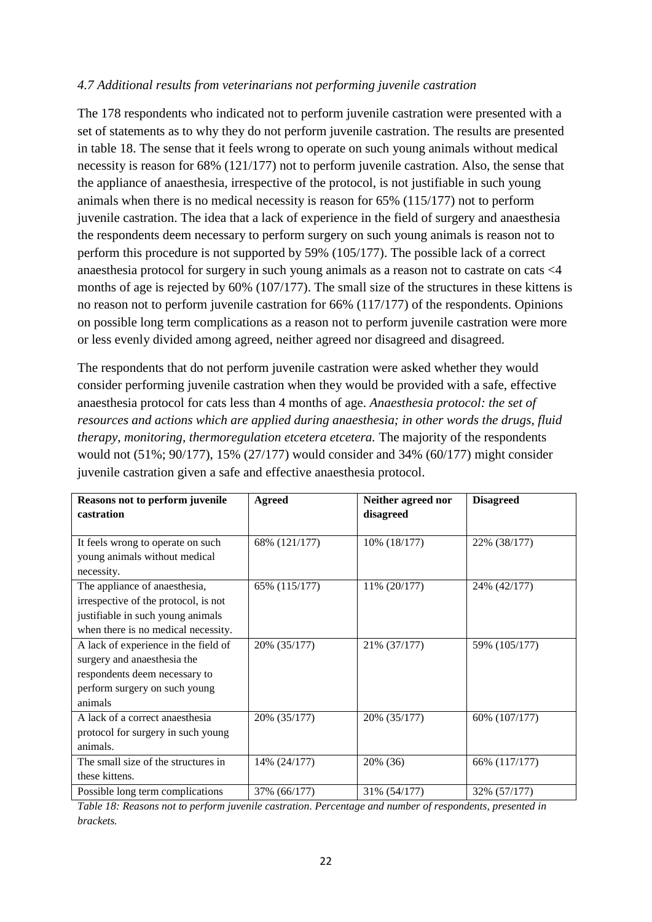*4.7 Additional results from veterinarians not performing juvenile castration*

The 178 respondents who indicated not to perform juvenile castration were presented with a set of statements as to why they do not perform juvenile castration. The results are presented in table 18. The sense that it feels wrong to operate on such young animals without medical necessity is reason for 68% (121/177) not to perform juvenile castration. Also, the sense that the appliance of anaesthesia, irrespective of the protocol, is not justifiable in such young animals when there is no medical necessity is reason for 65% (115/177) not to perform juvenile castration. The idea that a lack of experience in the field of surgery and anaesthesia the respondents deem necessary to perform surgery on such young animals is reason not to perform this procedure is not supported by 59% (105/177). The possible lack of a correct anaesthesia protocol for surgery in such young animals as a reason not to castrate on cats <4 months of age is rejected by 60% (107/177). The small size of the structures in these kittens is no reason not to perform juvenile castration for 66% (117/177) of the respondents. Opinions on possible long term complications as a reason not to perform juvenile castration were more or less evenly divided among agreed, neither agreed nor disagreed and disagreed.

The respondents that do not perform juvenile castration were asked whether they would consider performing juvenile castration when they would be provided with a safe, effective anaesthesia protocol for cats less than 4 months of age. *Anaesthesia protocol: the set of resources and actions which are applied during anaesthesia; in other words the drugs, fluid therapy, monitoring, thermoregulation etcetera etcetera.* The majority of the respondents would not (51%; 90/177), 15% (27/177) would consider and 34% (60/177) might consider juvenile castration given a safe and effective anaesthesia protocol.

| Reasons not to perform juvenile castration | Agreed | Neither agreed nor disagreed | Disagreed |
|---|---|---|---|
| It feels wrong to operate on such young animals without medical necessity. | 68% (121/177) | 10% (18/177) | 22% (38/177) |
| The appliance of anaesthesia, irrespective of the protocol, is not justifiable in such young animals when there is no medical necessity. | 65% (115/177) | 11% (20/177) | 24% (42/177) |
| A lack of experience in the field of surgery and anaesthesia the respondents deem necessary to perform surgery on such young animals | 20% (35/177) | 21% (37/177) | 59% (105/177) |
| A lack of a correct anaesthesia protocol for surgery in such young animals. | 20% (35/177) | 20% (35/177) | 60% (107/177) |
| The small size of the structures in these kittens. | 14% (24/177) | 20% (36) | 66% (117/177) |
| Possible long term complications | 37% (66/177) | 31% (54/177) | 32% (57/177) |

*Table 18: Reasons not to perform juvenile castration. Percentage and number of respondents, presented in brackets.*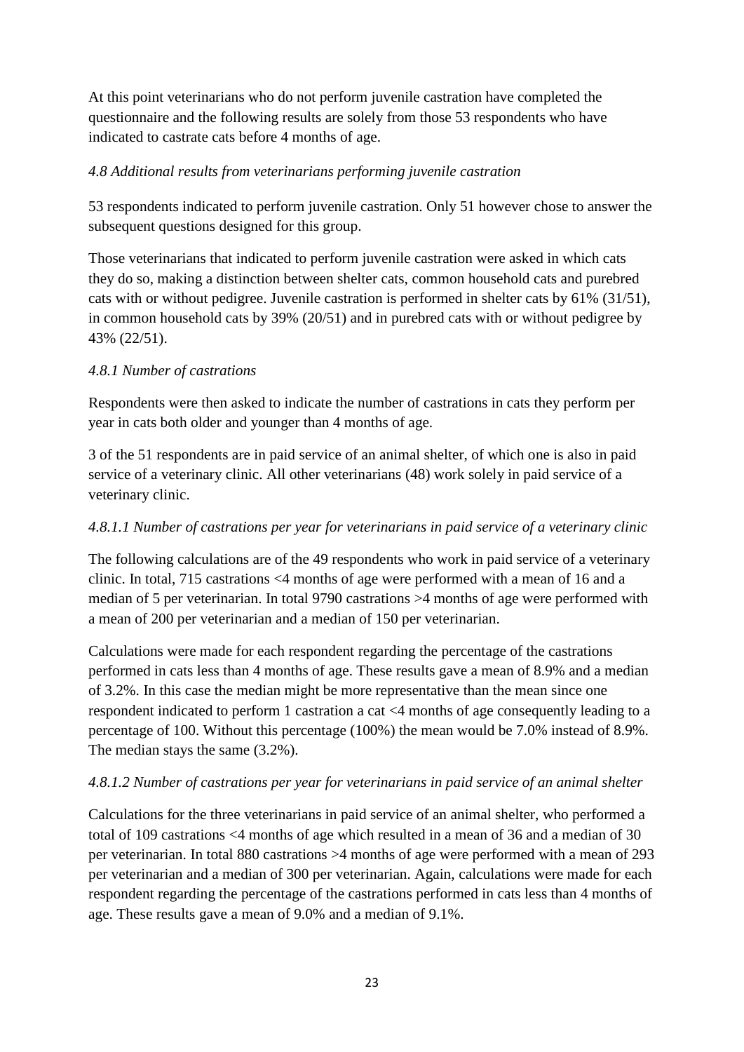At this point veterinarians who do not perform juvenile castration have completed the questionnaire and the following results are solely from those 53 respondents who have indicated to castrate cats before 4 months of age.

### *4.8 Additional results from veterinarians performing juvenile castration*

53 respondents indicated to perform juvenile castration. Only 51 however chose to answer the subsequent questions designed for this group.

Those veterinarians that indicated to perform juvenile castration were asked in which cats they do so, making a distinction between shelter cats, common household cats and purebred cats with or without pedigree. Juvenile castration is performed in shelter cats by 61% (31/51), in common household cats by 39% (20/51) and in purebred cats with or without pedigree by 43% (22/51).

#### *4.8.1 Number of castrations*

Respondents were then asked to indicate the number of castrations in cats they perform per year in cats both older and younger than 4 months of age.

3 of the 51 respondents are in paid service of an animal shelter, of which one is also in paid service of a veterinary clinic. All other veterinarians (48) work solely in paid service of a veterinary clinic.

##### *4.8.1.1 Number of castrations per year for veterinarians in paid service of a veterinary clinic*

The following calculations are of the 49 respondents who work in paid service of a veterinary clinic. In total, 715 castrations <4 months of age were performed with a mean of 16 and a median of 5 per veterinarian. In total 9790 castrations >4 months of age were performed with a mean of 200 per veterinarian and a median of 150 per veterinarian.

Calculations were made for each respondent regarding the percentage of the castrations performed in cats less than 4 months of age. These results gave a mean of 8.9% and a median of 3.2%. In this case the median might be more representative than the mean since one respondent indicated to perform 1 castration a cat <4 months of age consequently leading to a percentage of 100. Without this percentage (100%) the mean would be 7.0% instead of 8.9%. The median stays the same (3.2%).

##### *4.8.1.2 Number of castrations per year for veterinarians in paid service of an animal shelter*

Calculations for the three veterinarians in paid service of an animal shelter, who performed a total of 109 castrations <4 months of age which resulted in a mean of 36 and a median of 30 per veterinarian. In total 880 castrations >4 months of age were performed with a mean of 293 per veterinarian and a median of 300 per veterinarian. Again, calculations were made for each respondent regarding the percentage of the castrations performed in cats less than 4 months of age. These results gave a mean of 9.0% and a median of 9.1%.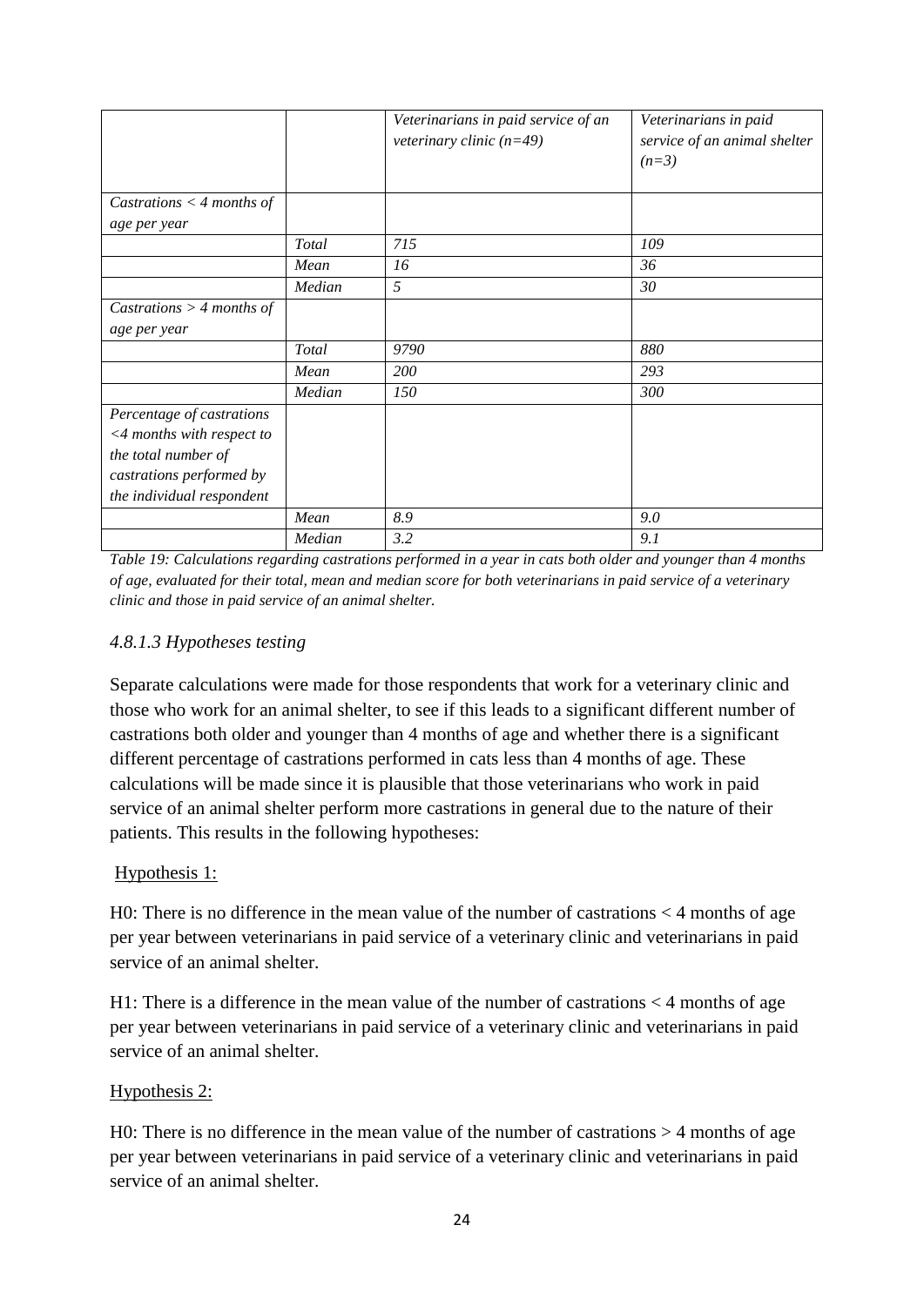| | | *Veterinarians in paid service of an veterinary clinic (n=49)* | *Veterinarians in paid service of an animal shelter (n=3)* |
|---|---|---|---|
| *Castrations < 4 months of age per year* | | | |
| | *Total* | *715* | *109* |
| | *Mean* | *16* | *36* |
| | *Median* | *5* | *30* |
| *Castrations > 4 months of age per year* | | | |
| | *Total* | *9790* | *880* |
| | *Mean* | *200* | *293* |
| | *Median* | *150* | *300* |
| *Percentage of castrations <4 months with respect to the total number of castrations performed by the individual respondent* | | | |
| | *Mean* | *8.9* | *9.0* |
| | *Median* | *3.2* | *9.1* |

*Table 19: Calculations regarding castrations performed in a year in cats both older and younger than 4 months of age, evaluated for their total, mean and median score for both veterinarians in paid service of a veterinary clinic and those in paid service of an animal shelter.*

### *4.8.1.3 Hypotheses testing*

Separate calculations were made for those respondents that work for a veterinary clinic and those who work for an animal shelter, to see if this leads to a significant different number of castrations both older and younger than 4 months of age and whether there is a significant different percentage of castrations performed in cats less than 4 months of age. These calculations will be made since it is plausible that those veterinarians who work in paid service of an animal shelter perform more castrations in general due to the nature of their patients. This results in the following hypotheses:

<u>Hypothesis 1:</u>

H0: There is no difference in the mean value of the number of castrations < 4 months of age per year between veterinarians in paid service of a veterinary clinic and veterinarians in paid service of an animal shelter.

H1: There is a difference in the mean value of the number of castrations < 4 months of age per year between veterinarians in paid service of a veterinary clinic and veterinarians in paid service of an animal shelter.

<u>Hypothesis 2:</u>

H0: There is no difference in the mean value of the number of castrations > 4 months of age per year between veterinarians in paid service of a veterinary clinic and veterinarians in paid service of an animal shelter.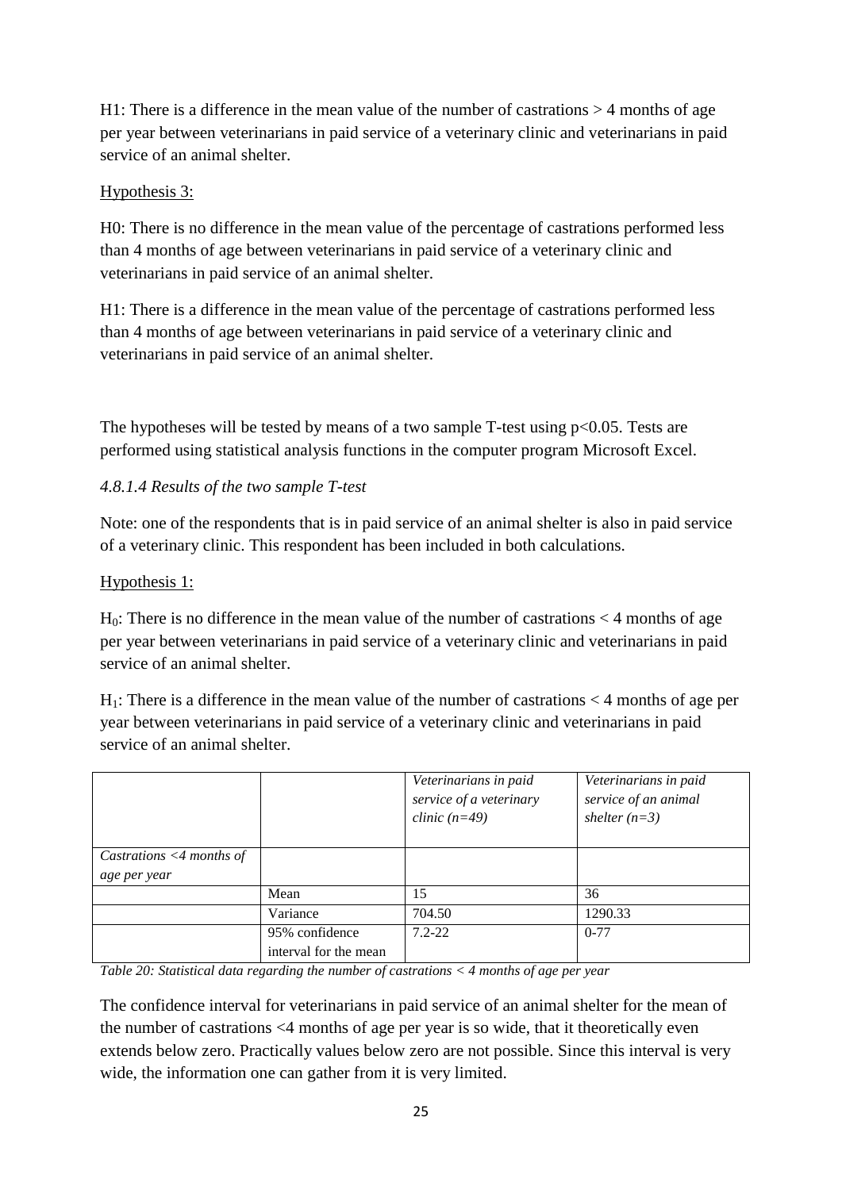H1: There is a difference in the mean value of the number of castrations > 4 months of age per year between veterinarians in paid service of a veterinary clinic and veterinarians in paid service of an animal shelter.

Hypothesis 3:

H0: There is no difference in the mean value of the percentage of castrations performed less than 4 months of age between veterinarians in paid service of a veterinary clinic and veterinarians in paid service of an animal shelter.

H1: There is a difference in the mean value of the percentage of castrations performed less than 4 months of age between veterinarians in paid service of a veterinary clinic and veterinarians in paid service of an animal shelter.

The hypotheses will be tested by means of a two sample T-test using $p<0.05$. Tests are performed using statistical analysis functions in the computer program Microsoft Excel.

*4.8.1.4 Results of the two sample T-test*

Note: one of the respondents that is in paid service of an animal shelter is also in paid service of a veterinary clinic. This respondent has been included in both calculations.

Hypothesis 1:

$H_0$: There is no difference in the mean value of the number of castrations < 4 months of age per year between veterinarians in paid service of a veterinary clinic and veterinarians in paid service of an animal shelter.

$H_1$: There is a difference in the mean value of the number of castrations < 4 months of age per year between veterinarians in paid service of a veterinary clinic and veterinarians in paid service of an animal shelter.

| | | *Veterinarians in paid service of a veterinary clinic (n=49)* | *Veterinarians in paid service of an animal shelter (n=3)* |
|---|---|---|---|
| *Castrations <4 months of age per year* | | | |
| | Mean | 15 | 36 |
| | Variance | 704.50 | 1290.33 |
| | 95% confidence interval for the mean | 7.2-22 | 0-77 |

*Table 20: Statistical data regarding the number of castrations < 4 months of age per year*

The confidence interval for veterinarians in paid service of an animal shelter for the mean of the number of castrations <4 months of age per year is so wide, that it theoretically even extends below zero. Practically values below zero are not possible. Since this interval is very wide, the information one can gather from it is very limited.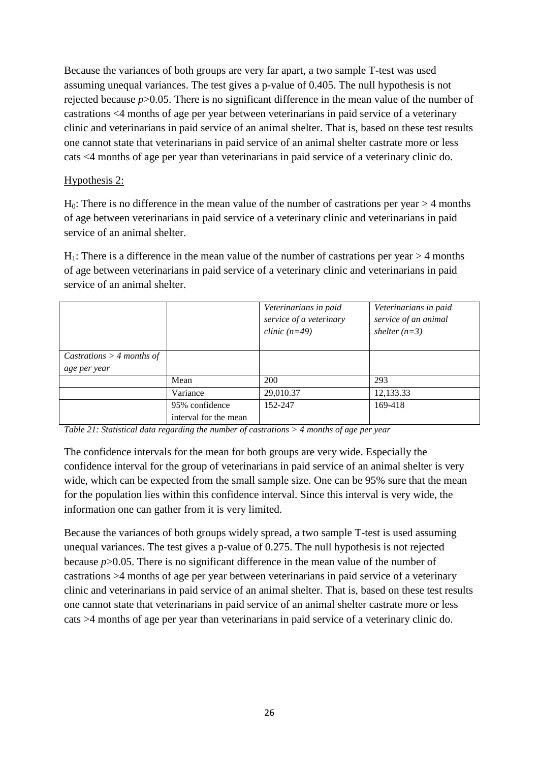Because the variances of both groups are very far apart, a two sample T-test was used assuming unequal variances. The test gives a p-value of 0.405. The null hypothesis is not rejected because $p>0.05$. There is no significant difference in the mean value of the number of castrations <4 months of age per year between veterinarians in paid service of a veterinary clinic and veterinarians in paid service of an animal shelter. That is, based on these test results one cannot state that veterinarians in paid service of an animal shelter castrate more or less cats <4 months of age per year than veterinarians in paid service of a veterinary clinic do.

Hypothesis 2:

$H_0$: There is no difference in the mean value of the number of castrations per year > 4 months of age between veterinarians in paid service of a veterinary clinic and veterinarians in paid service of an animal shelter.

$H_1$: There is a difference in the mean value of the number of castrations per year > 4 months of age between veterinarians in paid service of a veterinary clinic and veterinarians in paid service of an animal shelter.

| | | *Veterinarians in paid service of a veterinary clinic (n=49)* | *Veterinarians in paid service of an animal shelter (n=3)* |
|---|---|---|---|
| *Castrations > 4 months of age per year* | | | |
| | Mean | 200 | 293 |
| | Variance | 29,010.37 | 12,133.33 |
| | 95% confidence interval for the mean | 152-247 | 169-418 |

*Table 21: Statistical data regarding the number of castrations > 4 months of age per year*

The confidence intervals for the mean for both groups are very wide. Especially the confidence interval for the group of veterinarians in paid service of an animal shelter is very wide, which can be expected from the small sample size. One can be 95% sure that the mean for the population lies within this confidence interval. Since this interval is very wide, the information one can gather from it is very limited.

Because the variances of both groups widely spread, a two sample T-test is used assuming unequal variances. The test gives a p-value of 0.275. The null hypothesis is not rejected because $p>0.05$. There is no significant difference in the mean value of the number of castrations >4 months of age per year between veterinarians in paid service of a veterinary clinic and veterinarians in paid service of an animal shelter. That is, based on these test results one cannot state that veterinarians in paid service of an animal shelter castrate more or less cats >4 months of age per year than veterinarians in paid service of a veterinary clinic do.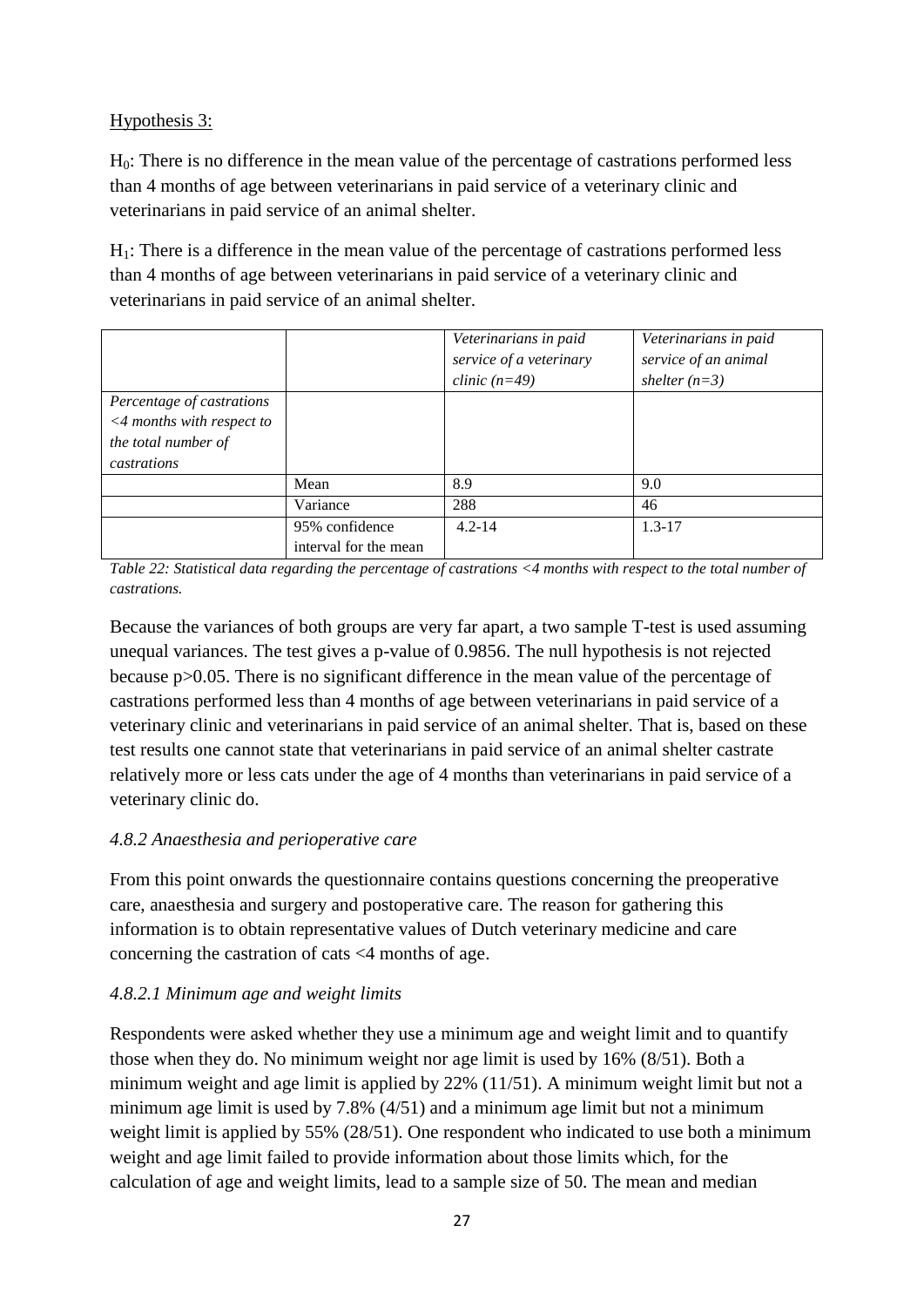Hypothesis 3:

$H_0$: There is no difference in the mean value of the percentage of castrations performed less than 4 months of age between veterinarians in paid service of a veterinary clinic and veterinarians in paid service of an animal shelter.

$H_1$: There is a difference in the mean value of the percentage of castrations performed less than 4 months of age between veterinarians in paid service of a veterinary clinic and veterinarians in paid service of an animal shelter.

| | | *Veterinarians in paid service of a veterinary clinic (n=49)* | *Veterinarians in paid service of an animal shelter (n=3)* |
|---|---|---|---|
| *Percentage of castrations <4 months with respect to the total number of castrations* | | | |
| | Mean | 8.9 | 9.0 |
| | Variance | 288 | 46 |
| | 95% confidence interval for the mean | 4.2-14 | 1.3-17 |

*Table 22: Statistical data regarding the percentage of castrations <4 months with respect to the total number of castrations.*

Because the variances of both groups are very far apart, a two sample T-test is used assuming unequal variances. The test gives a p-value of 0.9856. The null hypothesis is not rejected because $p>0.05$. There is no significant difference in the mean value of the percentage of castrations performed less than 4 months of age between veterinarians in paid service of a veterinary clinic and veterinarians in paid service of an animal shelter. That is, based on these test results one cannot state that veterinarians in paid service of an animal shelter castrate relatively more or less cats under the age of 4 months than veterinarians in paid service of a veterinary clinic do.

### *4.8.2 Anaesthesia and perioperative care*

From this point onwards the questionnaire contains questions concerning the preoperative care, anaesthesia and surgery and postoperative care. The reason for gathering this information is to obtain representative values of Dutch veterinary medicine and care concerning the castration of cats <4 months of age.

#### *4.8.2.1 Minimum age and weight limits*

Respondents were asked whether they use a minimum age and weight limit and to quantify those when they do. No minimum weight nor age limit is used by 16% (8/51). Both a minimum weight and age limit is applied by 22% (11/51). A minimum weight limit but not a minimum age limit is used by 7.8% (4/51) and a minimum age limit but not a minimum weight limit is applied by 55% (28/51). One respondent who indicated to use both a minimum weight and age limit failed to provide information about those limits which, for the calculation of age and weight limits, lead to a sample size of 50. The mean and median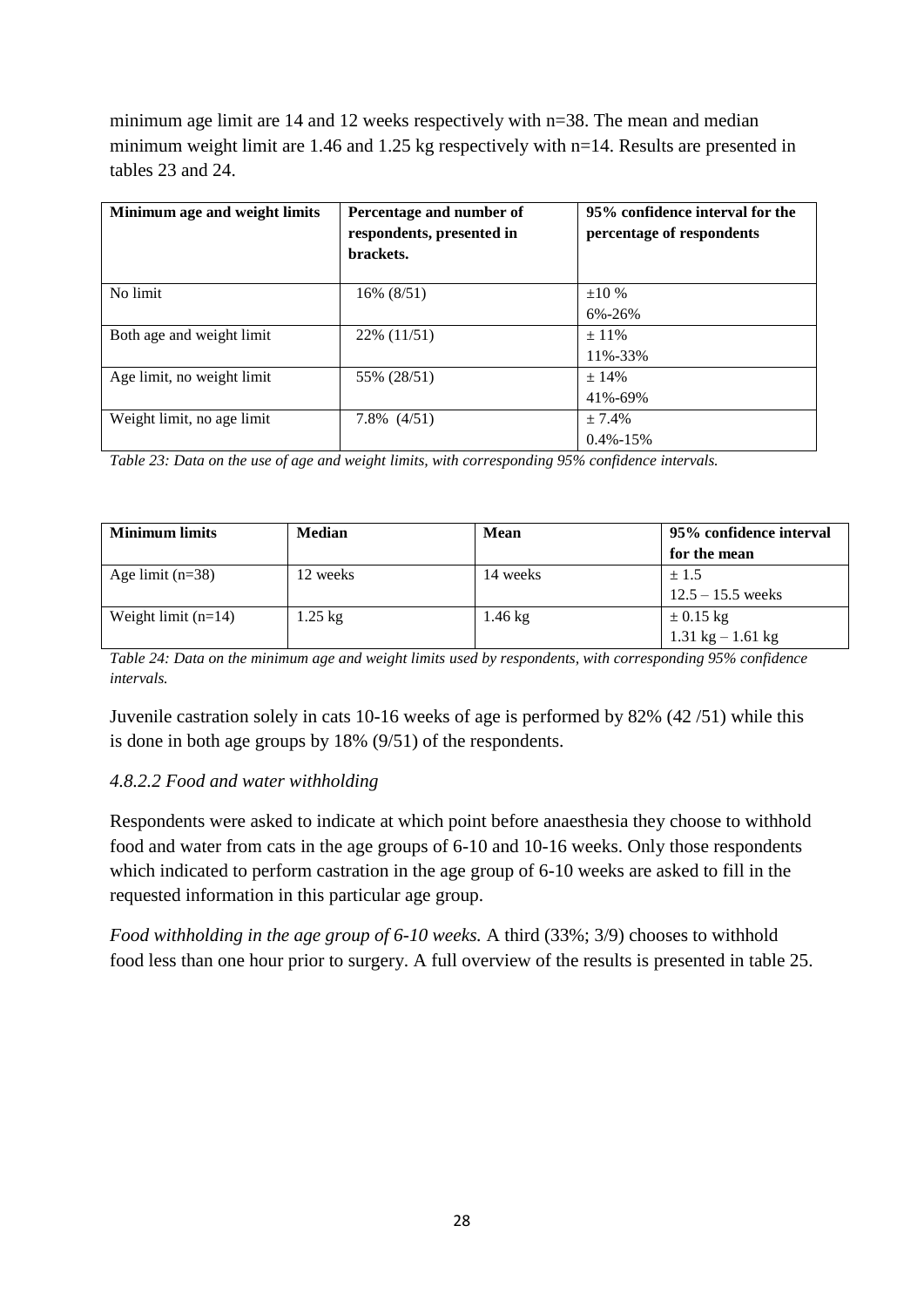minimum age limit are 14 and 12 weeks respectively with n=38. The mean and median minimum weight limit are 1.46 and 1.25 kg respectively with n=14. Results are presented in tables 23 and 24.

| Minimum age and weight limits | Percentage and number of respondents, presented in brackets. | 95% confidence interval for the percentage of respondents |
|---|---|---|
| No limit | 16% (8/51) | ±10 %<br>6%-26% |
| Both age and weight limit | 22% (11/51) | ± 11%<br>11%-33% |
| Age limit, no weight limit | 55% (28/51) | ± 14%<br>41%-69% |
| Weight limit, no age limit | 7.8% (4/51) | ± 7.4%<br>0.4%-15% |

*Table 23: Data on the use of age and weight limits, with corresponding 95% confidence intervals.*

| Minimum limits | Median | Mean | 95% confidence interval for the mean |
|---|---|---|---|
| Age limit (n=38) | 12 weeks | 14 weeks | ± 1.5<br>12.5 – 15.5 weeks |
| Weight limit (n=14) | 1.25 kg | 1.46 kg | ± 0.15 kg<br>1.31 kg – 1.61 kg |

*Table 24: Data on the minimum age and weight limits used by respondents, with corresponding 95% confidence intervals.*

Juvenile castration solely in cats 10-16 weeks of age is performed by 82% (42 /51) while this is done in both age groups by 18% (9/51) of the respondents.

#### *4.8.2.2 Food and water withholding*

Respondents were asked to indicate at which point before anaesthesia they choose to withhold food and water from cats in the age groups of 6-10 and 10-16 weeks. Only those respondents which indicated to perform castration in the age group of 6-10 weeks are asked to fill in the requested information in this particular age group.

*Food withholding in the age group of 6-10 weeks.* A third (33%; 3/9) chooses to withhold food less than one hour prior to surgery. A full overview of the results is presented in table 25.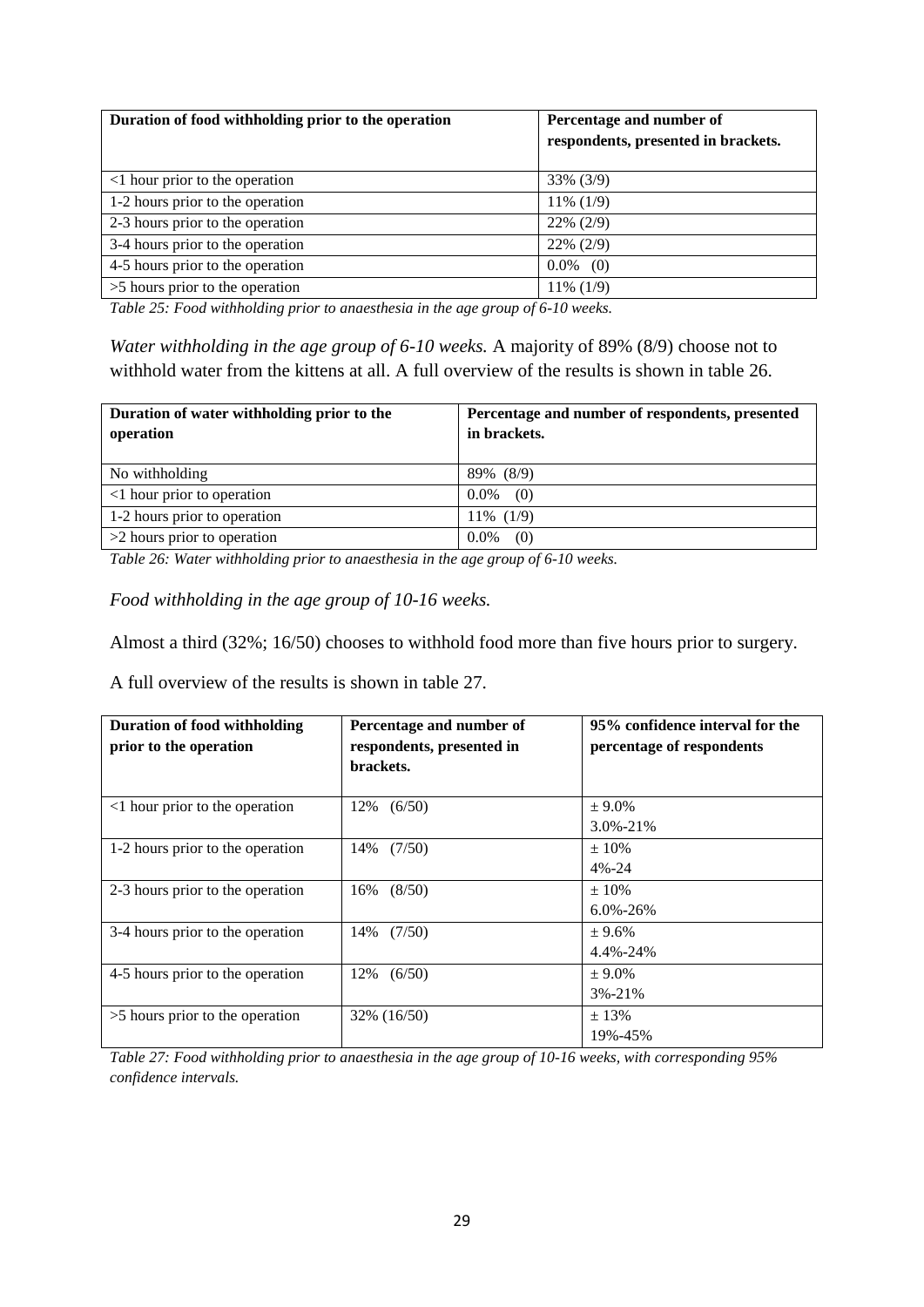| Duration of food withholding prior to the operation | Percentage and number of respondents, presented in brackets. |
|---|---|
| <1 hour prior to the operation | 33% (3/9) |
| 1-2 hours prior to the operation | 11% (1/9) |
| 2-3 hours prior to the operation | 22% (2/9) |
| 3-4 hours prior to the operation | 22% (2/9) |
| 4-5 hours prior to the operation | 0.0% (0) |
| >5 hours prior to the operation | 11% (1/9) |

*Table 25: Food withholding prior to anaesthesia in the age group of 6-10 weeks.*

*Water withholding in the age group of 6-10 weeks.* A majority of 89% (8/9) choose not to withhold water from the kittens at all. A full overview of the results is shown in table 26.

| Duration of water withholding prior to the operation | Percentage and number of respondents, presented in brackets. |
|---|---|
| No withholding | 89% (8/9) |
| <1 hour prior to operation | 0.0% (0) |
| 1-2 hours prior to operation | 11% (1/9) |
| >2 hours prior to operation | 0.0% (0) |

*Table 26: Water withholding prior to anaesthesia in the age group of 6-10 weeks.*

*Food withholding in the age group of 10-16 weeks.*

Almost a third (32%; 16/50) chooses to withhold food more than five hours prior to surgery.

A full overview of the results is shown in table 27.

| Duration of food withholding prior to the operation | Percentage and number of respondents, presented in brackets. | 95% confidence interval for the percentage of respondents |
|---|---|---|
| <1 hour prior to the operation | 12% (6/50) | ± 9.0%<br>3.0%-21% |
| 1-2 hours prior to the operation | 14% (7/50) | ± 10%<br>4%-24 |
| 2-3 hours prior to the operation | 16% (8/50) | ± 10%<br>6.0%-26% |
| 3-4 hours prior to the operation | 14% (7/50) | ± 9.6%<br>4.4%-24% |
| 4-5 hours prior to the operation | 12% (6/50) | ± 9.0%<br>3%-21% |
| >5 hours prior to the operation | 32% (16/50) | ± 13%<br>19%-45% |

*Table 27: Food withholding prior to anaesthesia in the age group of 10-16 weeks, with corresponding 95% confidence intervals.*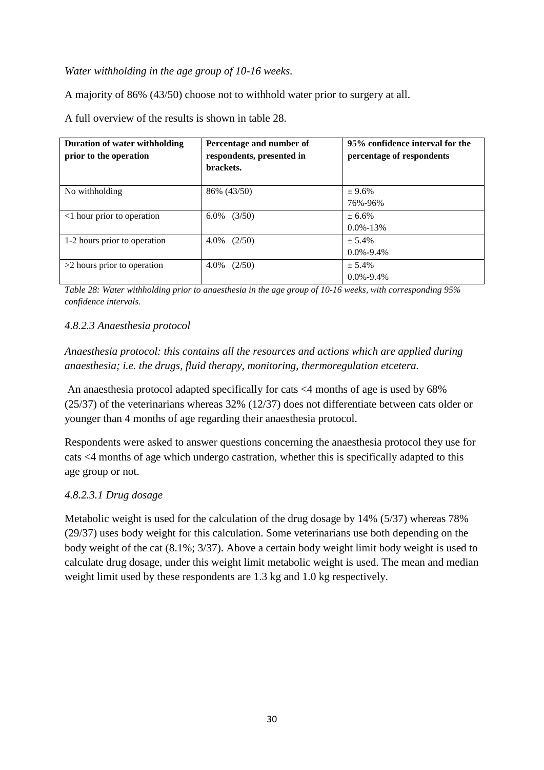*Water withholding in the age group of 10-16 weeks.*

A majority of 86% (43/50) choose not to withhold water prior to surgery at all.

A full overview of the results is shown in table 28.

| **Duration of water withholding prior to the operation** | **Percentage and number of respondents, presented in brackets.** | **95% confidence interval for the percentage of respondents** |
|---|---|---|
| No withholding | 86% (43/50) | ± 9.6%<br>76%-96% |
| <1 hour prior to operation | 6.0% (3/50) | ± 6.6%<br>0.0%-13% |
| 1-2 hours prior to operation | 4.0% (2/50) | ± 5.4%<br>0.0%-9.4% |
| >2 hours prior to operation | 4.0% (2/50) | ± 5.4%<br>0.0%-9.4% |

*Table 28: Water withholding prior to anaesthesia in the age group of 10-16 weeks, with corresponding 95% confidence intervals.*

#### *4.8.2.3 Anaesthesia protocol*

*Anaesthesia protocol: this contains all the resources and actions which are applied during anaesthesia; i.e. the drugs, fluid therapy, monitoring, thermoregulation etcetera.*

An anaesthesia protocol adapted specifically for cats <4 months of age is used by 68% (25/37) of the veterinarians whereas 32% (12/37) does not differentiate between cats older or younger than 4 months of age regarding their anaesthesia protocol.

Respondents were asked to answer questions concerning the anaesthesia protocol they use for cats <4 months of age which undergo castration, whether this is specifically adapted to this age group or not.

##### *4.8.2.3.1 Drug dosage*

Metabolic weight is used for the calculation of the drug dosage by 14% (5/37) whereas 78% (29/37) uses body weight for this calculation. Some veterinarians use both depending on the body weight of the cat (8.1%; 3/37). Above a certain body weight limit body weight is used to calculate drug dosage, under this weight limit metabolic weight is used. The mean and median weight limit used by these respondents are 1.3 kg and 1.0 kg respectively.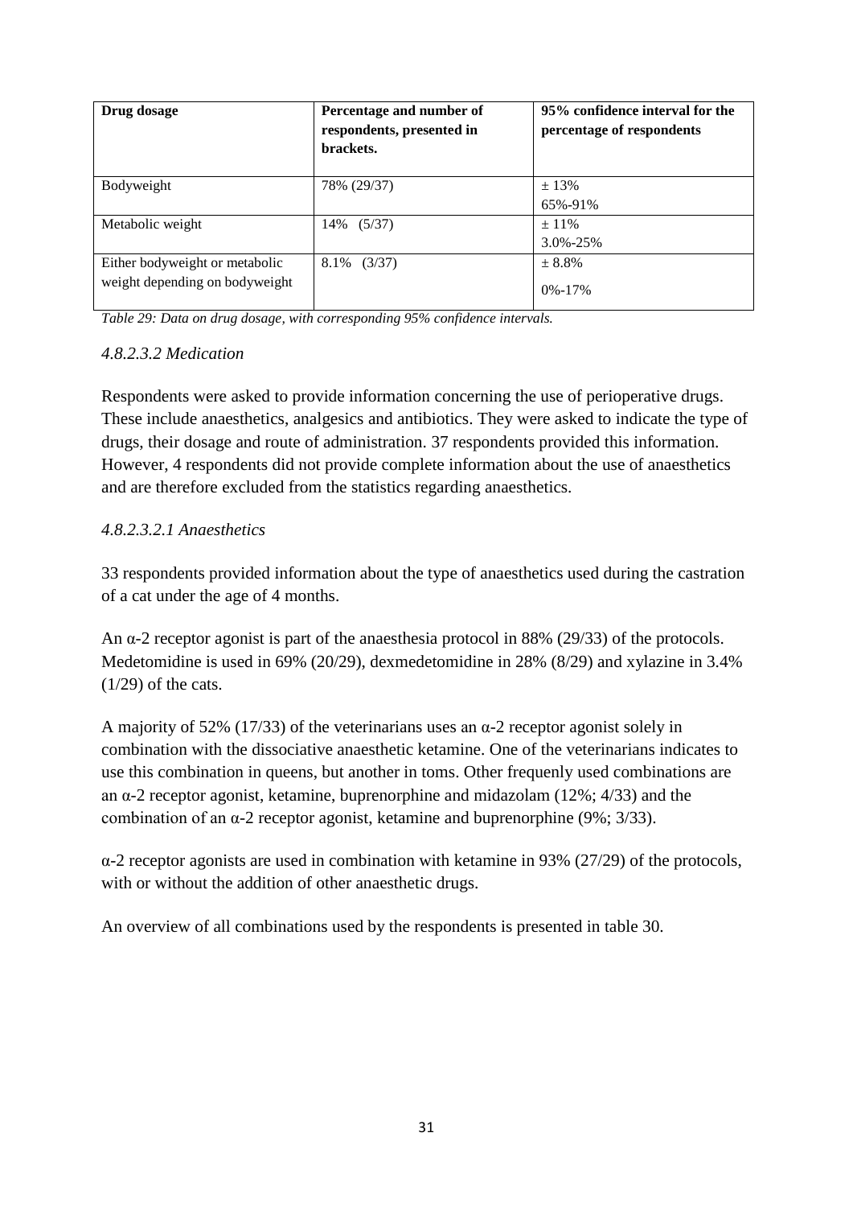| Drug dosage | Percentage and number of respondents, presented in brackets. | 95% confidence interval for the percentage of respondents |
|---|---|---|
| Bodyweight | 78% (29/37) | ± 13%<br>65%-91% |
| Metabolic weight | 14% (5/37) | ± 11%<br>3.0%-25% |
| Either bodyweight or metabolic weight depending on bodyweight | 8.1% (3/37) | ± 8.8%<br>0%-17% |

*Table 29: Data on drug dosage, with corresponding 95% confidence intervals.*

#### *4.8.2.3.2 Medication*

Respondents were asked to provide information concerning the use of perioperative drugs. These include anaesthetics, analgesics and antibiotics. They were asked to indicate the type of drugs, their dosage and route of administration. 37 respondents provided this information. However, 4 respondents did not provide complete information about the use of anaesthetics and are therefore excluded from the statistics regarding anaesthetics.

##### *4.8.2.3.2.1 Anaesthetics*

33 respondents provided information about the type of anaesthetics used during the castration of a cat under the age of 4 months.

An α-2 receptor agonist is part of the anaesthesia protocol in 88% (29/33) of the protocols. Medetomidine is used in 69% (20/29), dexmedetomidine in 28% (8/29) and xylazine in 3.4% (1/29) of the cats.

A majority of 52% (17/33) of the veterinarians uses an α-2 receptor agonist solely in combination with the dissociative anaesthetic ketamine. One of the veterinarians indicates to use this combination in queens, but another in toms. Other frequenly used combinations are an α-2 receptor agonist, ketamine, buprenorphine and midazolam (12%; 4/33) and the combination of an α-2 receptor agonist, ketamine and buprenorphine (9%; 3/33).

α-2 receptor agonists are used in combination with ketamine in 93% (27/29) of the protocols, with or without the addition of other anaesthetic drugs.

An overview of all combinations used by the respondents is presented in table 30.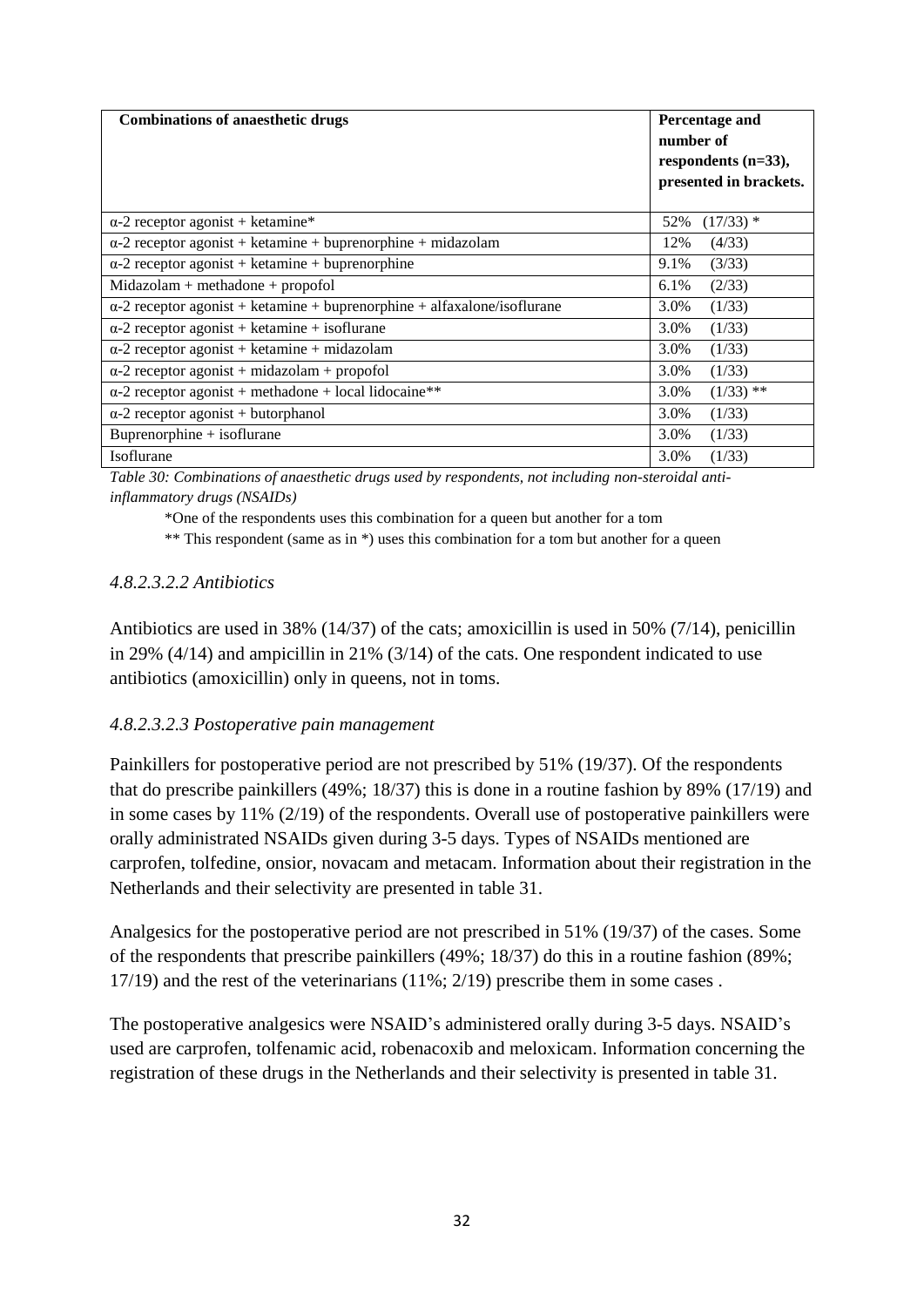| Combinations of anaesthetic drugs | Percentage and number of respondents (n=33), presented in brackets. |
| --- | --- |
| α-2 receptor agonist + ketamine* | 52% (17/33) * |
| α-2 receptor agonist + ketamine + buprenorphine + midazolam | 12% (4/33) |
| α-2 receptor agonist + ketamine + buprenorphine | 9.1% (3/33) |
| Midazolam + methadone + propofol | 6.1% (2/33) |
| α-2 receptor agonist + ketamine + buprenorphine + alfaxalone/isoflurane | 3.0% (1/33) |
| α-2 receptor agonist + ketamine + isoflurane | 3.0% (1/33) |
| α-2 receptor agonist + ketamine + midazolam | 3.0% (1/33) |
| α-2 receptor agonist + midazolam + propofol | 3.0% (1/33) |
| α-2 receptor agonist + methadone + local lidocaine** | 3.0% (1/33) ** |
| α-2 receptor agonist + butorphanol | 3.0% (1/33) |
| Buprenorphine + isoflurane | 3.0% (1/33) |
| Isoflurane | 3.0% (1/33) |

*Table 30: Combinations of anaesthetic drugs used by respondents, not including non-steroidal anti-inflammatory drugs (NSAIDs)*

*One of the respondents uses this combination for a queen but another for a tom

** This respondent (same as in *) uses this combination for a tom but another for a queen

#### *4.8.2.3.2.2 Antibiotics*

Antibiotics are used in 38% (14/37) of the cats; amoxicillin is used in 50% (7/14), penicillin in 29% (4/14) and ampicillin in 21% (3/14) of the cats. One respondent indicated to use antibiotics (amoxicillin) only in queens, not in toms.

#### *4.8.2.3.2.3 Postoperative pain management*

Painkillers for postoperative period are not prescribed by 51% (19/37). Of the respondents that do prescribe painkillers (49%; 18/37) this is done in a routine fashion by 89% (17/19) and in some cases by 11% (2/19) of the respondents. Overall use of postoperative painkillers were orally administrated NSAIDs given during 3-5 days. Types of NSAIDs mentioned are carprofen, tolfedine, onsior, novacam and metacam. Information about their registration in the Netherlands and their selectivity are presented in table 31.

Analgesics for the postoperative period are not prescribed in 51% (19/37) of the cases. Some of the respondents that prescribe painkillers (49%; 18/37) do this in a routine fashion (89%; 17/19) and the rest of the veterinarians (11%; 2/19) prescribe them in some cases .

The postoperative analgesics were NSAID's administered orally during 3-5 days. NSAID's used are carprofen, tolfenamic acid, robenacoxib and meloxicam. Information concerning the registration of these drugs in the Netherlands and their selectivity is presented in table 31.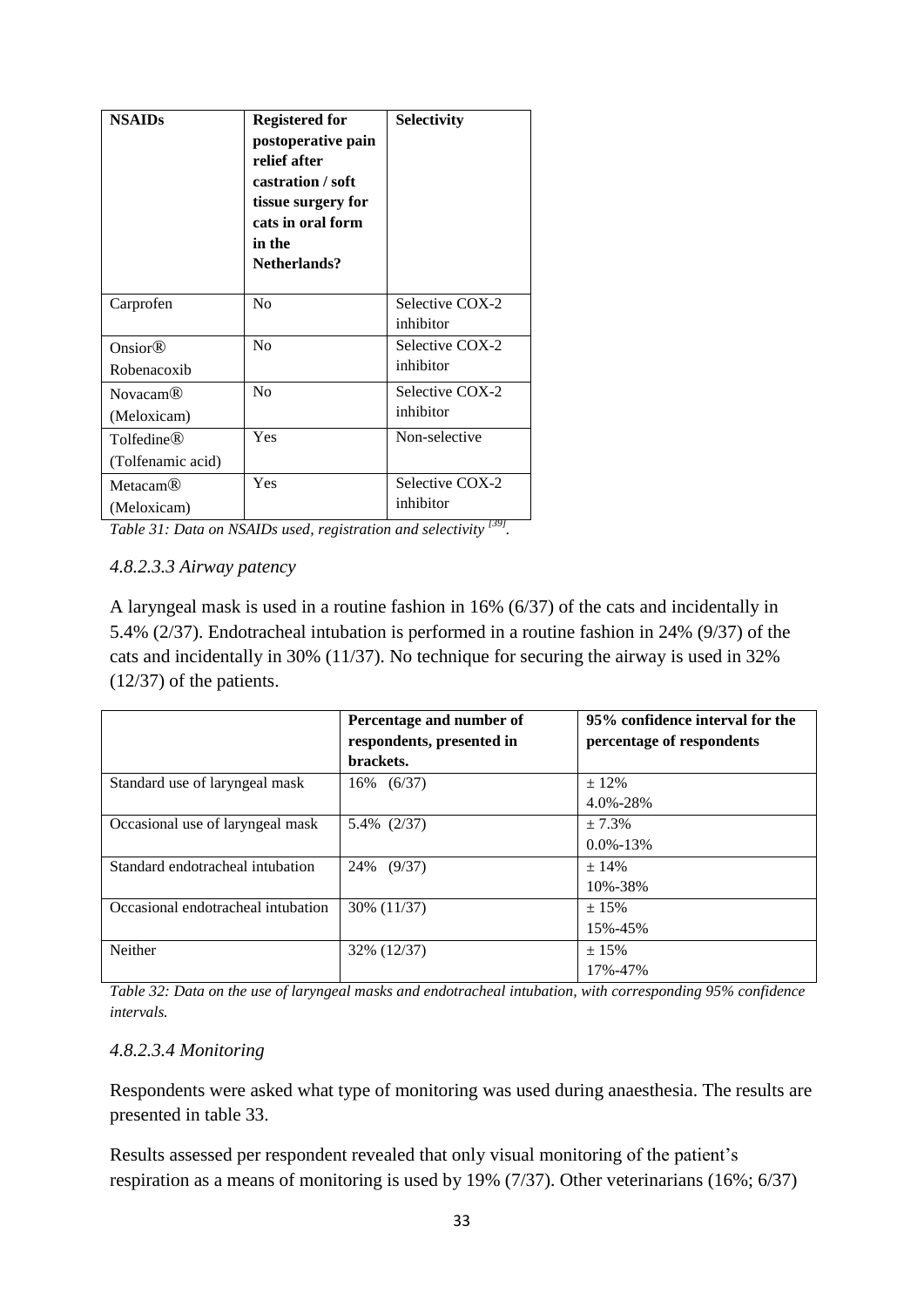| NSAIDs | Registered for postoperative pain relief after castration / soft tissue surgery for cats in oral form in the Netherlands? | Selectivity |
|---|---|---|
| Carprofen | No | Selective COX-2 inhibitor |
| Onsior® Robenacoxib | No | Selective COX-2 inhibitor |
| Novacam® (Meloxicam) | No | Selective COX-2 inhibitor |
| Tolfedine® (Tolfenamic acid) | Yes | Non-selective |
| Metacam® (Meloxicam) | Yes | Selective COX-2 inhibitor |

*Table 31: Data on NSAIDs used, registration and selectivity [39].*

#### *4.8.2.3.3 Airway patency*

A laryngeal mask is used in a routine fashion in 16% (6/37) of the cats and incidentally in 5.4% (2/37). Endotracheal intubation is performed in a routine fashion in 24% (9/37) of the cats and incidentally in 30% (11/37). No technique for securing the airway is used in 32% (12/37) of the patients.

| | Percentage and number of respondents, presented in brackets. | 95% confidence interval for the percentage of respondents |
|---|---|---|
| Standard use of laryngeal mask | 16% (6/37) | ± 12%<br>4.0%-28% |
| Occasional use of laryngeal mask | 5.4% (2/37) | ± 7.3%<br>0.0%-13% |
| Standard endotracheal intubation | 24% (9/37) | ± 14%<br>10%-38% |
| Occasional endotracheal intubation | 30% (11/37) | ± 15%<br>15%-45% |
| Neither | 32% (12/37) | ± 15%<br>17%-47% |

*Table 32: Data on the use of laryngeal masks and endotracheal intubation, with corresponding 95% confidence intervals.*

#### *4.8.2.3.4 Monitoring*

Respondents were asked what type of monitoring was used during anaesthesia. The results are presented in table 33.

Results assessed per respondent revealed that only visual monitoring of the patient's respiration as a means of monitoring is used by 19% (7/37). Other veterinarians (16%; 6/37)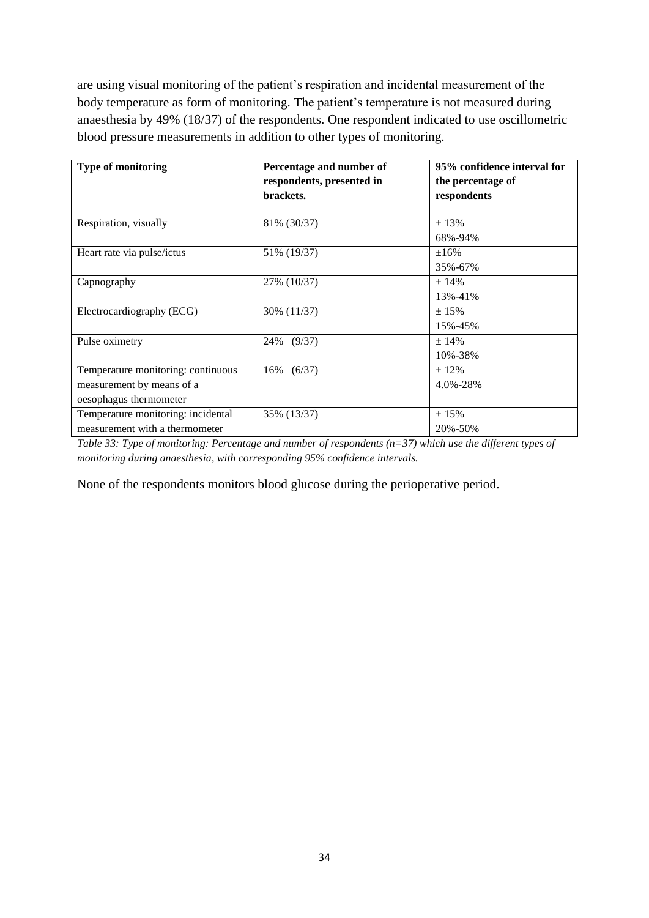are using visual monitoring of the patient's respiration and incidental measurement of the body temperature as form of monitoring. The patient's temperature is not measured during anaesthesia by 49% (18/37) of the respondents. One respondent indicated to use oscillometric blood pressure measurements in addition to other types of monitoring.

| **Type of monitoring** | **Percentage and number of respondents, presented in brackets.** | **95% confidence interval for the percentage of respondents** |
|---|---|---|
| Respiration, visually | 81% (30/37) | ± 13%<br>68%-94% |
| Heart rate via pulse/ictus | 51% (19/37) | ±16%<br>35%-67% |
| Capnography | 27% (10/37) | ± 14%<br>13%-41% |
| Electrocardiography (ECG) | 30% (11/37) | ± 15%<br>15%-45% |
| Pulse oximetry | 24% (9/37) | ± 14%<br>10%-38% |
| Temperature monitoring: continuous measurement by means of a oesophagus thermometer | 16% (6/37) | ± 12%<br>4.0%-28% |
| Temperature monitoring: incidental measurement with a thermometer | 35% (13/37) | ± 15%<br>20%-50% |

*Table 33: Type of monitoring: Percentage and number of respondents (n=37) which use the different types of monitoring during anaesthesia, with corresponding 95% confidence intervals.*

None of the respondents monitors blood glucose during the perioperative period.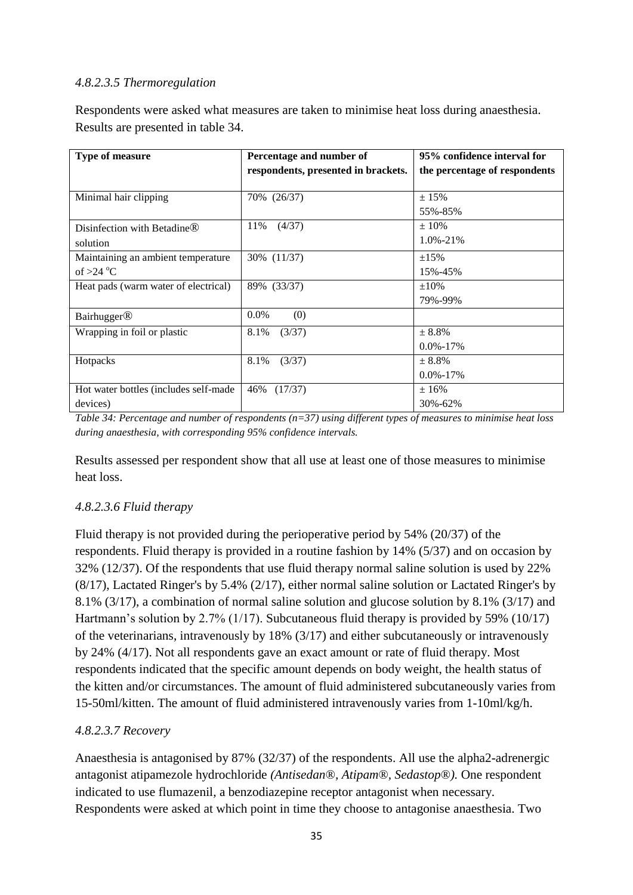#### *4.8.2.3.5 Thermoregulation*

Respondents were asked what measures are taken to minimise heat loss during anaesthesia. Results are presented in table 34.

| Type of measure | Percentage and number of respondents, presented in brackets. | 95% confidence interval for the percentage of respondents |
|---|---|---|
| Minimal hair clipping | 70% (26/37) | ± 15%<br>55%-85% |
| Disinfection with Betadine® solution | 11% (4/37) | ± 10%<br>1.0%-21% |
| Maintaining an ambient temperature of >24 °C | 30% (11/37) | ±15%<br>15%-45% |
| Heat pads (warm water of electrical) | 89% (33/37) | ±10%<br>79%-99% |
| Bairhugger® | 0.0% (0) | |
| Wrapping in foil or plastic | 8.1% (3/37) | ± 8.8%<br>0.0%-17% |
| Hotpacks | 8.1% (3/37) | ± 8.8%<br>0.0%-17% |
| Hot water bottles (includes self-made devices) | 46% (17/37) | ± 16%<br>30%-62% |

*Table 34: Percentage and number of respondents (n=37) using different types of measures to minimise heat loss during anaesthesia, with corresponding 95% confidence intervals.*

Results assessed per respondent show that all use at least one of those measures to minimise heat loss.

#### *4.8.2.3.6 Fluid therapy*

Fluid therapy is not provided during the perioperative period by 54% (20/37) of the respondents. Fluid therapy is provided in a routine fashion by 14% (5/37) and on occasion by 32% (12/37). Of the respondents that use fluid therapy normal saline solution is used by 22% (8/17), Lactated Ringer's by 5.4% (2/17), either normal saline solution or Lactated Ringer's by 8.1% (3/17), a combination of normal saline solution and glucose solution by 8.1% (3/17) and Hartmann's solution by 2.7% (1/17). Subcutaneous fluid therapy is provided by 59% (10/17) of the veterinarians, intravenously by 18% (3/17) and either subcutaneously or intravenously by 24% (4/17). Not all respondents gave an exact amount or rate of fluid therapy. Most respondents indicated that the specific amount depends on body weight, the health status of the kitten and/or circumstances. The amount of fluid administered subcutaneously varies from 15-50ml/kitten. The amount of fluid administered intravenously varies from 1-10ml/kg/h.

#### *4.8.2.3.7 Recovery*

Anaesthesia is antagonised by 87% (32/37) of the respondents. All use the alpha2-adrenergic antagonist atipamezole hydrochloride *(Antisedan®, Atipam®, Sedastop®).* One respondent indicated to use flumazenil, a benzodiazepine receptor antagonist when necessary. Respondents were asked at which point in time they choose to antagonise anaesthesia. Two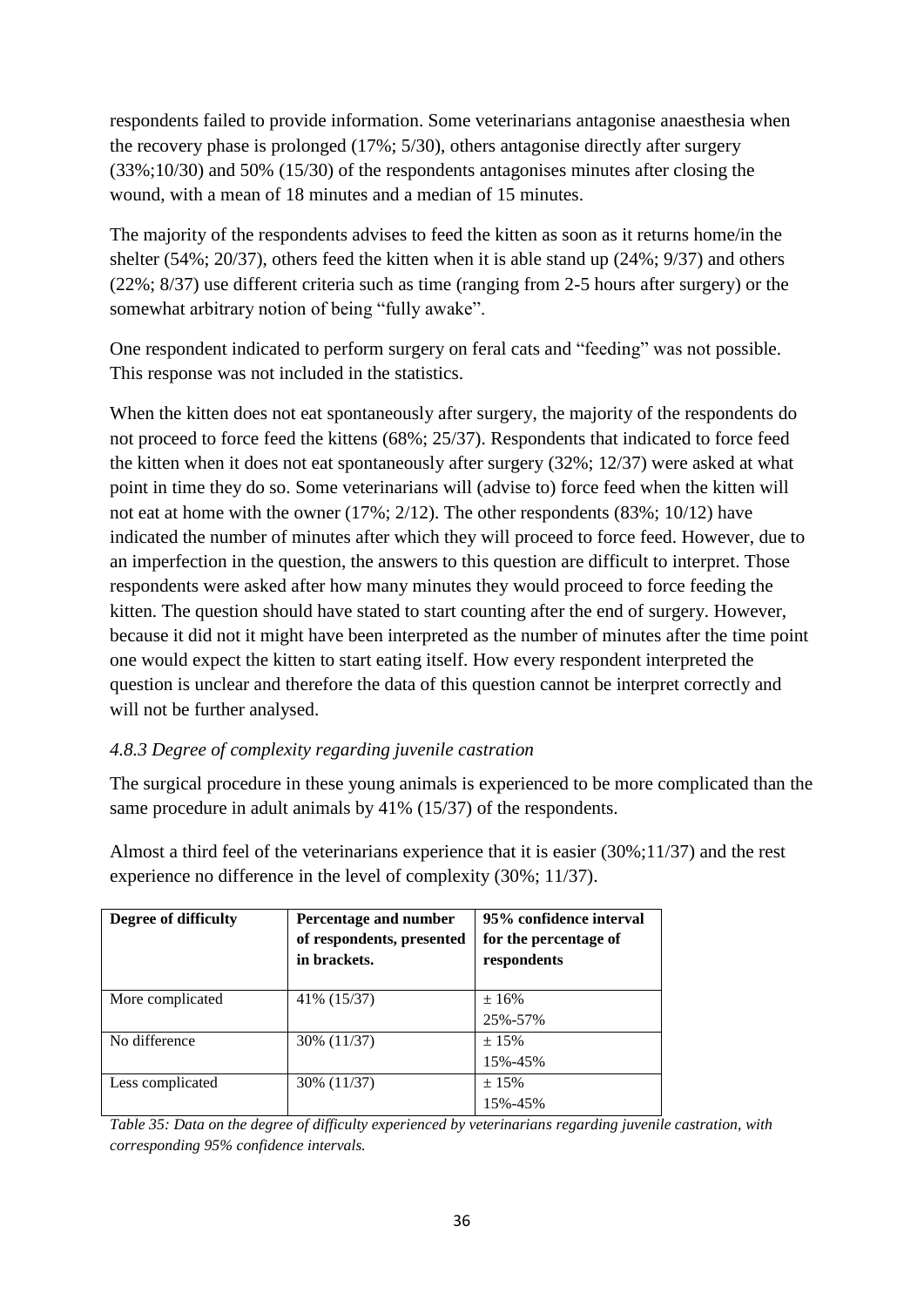respondents failed to provide information. Some veterinarians antagonise anaesthesia when the recovery phase is prolonged (17%; 5/30), others antagonise directly after surgery (33%;10/30) and 50% (15/30) of the respondents antagonises minutes after closing the wound, with a mean of 18 minutes and a median of 15 minutes.

The majority of the respondents advises to feed the kitten as soon as it returns home/in the shelter (54%; 20/37), others feed the kitten when it is able stand up (24%; 9/37) and others (22%; 8/37) use different criteria such as time (ranging from 2-5 hours after surgery) or the somewhat arbitrary notion of being "fully awake".

One respondent indicated to perform surgery on feral cats and "feeding" was not possible. This response was not included in the statistics.

When the kitten does not eat spontaneously after surgery, the majority of the respondents do not proceed to force feed the kittens (68%; 25/37). Respondents that indicated to force feed the kitten when it does not eat spontaneously after surgery (32%; 12/37) were asked at what point in time they do so. Some veterinarians will (advise to) force feed when the kitten will not eat at home with the owner (17%; 2/12). The other respondents (83%; 10/12) have indicated the number of minutes after which they will proceed to force feed. However, due to an imperfection in the question, the answers to this question are difficult to interpret. Those respondents were asked after how many minutes they would proceed to force feeding the kitten. The question should have stated to start counting after the end of surgery. However, because it did not it might have been interpreted as the number of minutes after the time point one would expect the kitten to start eating itself. How every respondent interpreted the question is unclear and therefore the data of this question cannot be interpret correctly and will not be further analysed.

### *4.8.3 Degree of complexity regarding juvenile castration*

The surgical procedure in these young animals is experienced to be more complicated than the same procedure in adult animals by 41% (15/37) of the respondents.

Almost a third feel of the veterinarians experience that it is easier (30%;11/37) and the rest experience no difference in the level of complexity (30%; 11/37).

| Degree of difficulty | Percentage and number of respondents, presented in brackets. | 95% confidence interval for the percentage of respondents |
|---|---|---|
| More complicated | 41% (15/37) | ± 16%<br>25%-57% |
| No difference | 30% (11/37) | ± 15%<br>15%-45% |
| Less complicated | 30% (11/37) | ± 15%<br>15%-45% |

*Table 35: Data on the degree of difficulty experienced by veterinarians regarding juvenile castration, with corresponding 95% confidence intervals.*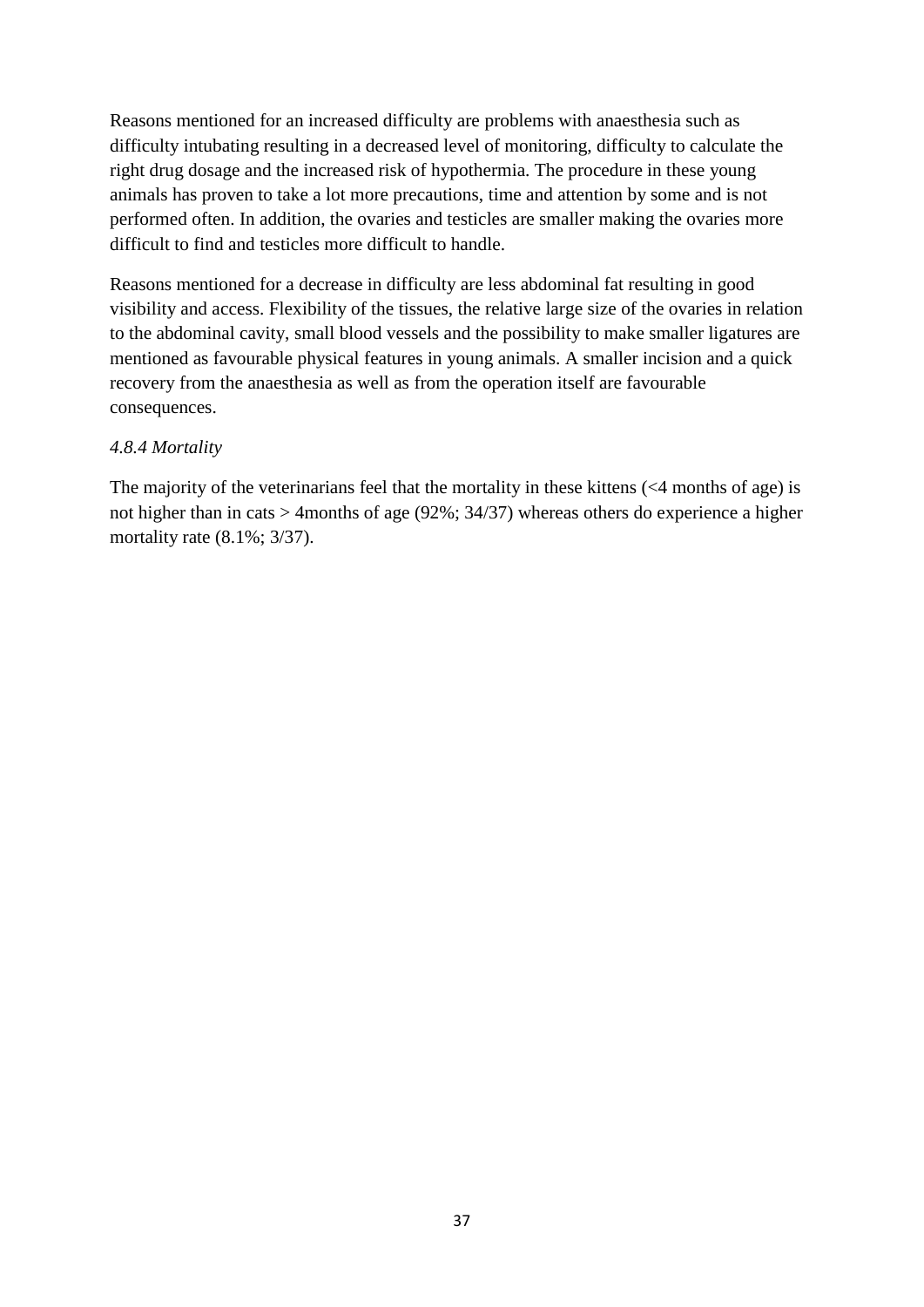Reasons mentioned for an increased difficulty are problems with anaesthesia such as difficulty intubating resulting in a decreased level of monitoring, difficulty to calculate the right drug dosage and the increased risk of hypothermia. The procedure in these young animals has proven to take a lot more precautions, time and attention by some and is not performed often. In addition, the ovaries and testicles are smaller making the ovaries more difficult to find and testicles more difficult to handle.

Reasons mentioned for a decrease in difficulty are less abdominal fat resulting in good visibility and access. Flexibility of the tissues, the relative large size of the ovaries in relation to the abdominal cavity, small blood vessels and the possibility to make smaller ligatures are mentioned as favourable physical features in young animals. A smaller incision and a quick recovery from the anaesthesia as well as from the operation itself are favourable consequences.

#### *4.8.4 Mortality*

The majority of the veterinarians feel that the mortality in these kittens (<4 months of age) is not higher than in cats > 4months of age (92%; 34/37) whereas others do experience a higher mortality rate (8.1%; 3/37).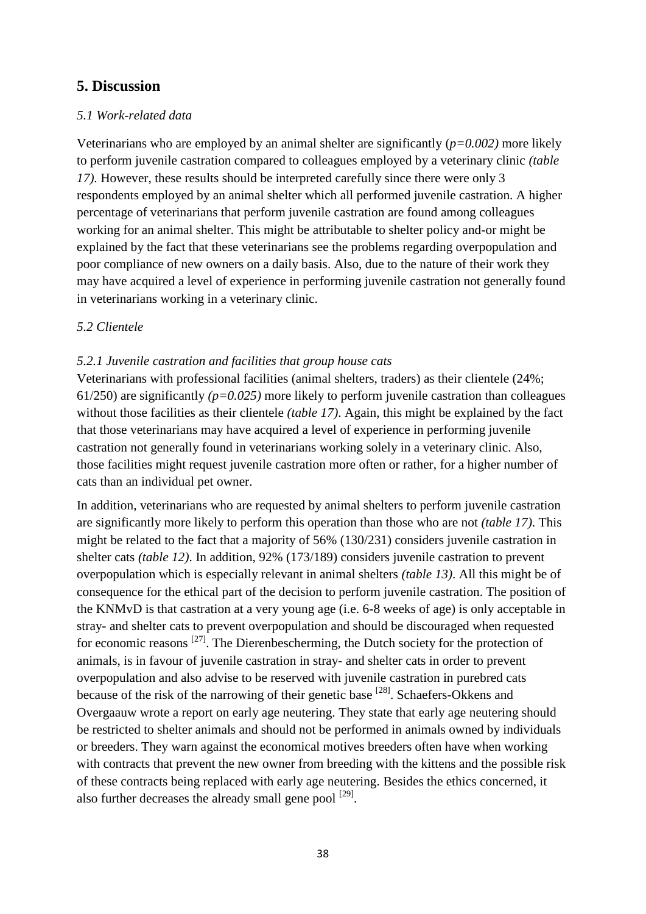## 5. Discussion

### *5.1 Work-related data*

Veterinarians who are employed by an animal shelter are significantly (*$p=0.002$*) more likely to perform juvenile castration compared to colleagues employed by a veterinary clinic *(table 17)*. However, these results should be interpreted carefully since there were only 3 respondents employed by an animal shelter which all performed juvenile castration. A higher percentage of veterinarians that perform juvenile castration are found among colleagues working for an animal shelter. This might be attributable to shelter policy and-or might be explained by the fact that these veterinarians see the problems regarding overpopulation and poor compliance of new owners on a daily basis. Also, due to the nature of their work they may have acquired a level of experience in performing juvenile castration not generally found in veterinarians working in a veterinary clinic.

### *5.2 Clientele*

#### *5.2.1 Juvenile castration and facilities that group house cats*

Veterinarians with professional facilities (animal shelters, traders) as their clientele (24%; 61/250) are significantly *($p=0.025$)* more likely to perform juvenile castration than colleagues without those facilities as their clientele *(table 17)*. Again, this might be explained by the fact that those veterinarians may have acquired a level of experience in performing juvenile castration not generally found in veterinarians working solely in a veterinary clinic. Also, those facilities might request juvenile castration more often or rather, for a higher number of cats than an individual pet owner.

In addition, veterinarians who are requested by animal shelters to perform juvenile castration are significantly more likely to perform this operation than those who are not *(table 17)*. This might be related to the fact that a majority of 56% (130/231) considers juvenile castration in shelter cats *(table 12)*. In addition, 92% (173/189) considers juvenile castration to prevent overpopulation which is especially relevant in animal shelters *(table 13)*. All this might be of consequence for the ethical part of the decision to perform juvenile castration. The position of the KNMvD is that castration at a very young age (i.e. 6-8 weeks of age) is only acceptable in stray- and shelter cats to prevent overpopulation and should be discouraged when requested for economic reasons [27]. The Dierenbescherming, the Dutch society for the protection of animals, is in favour of juvenile castration in stray- and shelter cats in order to prevent overpopulation and also advise to be reserved with juvenile castration in purebred cats because of the risk of the narrowing of their genetic base [28]. Schaefers-Okkens and Overgaauw wrote a report on early age neutering. They state that early age neutering should be restricted to shelter animals and should not be performed in animals owned by individuals or breeders. They warn against the economical motives breeders often have when working with contracts that prevent the new owner from breeding with the kittens and the possible risk of these contracts being replaced with early age neutering. Besides the ethics concerned, it also further decreases the already small gene pool [29].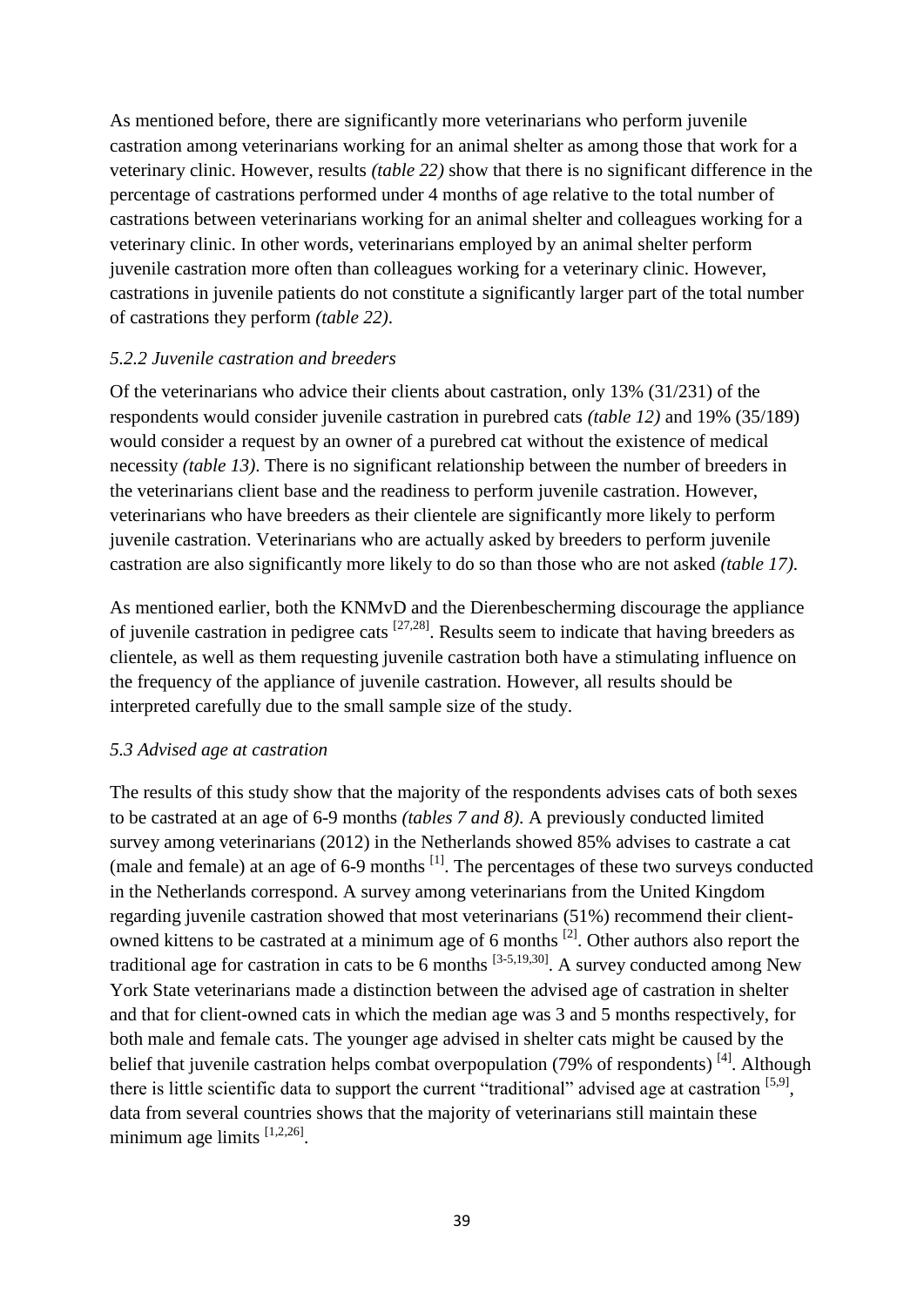As mentioned before, there are significantly more veterinarians who perform juvenile castration among veterinarians working for an animal shelter as among those that work for a veterinary clinic. However, results *(table 22)* show that there is no significant difference in the percentage of castrations performed under 4 months of age relative to the total number of castrations between veterinarians working for an animal shelter and colleagues working for a veterinary clinic. In other words, veterinarians employed by an animal shelter perform juvenile castration more often than colleagues working for a veterinary clinic. However, castrations in juvenile patients do not constitute a significantly larger part of the total number of castrations they perform *(table 22)*.

### *5.2.2 Juvenile castration and breeders*

Of the veterinarians who advice their clients about castration, only 13% (31/231) of the respondents would consider juvenile castration in purebred cats *(table 12)* and 19% (35/189) would consider a request by an owner of a purebred cat without the existence of medical necessity *(table 13)*. There is no significant relationship between the number of breeders in the veterinarians client base and the readiness to perform juvenile castration. However, veterinarians who have breeders as their clientele are significantly more likely to perform juvenile castration. Veterinarians who are actually asked by breeders to perform juvenile castration are also significantly more likely to do so than those who are not asked *(table 17)*.

As mentioned earlier, both the KNMvD and the Dierenbescherming discourage the appliance of juvenile castration in pedigree cats [27,28]. Results seem to indicate that having breeders as clientele, as well as them requesting juvenile castration both have a stimulating influence on the frequency of the appliance of juvenile castration. However, all results should be interpreted carefully due to the small sample size of the study.

### *5.3 Advised age at castration*

The results of this study show that the majority of the respondents advises cats of both sexes to be castrated at an age of 6-9 months *(tables 7 and 8)*. A previously conducted limited survey among veterinarians (2012) in the Netherlands showed 85% advises to castrate a cat (male and female) at an age of 6-9 months [1]. The percentages of these two surveys conducted in the Netherlands correspond. A survey among veterinarians from the United Kingdom regarding juvenile castration showed that most veterinarians (51%) recommend their client-owned kittens to be castrated at a minimum age of 6 months [2]. Other authors also report the traditional age for castration in cats to be 6 months [3-5,19,30]. A survey conducted among New York State veterinarians made a distinction between the advised age of castration in shelter and that for client-owned cats in which the median age was 3 and 5 months respectively, for both male and female cats. The younger age advised in shelter cats might be caused by the belief that juvenile castration helps combat overpopulation (79% of respondents) [4]. Although there is little scientific data to support the current "traditional" advised age at castration [5,9], data from several countries shows that the majority of veterinarians still maintain these minimum age limits [1,2,26].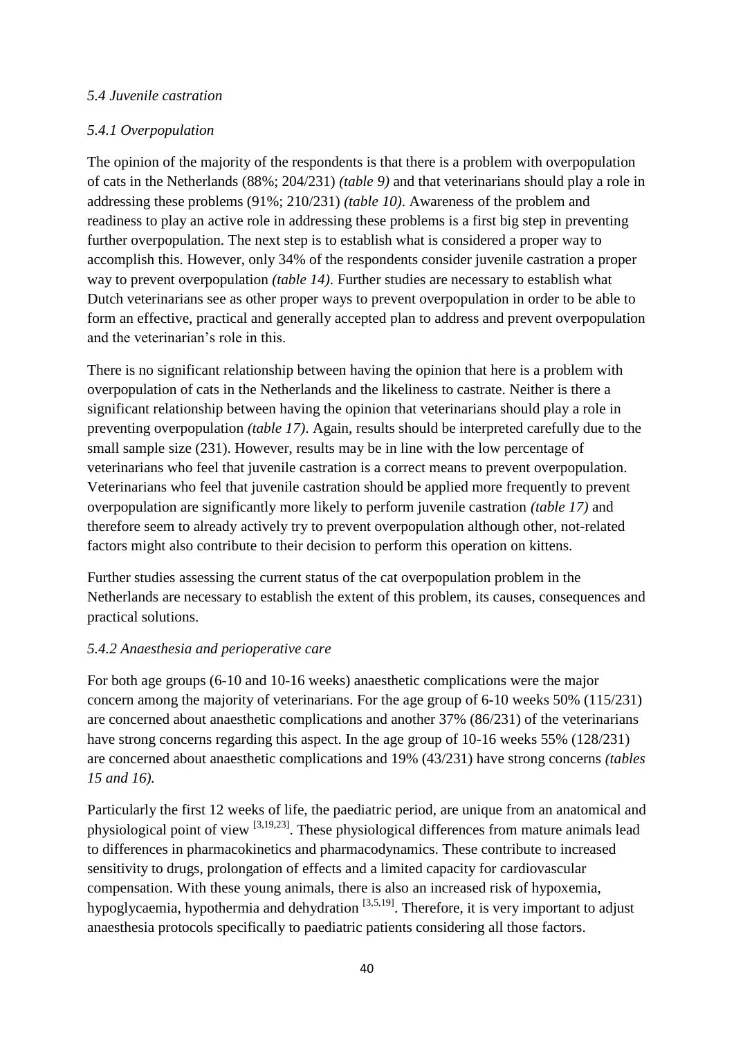*5.4 Juvenile castration*

*5.4.1 Overpopulation*

The opinion of the majority of the respondents is that there is a problem with overpopulation of cats in the Netherlands (88%; 204/231) *(table 9)* and that veterinarians should play a role in addressing these problems (91%; 210/231) *(table 10)*. Awareness of the problem and readiness to play an active role in addressing these problems is a first big step in preventing further overpopulation. The next step is to establish what is considered a proper way to accomplish this. However, only 34% of the respondents consider juvenile castration a proper way to prevent overpopulation *(table 14)*. Further studies are necessary to establish what Dutch veterinarians see as other proper ways to prevent overpopulation in order to be able to form an effective, practical and generally accepted plan to address and prevent overpopulation and the veterinarian's role in this.

There is no significant relationship between having the opinion that here is a problem with overpopulation of cats in the Netherlands and the likeliness to castrate. Neither is there a significant relationship between having the opinion that veterinarians should play a role in preventing overpopulation *(table 17)*. Again, results should be interpreted carefully due to the small sample size (231). However, results may be in line with the low percentage of veterinarians who feel that juvenile castration is a correct means to prevent overpopulation. Veterinarians who feel that juvenile castration should be applied more frequently to prevent overpopulation are significantly more likely to perform juvenile castration *(table 17)* and therefore seem to already actively try to prevent overpopulation although other, not-related factors might also contribute to their decision to perform this operation on kittens.

Further studies assessing the current status of the cat overpopulation problem in the Netherlands are necessary to establish the extent of this problem, its causes, consequences and practical solutions.

*5.4.2 Anaesthesia and perioperative care*

For both age groups (6-10 and 10-16 weeks) anaesthetic complications were the major concern among the majority of veterinarians. For the age group of 6-10 weeks 50% (115/231) are concerned about anaesthetic complications and another 37% (86/231) of the veterinarians have strong concerns regarding this aspect. In the age group of 10-16 weeks 55% (128/231) are concerned about anaesthetic complications and 19% (43/231) have strong concerns *(tables 15 and 16).*

Particularly the first 12 weeks of life, the paediatric period, are unique from an anatomical and physiological point of view [3,19,23]. These physiological differences from mature animals lead to differences in pharmacokinetics and pharmacodynamics. These contribute to increased sensitivity to drugs, prolongation of effects and a limited capacity for cardiovascular compensation. With these young animals, there is also an increased risk of hypoxemia, hypoglycaemia, hypothermia and dehydration [3,5,19]. Therefore, it is very important to adjust anaesthesia protocols specifically to paediatric patients considering all those factors.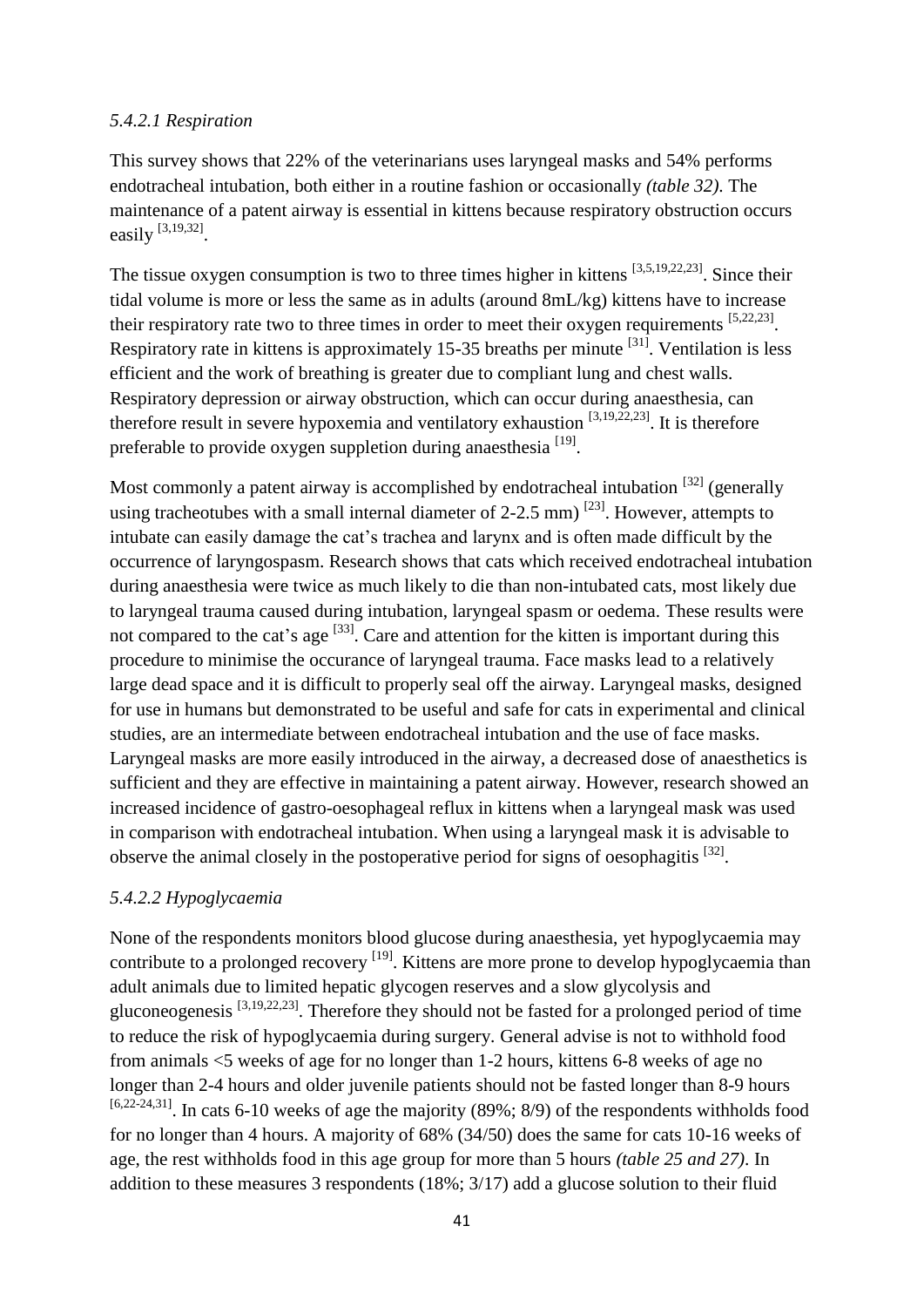*5.4.2.1 Respiration*

This survey shows that 22% of the veterinarians uses laryngeal masks and 54% performs endotracheal intubation, both either in a routine fashion or occasionally *(table 32)*. The maintenance of a patent airway is essential in kittens because respiratory obstruction occurs easily [3,19,32].

The tissue oxygen consumption is two to three times higher in kittens [3,5,19,22,23]. Since their tidal volume is more or less the same as in adults (around 8mL/kg) kittens have to increase their respiratory rate two to three times in order to meet their oxygen requirements [5,22,23]. Respiratory rate in kittens is approximately 15-35 breaths per minute [31]. Ventilation is less efficient and the work of breathing is greater due to compliant lung and chest walls. Respiratory depression or airway obstruction, which can occur during anaesthesia, can therefore result in severe hypoxemia and ventilatory exhaustion [3,19,22,23]. It is therefore preferable to provide oxygen suppletion during anaesthesia [19].

Most commonly a patent airway is accomplished by endotracheal intubation [32] (generally using tracheotubes with a small internal diameter of 2-2.5 mm) [23]. However, attempts to intubate can easily damage the cat's trachea and larynx and is often made difficult by the occurrence of laryngospasm. Research shows that cats which received endotracheal intubation during anaesthesia were twice as much likely to die than non-intubated cats, most likely due to laryngeal trauma caused during intubation, laryngeal spasm or oedema. These results were not compared to the cat's age [33]. Care and attention for the kitten is important during this procedure to minimise the occurance of laryngeal trauma. Face masks lead to a relatively large dead space and it is difficult to properly seal off the airway. Laryngeal masks, designed for use in humans but demonstrated to be useful and safe for cats in experimental and clinical studies, are an intermediate between endotracheal intubation and the use of face masks. Laryngeal masks are more easily introduced in the airway, a decreased dose of anaesthetics is sufficient and they are effective in maintaining a patent airway. However, research showed an increased incidence of gastro-oesophageal reflux in kittens when a laryngeal mask was used in comparison with endotracheal intubation. When using a laryngeal mask it is advisable to observe the animal closely in the postoperative period for signs of oesophagitis [32].

*5.4.2.2 Hypoglycaemia*

None of the respondents monitors blood glucose during anaesthesia, yet hypoglycaemia may contribute to a prolonged recovery [19]. Kittens are more prone to develop hypoglycaemia than adult animals due to limited hepatic glycogen reserves and a slow glycolysis and gluconeogenesis [3,19,22,23]. Therefore they should not be fasted for a prolonged period of time to reduce the risk of hypoglycaemia during surgery. General advise is not to withhold food from animals <5 weeks of age for no longer than 1-2 hours, kittens 6-8 weeks of age no longer than 2-4 hours and older juvenile patients should not be fasted longer than 8-9 hours [6,22-24,31]. In cats 6-10 weeks of age the majority (89%; 8/9) of the respondents withholds food for no longer than 4 hours. A majority of 68% (34/50) does the same for cats 10-16 weeks of age, the rest withholds food in this age group for more than 5 hours *(table 25 and 27)*. In addition to these measures 3 respondents (18%; 3/17) add a glucose solution to their fluid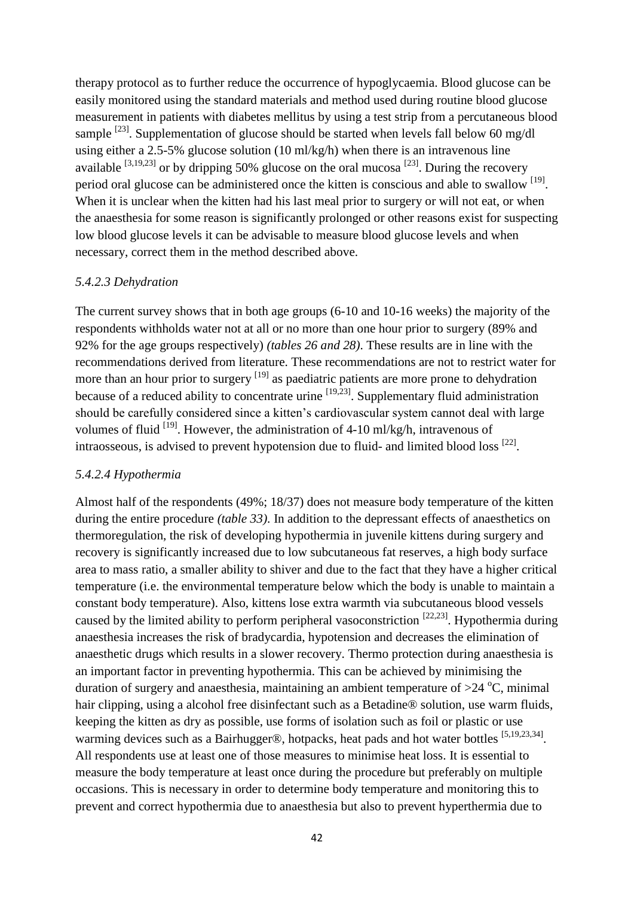therapy protocol as to further reduce the occurrence of hypoglycaemia. Blood glucose can be easily monitored using the standard materials and method used during routine blood glucose measurement in patients with diabetes mellitus by using a test strip from a percutaneous blood sample [23]. Supplementation of glucose should be started when levels fall below 60 mg/dl using either a 2.5-5% glucose solution (10 ml/kg/h) when there is an intravenous line available [3,19,23] or by dripping 50% glucose on the oral mucosa [23]. During the recovery period oral glucose can be administered once the kitten is conscious and able to swallow [19]. When it is unclear when the kitten had his last meal prior to surgery or will not eat, or when the anaesthesia for some reason is significantly prolonged or other reasons exist for suspecting low blood glucose levels it can be advisable to measure blood glucose levels and when necessary, correct them in the method described above.

### *5.4.2.3 Dehydration*

The current survey shows that in both age groups (6-10 and 10-16 weeks) the majority of the respondents withholds water not at all or no more than one hour prior to surgery (89% and 92% for the age groups respectively) *(tables 26 and 28)*. These results are in line with the recommendations derived from literature. These recommendations are not to restrict water for more than an hour prior to surgery [19] as paediatric patients are more prone to dehydration because of a reduced ability to concentrate urine [19,23]. Supplementary fluid administration should be carefully considered since a kitten's cardiovascular system cannot deal with large volumes of fluid [19]. However, the administration of 4-10 ml/kg/h, intravenous of intraosseous, is advised to prevent hypotension due to fluid- and limited blood loss [22].

### *5.4.2.4 Hypothermia*

Almost half of the respondents (49%; 18/37) does not measure body temperature of the kitten during the entire procedure *(table 33)*. In addition to the depressant effects of anaesthetics on thermoregulation, the risk of developing hypothermia in juvenile kittens during surgery and recovery is significantly increased due to low subcutaneous fat reserves, a high body surface area to mass ratio, a smaller ability to shiver and due to the fact that they have a higher critical temperature (i.e. the environmental temperature below which the body is unable to maintain a constant body temperature). Also, kittens lose extra warmth via subcutaneous blood vessels caused by the limited ability to perform peripheral vasoconstriction [22,23]. Hypothermia during anaesthesia increases the risk of bradycardia, hypotension and decreases the elimination of anaesthetic drugs which results in a slower recovery. Thermo protection during anaesthesia is an important factor in preventing hypothermia. This can be achieved by minimising the duration of surgery and anaesthesia, maintaining an ambient temperature of >24 °C, minimal hair clipping, using a alcohol free disinfectant such as a Betadine® solution, use warm fluids, keeping the kitten as dry as possible, use forms of isolation such as foil or plastic or use warming devices such as a Bairhugger®, hotpacks, heat pads and hot water bottles [5,19,23,34]. All respondents use at least one of those measures to minimise heat loss. It is essential to measure the body temperature at least once during the procedure but preferably on multiple occasions. This is necessary in order to determine body temperature and monitoring this to prevent and correct hypothermia due to anaesthesia but also to prevent hyperthermia due to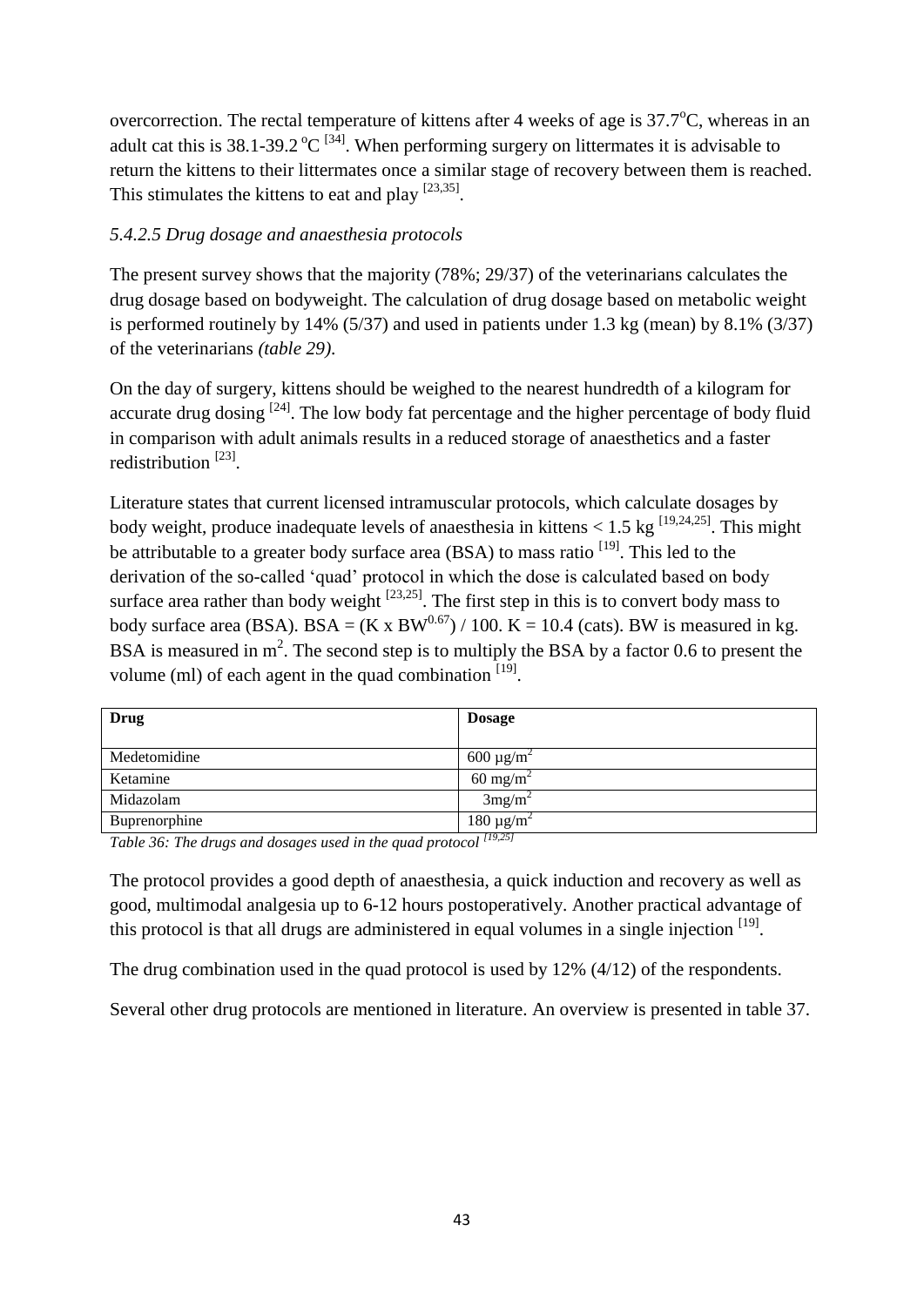overcorrection. The rectal temperature of kittens after 4 weeks of age is 37.7°C, whereas in an adult cat this is 38.1-39.2 °C [34]. When performing surgery on littermates it is advisable to return the kittens to their littermates once a similar stage of recovery between them is reached. This stimulates the kittens to eat and play [23,35].

### *5.4.2.5 Drug dosage and anaesthesia protocols*

The present survey shows that the majority (78%; 29/37) of the veterinarians calculates the drug dosage based on bodyweight. The calculation of drug dosage based on metabolic weight is performed routinely by 14% (5/37) and used in patients under 1.3 kg (mean) by 8.1% (3/37) of the veterinarians *(table 29)*.

On the day of surgery, kittens should be weighed to the nearest hundredth of a kilogram for accurate drug dosing [24]. The low body fat percentage and the higher percentage of body fluid in comparison with adult animals results in a reduced storage of anaesthetics and a faster redistribution [23].

Literature states that current licensed intramuscular protocols, which calculate dosages by body weight, produce inadequate levels of anaesthesia in kittens < 1.5 kg [19,24,25]. This might be attributable to a greater body surface area (BSA) to mass ratio [19]. This led to the derivation of the so-called 'quad' protocol in which the dose is calculated based on body surface area rather than body weight [23,25]. The first step in this is to convert body mass to body surface area (BSA). $BSA = (K \times BW^{0.67}) / 100$. $K = 10.4$ (cats). BW is measured in kg. BSA is measured in $m^2$. The second step is to multiply the BSA by a factor 0.6 to present the volume (ml) of each agent in the quad combination [19].

| Drug | Dosage |
|---|---|
| Medetomidine | 600 µg/$m^2$ |
| Ketamine | 60 mg/$m^2$ |
| Midazolam | 3mg/$m^2$ |
| Buprenorphine | 180 µg/$m^2$ |

*Table 36: The drugs and dosages used in the quad protocol [19,25]*

The protocol provides a good depth of anaesthesia, a quick induction and recovery as well as good, multimodal analgesia up to 6-12 hours postoperatively. Another practical advantage of this protocol is that all drugs are administered in equal volumes in a single injection [19].

The drug combination used in the quad protocol is used by 12% (4/12) of the respondents.

Several other drug protocols are mentioned in literature. An overview is presented in table 37.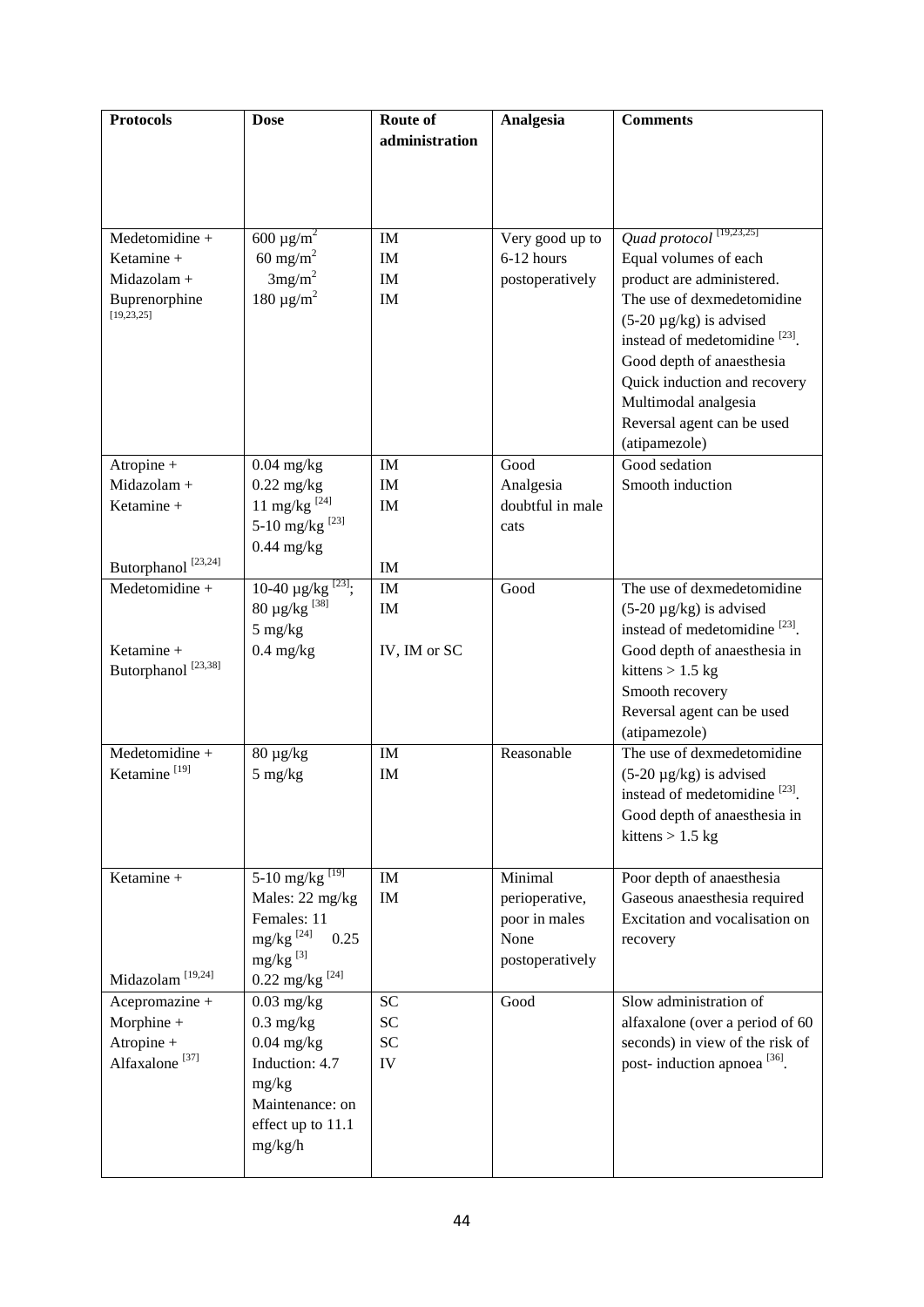| Protocols | Dose | Route of administration | Analgesia | Comments |
|---|---|---|---|---|
| Medetomidine + Ketamine + Midazolam + Buprenorphine [19,23,25] | 600 µg/m$^2$ 60 mg/m$^2$ 3mg/m$^2$ 180 µg/m$^2$ | IM IM IM IM | Very good up to 6-12 hours postoperatively | *Quad protocol* [19,23,25] Equal volumes of each product are administered. The use of dexmedetomidine (5-20 µg/kg) is advised instead of medetomidine [23]. Good depth of anaesthesia Quick induction and recovery Multimodal analgesia Reversal agent can be used (atipamezole) |
| Atropine + Midazolam + Ketamine + Butorphanol [23,24] | 0.04 mg/kg 0.22 mg/kg 11 mg/kg [24] 5-10 mg/kg [23] 0.44 mg/kg | IM IM IM IM | Good Analgesia doubtful in male cats | Good sedation Smooth induction |
| Medetomidine + Ketamine + Butorphanol [23,38] | 10-40 µg/kg [23]; 80 µg/kg [38] 5 mg/kg 0.4 mg/kg | IM IM IV, IM or SC | Good | The use of dexmedetomidine (5-20 µg/kg) is advised instead of medetomidine [23]. Good depth of anaesthesia in kittens > 1.5 kg Smooth recovery Reversal agent can be used (atipamezole) |
| Medetomidine + Ketamine [19] | 80 µg/kg 5 mg/kg | IM IM | Reasonable | The use of dexmedetomidine (5-20 µg/kg) is advised instead of medetomidine [23]. Good depth of anaesthesia in kittens > 1.5 kg |
| Ketamine + Midazolam [19,24] | 5-10 mg/kg [19] Males: 22 mg/kg Females: 11 mg/kg [24] 0.25 mg/kg [3] 0.22 mg/kg [24] | IM IM | Minimal perioperative, poor in males None postoperatively | Poor depth of anaesthesia Gaseous anaesthesia required Excitation and vocalisation on recovery |
| Acepromazine + Morphine + Atropine + Alfaxalone [37] | 0.03 mg/kg 0.3 mg/kg 0.04 mg/kg Induction: 4.7 mg/kg Maintenance: on effect up to 11.1 mg/kg/h | SC SC SC IV | Good | Slow administration of alfaxalone (over a period of 60 seconds) in view of the risk of post- induction apnoea [36]. |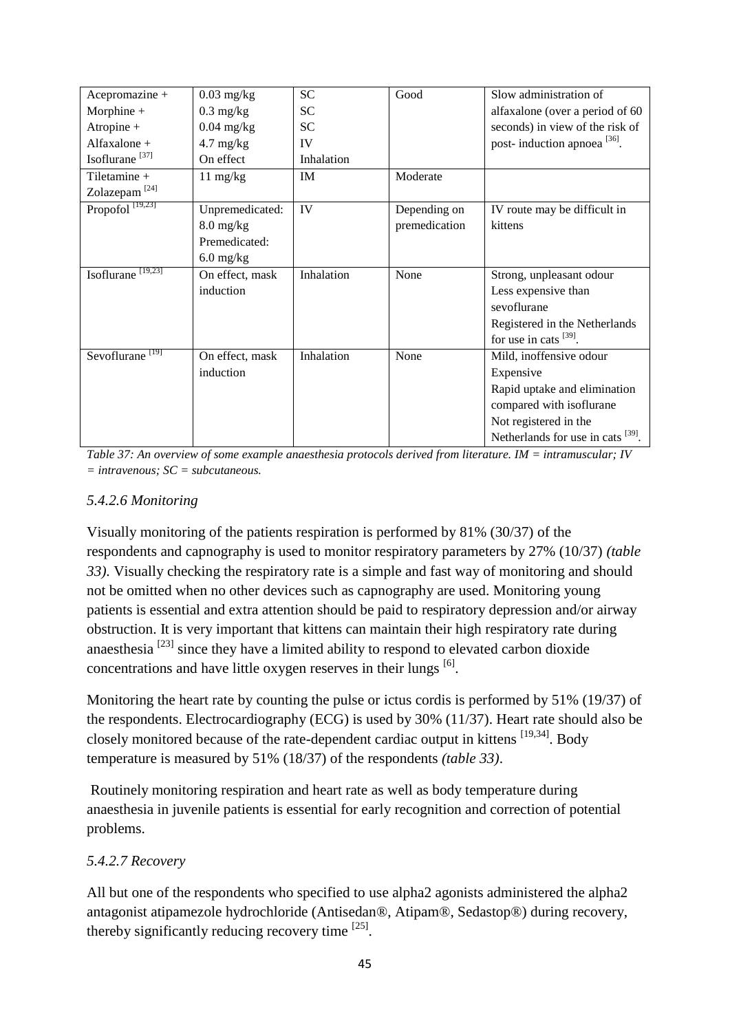| | | | | |
|---|---|---|---|---|
| Acepromazine +<br>Morphine +<br>Atropine +<br>Alfaxalone +<br>Isoflurane [37] | 0.03 mg/kg<br>0.3 mg/kg<br>0.04 mg/kg<br>4.7 mg/kg<br>On effect | SC<br>SC<br>SC<br>IV<br>Inhalation | Good | Slow administration of alfaxalone (over a period of 60 seconds) in view of the risk of post- induction apnoea [36]. |
| Tiletamine +<br>Zolazepam [24] | 11 mg/kg | IM | Moderate | |
| Propofol [19,23] | Unpremedicated:<br>8.0 mg/kg<br>Premedicated:<br>6.0 mg/kg | IV | Depending on premedication | IV route may be difficult in kittens |
| Isoflurane [19,23] | On effect, mask induction | Inhalation | None | Strong, unpleasant odour<br>Less expensive than sevoflurane<br>Registered in the Netherlands for use in cats [39]. |
| Sevoflurane [19] | On effect, mask induction | Inhalation | None | Mild, inoffensive odour<br>Expensive<br>Rapid uptake and elimination compared with isoflurane<br>Not registered in the Netherlands for use in cats [39]. |

*Table 37: An overview of some example anaesthesia protocols derived from literature. IM = intramuscular; IV = intravenous; SC = subcutaneous.*

#### *5.4.2.6 Monitoring*

Visually monitoring of the patients respiration is performed by 81% (30/37) of the respondents and capnography is used to monitor respiratory parameters by 27% (10/37) *(table 33)*. Visually checking the respiratory rate is a simple and fast way of monitoring and should not be omitted when no other devices such as capnography are used. Monitoring young patients is essential and extra attention should be paid to respiratory depression and/or airway obstruction. It is very important that kittens can maintain their high respiratory rate during anaesthesia [23] since they have a limited ability to respond to elevated carbon dioxide concentrations and have little oxygen reserves in their lungs [6].

Monitoring the heart rate by counting the pulse or ictus cordis is performed by 51% (19/37) of the respondents. Electrocardiography (ECG) is used by 30% (11/37). Heart rate should also be closely monitored because of the rate-dependent cardiac output in kittens [19,34]. Body temperature is measured by 51% (18/37) of the respondents *(table 33)*.

Routinely monitoring respiration and heart rate as well as body temperature during anaesthesia in juvenile patients is essential for early recognition and correction of potential problems.

#### *5.4.2.7 Recovery*

All but one of the respondents who specified to use alpha2 agonists administered the alpha2 antagonist atipamezole hydrochloride (Antisedan®, Atipam®, Sedastop®) during recovery, thereby significantly reducing recovery time [25].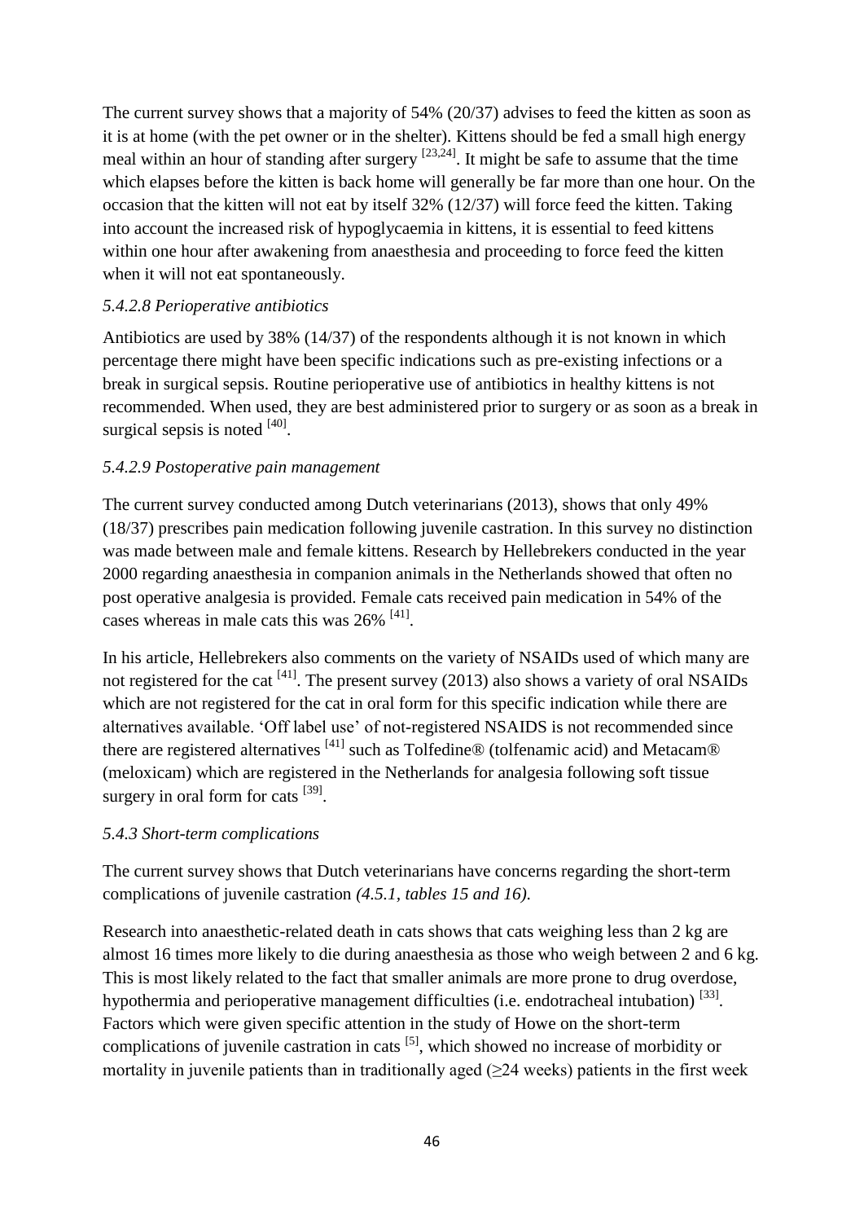The current survey shows that a majority of 54% (20/37) advises to feed the kitten as soon as it is at home (with the pet owner or in the shelter). Kittens should be fed a small high energy meal within an hour of standing after surgery [23,24]. It might be safe to assume that the time which elapses before the kitten is back home will generally be far more than one hour. On the occasion that the kitten will not eat by itself 32% (12/37) will force feed the kitten. Taking into account the increased risk of hypoglycaemia in kittens, it is essential to feed kittens within one hour after awakening from anaesthesia and proceeding to force feed the kitten when it will not eat spontaneously.

### *5.4.2.8 Perioperative antibiotics*

Antibiotics are used by 38% (14/37) of the respondents although it is not known in which percentage there might have been specific indications such as pre-existing infections or a break in surgical sepsis. Routine perioperative use of antibiotics in healthy kittens is not recommended. When used, they are best administered prior to surgery or as soon as a break in surgical sepsis is noted [40].

### *5.4.2.9 Postoperative pain management*

The current survey conducted among Dutch veterinarians (2013), shows that only 49% (18/37) prescribes pain medication following juvenile castration. In this survey no distinction was made between male and female kittens. Research by Hellebrekers conducted in the year 2000 regarding anaesthesia in companion animals in the Netherlands showed that often no post operative analgesia is provided. Female cats received pain medication in 54% of the cases whereas in male cats this was 26% [41].

In his article, Hellebrekers also comments on the variety of NSAIDs used of which many are not registered for the cat [41]. The present survey (2013) also shows a variety of oral NSAIDs which are not registered for the cat in oral form for this specific indication while there are alternatives available. 'Off label use' of not-registered NSAIDS is not recommended since there are registered alternatives [41] such as Tolfedine® (tolfenamic acid) and Metacam® (meloxicam) which are registered in the Netherlands for analgesia following soft tissue surgery in oral form for cats [39].

### *5.4.3 Short-term complications*

The current survey shows that Dutch veterinarians have concerns regarding the short-term complications of juvenile castration *(4.5.1, tables 15 and 16).*

Research into anaesthetic-related death in cats shows that cats weighing less than 2 kg are almost 16 times more likely to die during anaesthesia as those who weigh between 2 and 6 kg. This is most likely related to the fact that smaller animals are more prone to drug overdose, hypothermia and perioperative management difficulties (i.e. endotracheal intubation) [33]. Factors which were given specific attention in the study of Howe on the short-term complications of juvenile castration in cats [5], which showed no increase of morbidity or mortality in juvenile patients than in traditionally aged (≥24 weeks) patients in the first week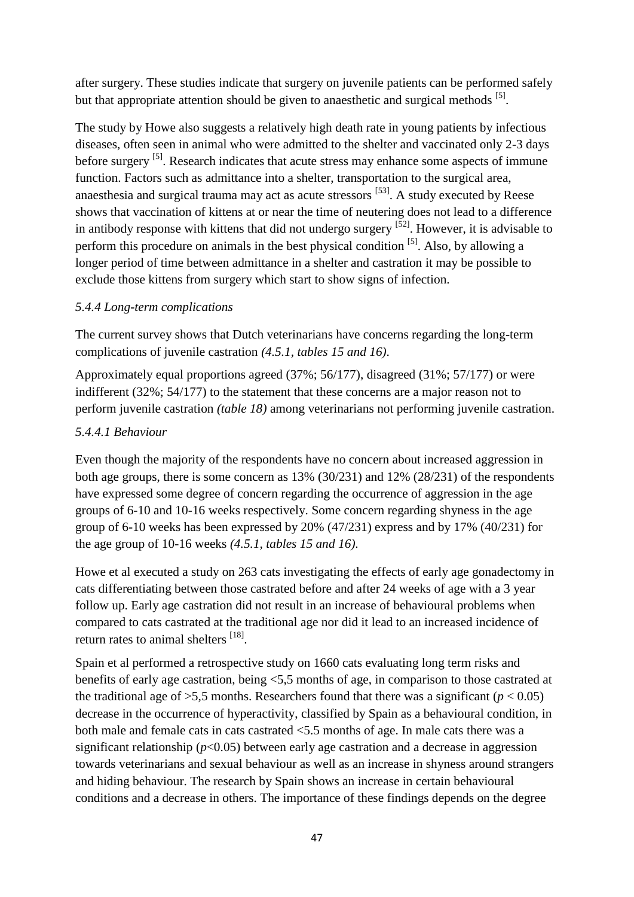after surgery. These studies indicate that surgery on juvenile patients can be performed safely but that appropriate attention should be given to anaesthetic and surgical methods [5].

The study by Howe also suggests a relatively high death rate in young patients by infectious diseases, often seen in animal who were admitted to the shelter and vaccinated only 2-3 days before surgery [5]. Research indicates that acute stress may enhance some aspects of immune function. Factors such as admittance into a shelter, transportation to the surgical area, anaesthesia and surgical trauma may act as acute stressors [53]. A study executed by Reese shows that vaccination of kittens at or near the time of neutering does not lead to a difference in antibody response with kittens that did not undergo surgery [52]. However, it is advisable to perform this procedure on animals in the best physical condition [5]. Also, by allowing a longer period of time between admittance in a shelter and castration it may be possible to exclude those kittens from surgery which start to show signs of infection.

#### *5.4.4 Long-term complications*

The current survey shows that Dutch veterinarians have concerns regarding the long-term complications of juvenile castration *(4.5.1, tables 15 and 16).*

Approximately equal proportions agreed (37%; 56/177), disagreed (31%; 57/177) or were indifferent (32%; 54/177) to the statement that these concerns are a major reason not to perform juvenile castration *(table 18)* among veterinarians not performing juvenile castration.

##### *5.4.4.1 Behaviour*

Even though the majority of the respondents have no concern about increased aggression in both age groups, there is some concern as 13% (30/231) and 12% (28/231) of the respondents have expressed some degree of concern regarding the occurrence of aggression in the age groups of 6-10 and 10-16 weeks respectively. Some concern regarding shyness in the age group of 6-10 weeks has been expressed by 20% (47/231) express and by 17% (40/231) for the age group of 10-16 weeks *(4.5.1, tables 15 and 16).*

Howe et al executed a study on 263 cats investigating the effects of early age gonadectomy in cats differentiating between those castrated before and after 24 weeks of age with a 3 year follow up. Early age castration did not result in an increase of behavioural problems when compared to cats castrated at the traditional age nor did it lead to an increased incidence of return rates to animal shelters [18].

Spain et al performed a retrospective study on 1660 cats evaluating long term risks and benefits of early age castration, being <5,5 months of age, in comparison to those castrated at the traditional age of >5,5 months. Researchers found that there was a significant ($p < 0.05$) decrease in the occurrence of hyperactivity, classified by Spain as a behavioural condition, in both male and female cats in cats castrated <5.5 months of age. In male cats there was a significant relationship ($p<0.05$) between early age castration and a decrease in aggression towards veterinarians and sexual behaviour as well as an increase in shyness around strangers and hiding behaviour. The research by Spain shows an increase in certain behavioural conditions and a decrease in others. The importance of these findings depends on the degree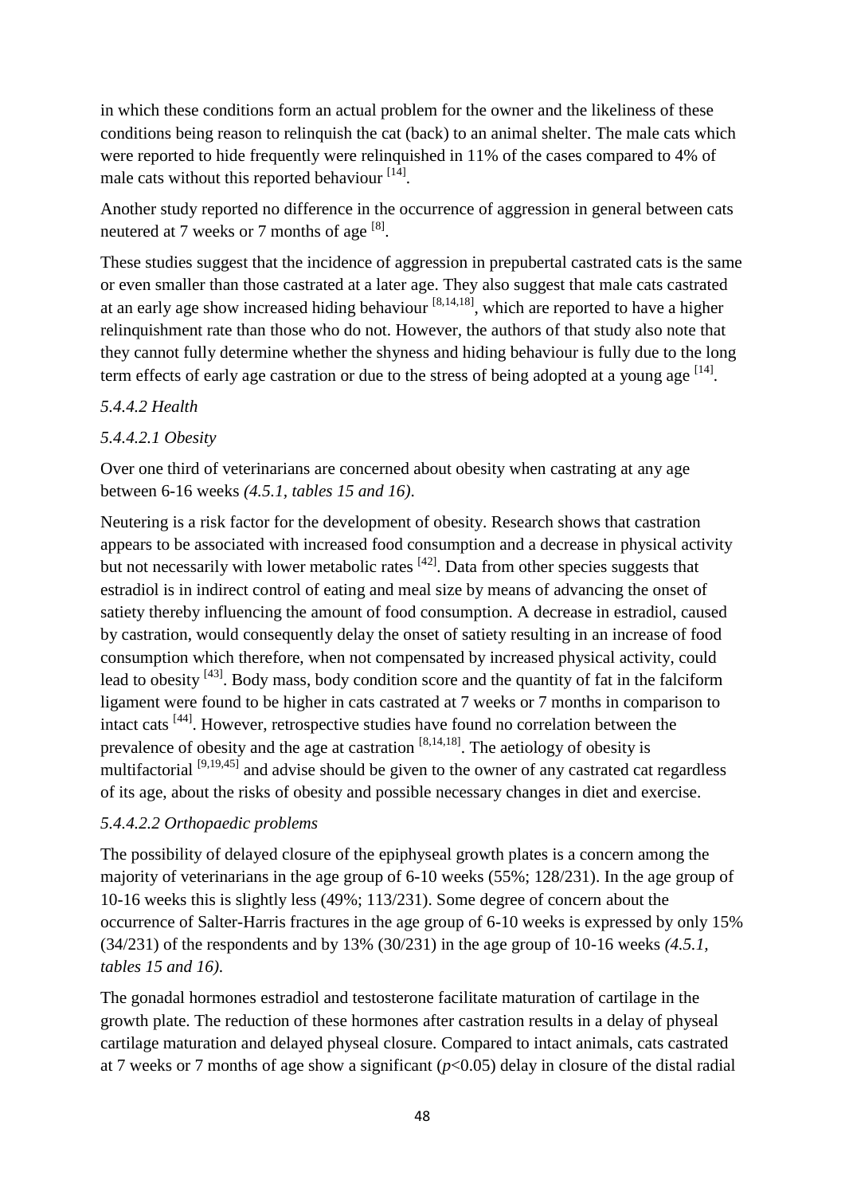in which these conditions form an actual problem for the owner and the likeliness of these conditions being reason to relinquish the cat (back) to an animal shelter. The male cats which were reported to hide frequently were relinquished in 11% of the cases compared to 4% of male cats without this reported behaviour [14].

Another study reported no difference in the occurrence of aggression in general between cats neutered at 7 weeks or 7 months of age [8].

These studies suggest that the incidence of aggression in prepubertal castrated cats is the same or even smaller than those castrated at a later age. They also suggest that male cats castrated at an early age show increased hiding behaviour [8,14,18], which are reported to have a higher relinquishment rate than those who do not. However, the authors of that study also note that they cannot fully determine whether the shyness and hiding behaviour is fully due to the long term effects of early age castration or due to the stress of being adopted at a young age [14].

*5.4.4.2 Health*

*5.4.4.2.1 Obesity*

Over one third of veterinarians are concerned about obesity when castrating at any age between 6-16 weeks *(4.5.1, tables 15 and 16)*.

Neutering is a risk factor for the development of obesity. Research shows that castration appears to be associated with increased food consumption and a decrease in physical activity but not necessarily with lower metabolic rates [42]. Data from other species suggests that estradiol is in indirect control of eating and meal size by means of advancing the onset of satiety thereby influencing the amount of food consumption. A decrease in estradiol, caused by castration, would consequently delay the onset of satiety resulting in an increase of food consumption which therefore, when not compensated by increased physical activity, could lead to obesity [43]. Body mass, body condition score and the quantity of fat in the falciform ligament were found to be higher in cats castrated at 7 weeks or 7 months in comparison to intact cats [44]. However, retrospective studies have found no correlation between the prevalence of obesity and the age at castration [8,14,18]. The aetiology of obesity is multifactorial [9,19,45] and advise should be given to the owner of any castrated cat regardless of its age, about the risks of obesity and possible necessary changes in diet and exercise.

*5.4.4.2.2 Orthopaedic problems*

The possibility of delayed closure of the epiphyseal growth plates is a concern among the majority of veterinarians in the age group of 6-10 weeks (55%; 128/231). In the age group of 10-16 weeks this is slightly less (49%; 113/231). Some degree of concern about the occurrence of Salter-Harris fractures in the age group of 6-10 weeks is expressed by only 15% (34/231) of the respondents and by 13% (30/231) in the age group of 10-16 weeks *(4.5.1, tables 15 and 16)*.

The gonadal hormones estradiol and testosterone facilitate maturation of cartilage in the growth plate. The reduction of these hormones after castration results in a delay of physeal cartilage maturation and delayed physeal closure. Compared to intact animals, cats castrated at 7 weeks or 7 months of age show a significant ($p<0.05$) delay in closure of the distal radial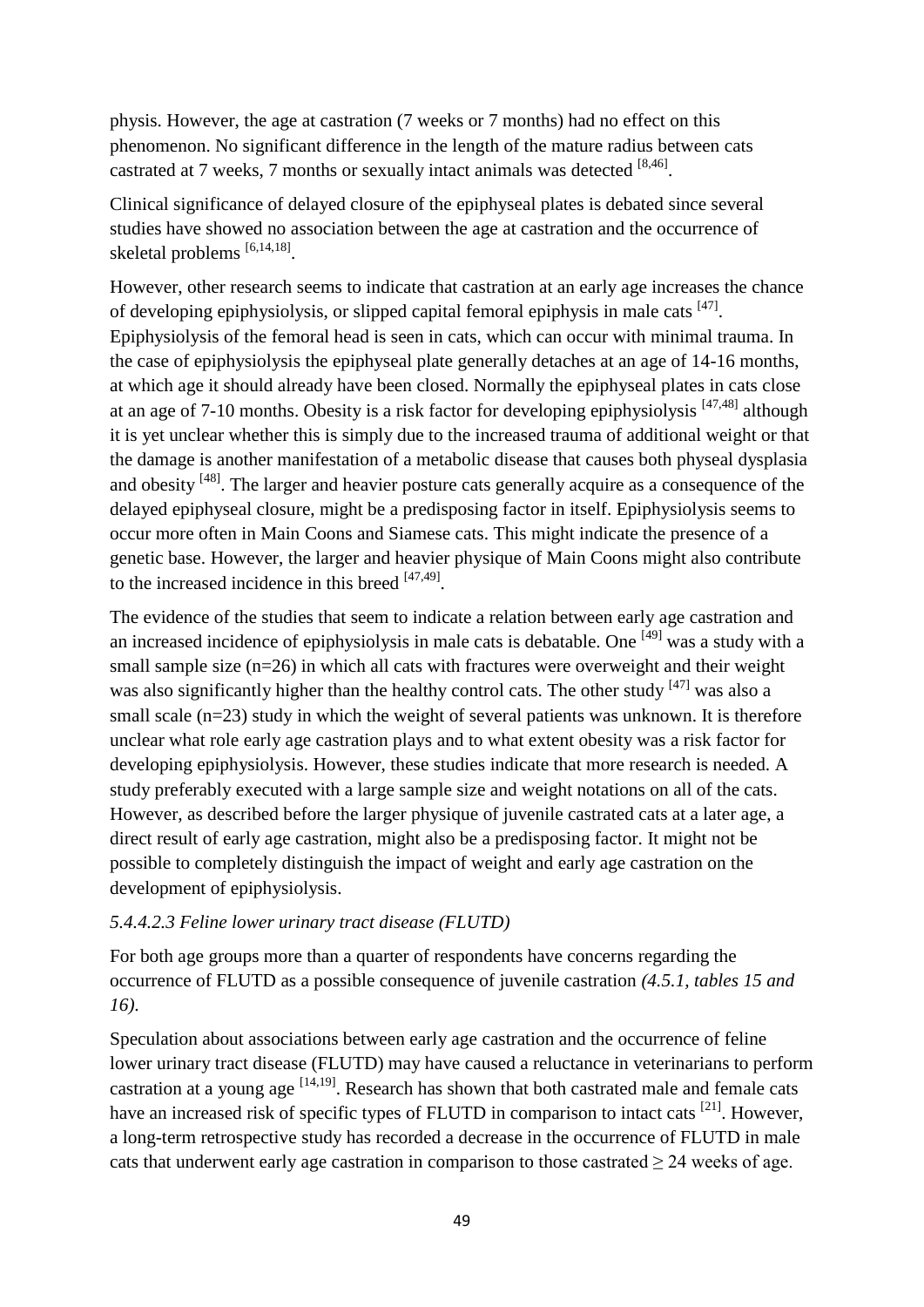physis. However, the age at castration (7 weeks or 7 months) had no effect on this phenomenon. No significant difference in the length of the mature radius between cats castrated at 7 weeks, 7 months or sexually intact animals was detected [8,46].

Clinical significance of delayed closure of the epiphyseal plates is debated since several studies have showed no association between the age at castration and the occurrence of skeletal problems [6,14,18].

However, other research seems to indicate that castration at an early age increases the chance of developing epiphysiolysis, or slipped capital femoral epiphysis in male cats [47]. Epiphysiolysis of the femoral head is seen in cats, which can occur with minimal trauma. In the case of epiphysiolysis the epiphyseal plate generally detaches at an age of 14-16 months, at which age it should already have been closed. Normally the epiphyseal plates in cats close at an age of 7-10 months. Obesity is a risk factor for developing epiphysiolysis [47,48] although it is yet unclear whether this is simply due to the increased trauma of additional weight or that the damage is another manifestation of a metabolic disease that causes both physeal dysplasia and obesity [48]. The larger and heavier posture cats generally acquire as a consequence of the delayed epiphyseal closure, might be a predisposing factor in itself. Epiphysiolysis seems to occur more often in Main Coons and Siamese cats. This might indicate the presence of a genetic base. However, the larger and heavier physique of Main Coons might also contribute to the increased incidence in this breed [47,49].

The evidence of the studies that seem to indicate a relation between early age castration and an increased incidence of epiphysiolysis in male cats is debatable. One [49] was a study with a small sample size (n=26) in which all cats with fractures were overweight and their weight was also significantly higher than the healthy control cats. The other study [47] was also a small scale (n=23) study in which the weight of several patients was unknown. It is therefore unclear what role early age castration plays and to what extent obesity was a risk factor for developing epiphysiolysis. However, these studies indicate that more research is needed. A study preferably executed with a large sample size and weight notations on all of the cats. However, as described before the larger physique of juvenile castrated cats at a later age, a direct result of early age castration, might also be a predisposing factor. It might not be possible to completely distinguish the impact of weight and early age castration on the development of epiphysiolysis.

*5.4.4.2.3 Feline lower urinary tract disease (FLUTD)*

For both age groups more than a quarter of respondents have concerns regarding the occurrence of FLUTD as a possible consequence of juvenile castration *(4.5.1, tables 15 and 16).*

Speculation about associations between early age castration and the occurrence of feline lower urinary tract disease (FLUTD) may have caused a reluctance in veterinarians to perform castration at a young age [14,19]. Research has shown that both castrated male and female cats have an increased risk of specific types of FLUTD in comparison to intact cats [21]. However, a long-term retrospective study has recorded a decrease in the occurrence of FLUTD in male cats that underwent early age castration in comparison to those castrated ≥ 24 weeks of age.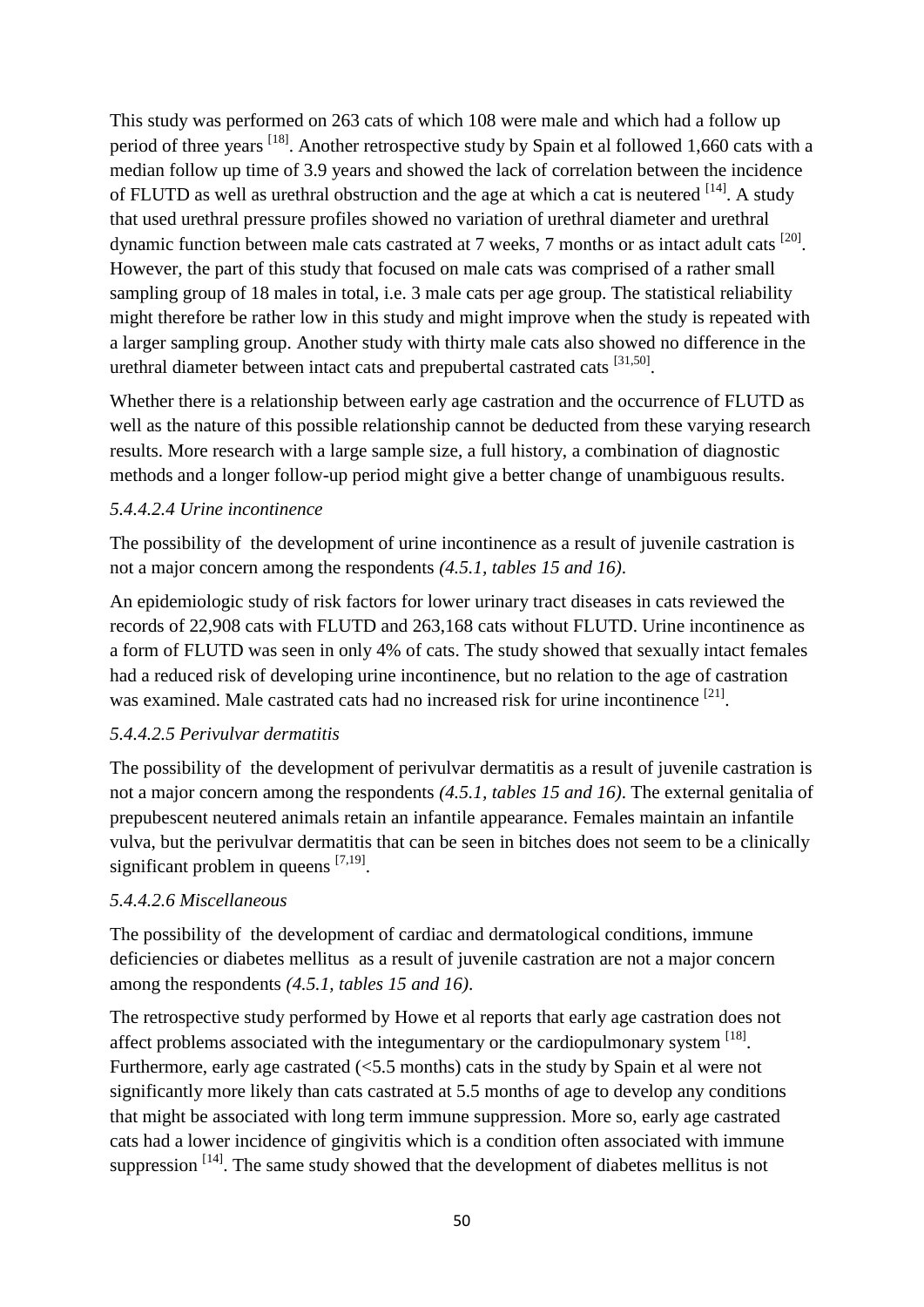This study was performed on 263 cats of which 108 were male and which had a follow up period of three years [18]. Another retrospective study by Spain et al followed 1,660 cats with a median follow up time of 3.9 years and showed the lack of correlation between the incidence of FLUTD as well as urethral obstruction and the age at which a cat is neutered [14]. A study that used urethral pressure profiles showed no variation of urethral diameter and urethral dynamic function between male cats castrated at 7 weeks, 7 months or as intact adult cats [20]. However, the part of this study that focused on male cats was comprised of a rather small sampling group of 18 males in total, i.e. 3 male cats per age group. The statistical reliability might therefore be rather low in this study and might improve when the study is repeated with a larger sampling group. Another study with thirty male cats also showed no difference in the urethral diameter between intact cats and prepubertal castrated cats [31,50].

Whether there is a relationship between early age castration and the occurrence of FLUTD as well as the nature of this possible relationship cannot be deducted from these varying research results. More research with a large sample size, a full history, a combination of diagnostic methods and a longer follow-up period might give a better change of unambiguous results.

*5.4.4.2.4 Urine incontinence*

The possibility of the development of urine incontinence as a result of juvenile castration is not a major concern among the respondents *(4.5.1, tables 15 and 16)*.

An epidemiologic study of risk factors for lower urinary tract diseases in cats reviewed the records of 22,908 cats with FLUTD and 263,168 cats without FLUTD. Urine incontinence as a form of FLUTD was seen in only 4% of cats. The study showed that sexually intact females had a reduced risk of developing urine incontinence, but no relation to the age of castration was examined. Male castrated cats had no increased risk for urine incontinence [21].

*5.4.4.2.5 Perivulvar dermatitis*

The possibility of the development of perivulvar dermatitis as a result of juvenile castration is not a major concern among the respondents *(4.5.1, tables 15 and 16)*. The external genitalia of prepubescent neutered animals retain an infantile appearance. Females maintain an infantile vulva, but the perivulvar dermatitis that can be seen in bitches does not seem to be a clinically significant problem in queens [7,19].

*5.4.4.2.6 Miscellaneous*

The possibility of the development of cardiac and dermatological conditions, immune deficiencies or diabetes mellitus as a result of juvenile castration are not a major concern among the respondents *(4.5.1, tables 15 and 16)*.

The retrospective study performed by Howe et al reports that early age castration does not affect problems associated with the integumentary or the cardiopulmonary system [18]. Furthermore, early age castrated (<5.5 months) cats in the study by Spain et al were not significantly more likely than cats castrated at 5.5 months of age to develop any conditions that might be associated with long term immune suppression. More so, early age castrated cats had a lower incidence of gingivitis which is a condition often associated with immune suppression [14]. The same study showed that the development of diabetes mellitus is not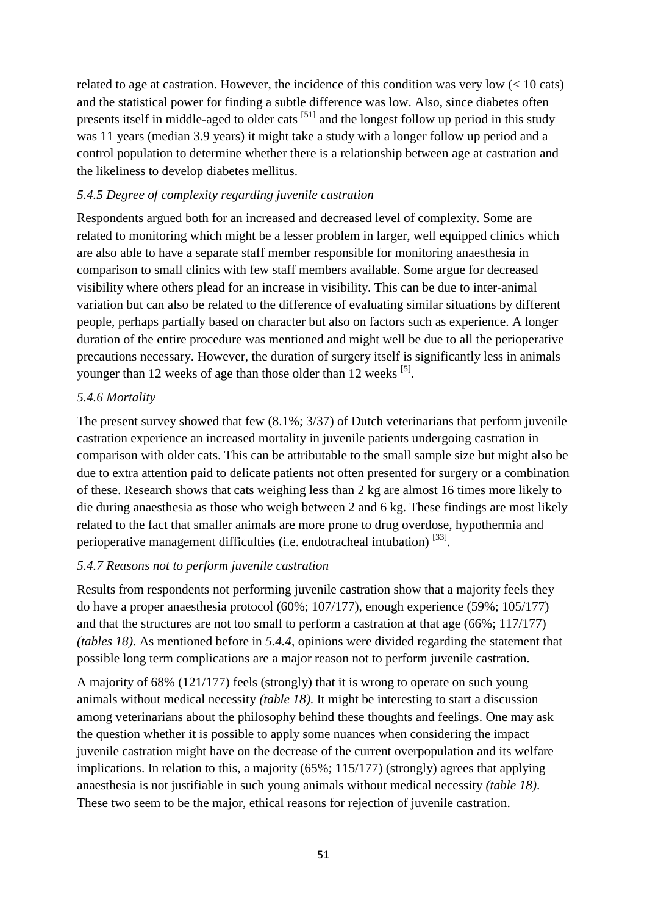related to age at castration. However, the incidence of this condition was very low (< 10 cats) and the statistical power for finding a subtle difference was low. Also, since diabetes often presents itself in middle-aged to older cats [51] and the longest follow up period in this study was 11 years (median 3.9 years) it might take a study with a longer follow up period and a control population to determine whether there is a relationship between age at castration and the likeliness to develop diabetes mellitus.

### *5.4.5 Degree of complexity regarding juvenile castration*

Respondents argued both for an increased and decreased level of complexity. Some are related to monitoring which might be a lesser problem in larger, well equipped clinics which are also able to have a separate staff member responsible for monitoring anaesthesia in comparison to small clinics with few staff members available. Some argue for decreased visibility where others plead for an increase in visibility. This can be due to inter-animal variation but can also be related to the difference of evaluating similar situations by different people, perhaps partially based on character but also on factors such as experience. A longer duration of the entire procedure was mentioned and might well be due to all the perioperative precautions necessary. However, the duration of surgery itself is significantly less in animals younger than 12 weeks of age than those older than 12 weeks [5].

### *5.4.6 Mortality*

The present survey showed that few (8.1%; 3/37) of Dutch veterinarians that perform juvenile castration experience an increased mortality in juvenile patients undergoing castration in comparison with older cats. This can be attributable to the small sample size but might also be due to extra attention paid to delicate patients not often presented for surgery or a combination of these. Research shows that cats weighing less than 2 kg are almost 16 times more likely to die during anaesthesia as those who weigh between 2 and 6 kg. These findings are most likely related to the fact that smaller animals are more prone to drug overdose, hypothermia and perioperative management difficulties (i.e. endotracheal intubation) [33].

### *5.4.7 Reasons not to perform juvenile castration*

Results from respondents not performing juvenile castration show that a majority feels they do have a proper anaesthesia protocol (60%; 107/177), enough experience (59%; 105/177) and that the structures are not too small to perform a castration at that age (66%; 117/177) *(tables 18)*. As mentioned before in *5.4.4*, opinions were divided regarding the statement that possible long term complications are a major reason not to perform juvenile castration.

A majority of 68% (121/177) feels (strongly) that it is wrong to operate on such young animals without medical necessity *(table 18)*. It might be interesting to start a discussion among veterinarians about the philosophy behind these thoughts and feelings. One may ask the question whether it is possible to apply some nuances when considering the impact juvenile castration might have on the decrease of the current overpopulation and its welfare implications. In relation to this, a majority (65%; 115/177) (strongly) agrees that applying anaesthesia is not justifiable in such young animals without medical necessity *(table 18)*. These two seem to be the major, ethical reasons for rejection of juvenile castration.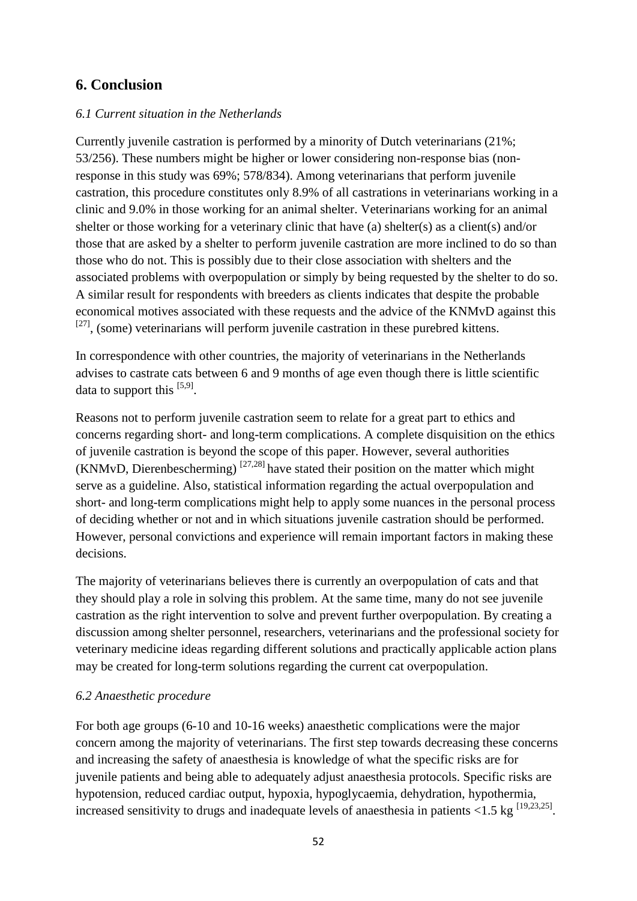## 6. Conclusion

### *6.1 Current situation in the Netherlands*

Currently juvenile castration is performed by a minority of Dutch veterinarians (21%; 53/256). These numbers might be higher or lower considering non-response bias (non-response in this study was 69%; 578/834). Among veterinarians that perform juvenile castration, this procedure constitutes only 8.9% of all castrations in veterinarians working in a clinic and 9.0% in those working for an animal shelter. Veterinarians working for an animal shelter or those working for a veterinary clinic that have (a) shelter(s) as a client(s) and/or those that are asked by a shelter to perform juvenile castration are more inclined to do so than those who do not. This is possibly due to their close association with shelters and the associated problems with overpopulation or simply by being requested by the shelter to do so. A similar result for respondents with breeders as clients indicates that despite the probable economical motives associated with these requests and the advice of the KNMvD against this [27], (some) veterinarians will perform juvenile castration in these purebred kittens.

In correspondence with other countries, the majority of veterinarians in the Netherlands advises to castrate cats between 6 and 9 months of age even though there is little scientific data to support this [5,9].

Reasons not to perform juvenile castration seem to relate for a great part to ethics and concerns regarding short- and long-term complications. A complete disquisition on the ethics of juvenile castration is beyond the scope of this paper. However, several authorities (KNMvD, Dierenbescherming) [27,28] have stated their position on the matter which might serve as a guideline. Also, statistical information regarding the actual overpopulation and short- and long-term complications might help to apply some nuances in the personal process of deciding whether or not and in which situations juvenile castration should be performed. However, personal convictions and experience will remain important factors in making these decisions.

The majority of veterinarians believes there is currently an overpopulation of cats and that they should play a role in solving this problem. At the same time, many do not see juvenile castration as the right intervention to solve and prevent further overpopulation. By creating a discussion among shelter personnel, researchers, veterinarians and the professional society for veterinary medicine ideas regarding different solutions and practically applicable action plans may be created for long-term solutions regarding the current cat overpopulation.

### *6.2 Anaesthetic procedure*

For both age groups (6-10 and 10-16 weeks) anaesthetic complications were the major concern among the majority of veterinarians. The first step towards decreasing these concerns and increasing the safety of anaesthesia is knowledge of what the specific risks are for juvenile patients and being able to adequately adjust anaesthesia protocols. Specific risks are hypotension, reduced cardiac output, hypoxia, hypoglycaemia, dehydration, hypothermia, increased sensitivity to drugs and inadequate levels of anaesthesia in patients <1.5 kg [19,23,25].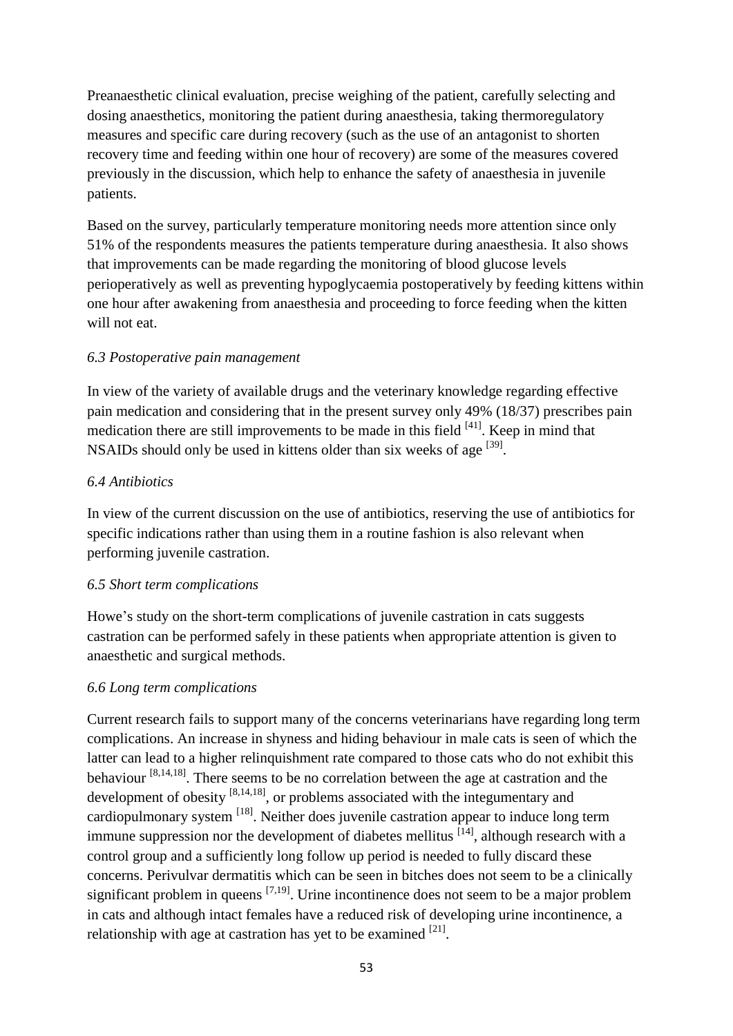Preanaesthetic clinical evaluation, precise weighing of the patient, carefully selecting and dosing anaesthetics, monitoring the patient during anaesthesia, taking thermoregulatory measures and specific care during recovery (such as the use of an antagonist to shorten recovery time and feeding within one hour of recovery) are some of the measures covered previously in the discussion, which help to enhance the safety of anaesthesia in juvenile patients.

Based on the survey, particularly temperature monitoring needs more attention since only 51% of the respondents measures the patients temperature during anaesthesia. It also shows that improvements can be made regarding the monitoring of blood glucose levels perioperatively as well as preventing hypoglycaemia postoperatively by feeding kittens within one hour after awakening from anaesthesia and proceeding to force feeding when the kitten will not eat.

### *6.3 Postoperative pain management*

In view of the variety of available drugs and the veterinary knowledge regarding effective pain medication and considering that in the present survey only 49% (18/37) prescribes pain medication there are still improvements to be made in this field [41]. Keep in mind that NSAIDs should only be used in kittens older than six weeks of age [39].

### *6.4 Antibiotics*

In view of the current discussion on the use of antibiotics, reserving the use of antibiotics for specific indications rather than using them in a routine fashion is also relevant when performing juvenile castration.

### *6.5 Short term complications*

Howe's study on the short-term complications of juvenile castration in cats suggests castration can be performed safely in these patients when appropriate attention is given to anaesthetic and surgical methods.

### *6.6 Long term complications*

Current research fails to support many of the concerns veterinarians have regarding long term complications. An increase in shyness and hiding behaviour in male cats is seen of which the latter can lead to a higher relinquishment rate compared to those cats who do not exhibit this behaviour [8,14,18]. There seems to be no correlation between the age at castration and the development of obesity [8,14,18], or problems associated with the integumentary and cardiopulmonary system [18]. Neither does juvenile castration appear to induce long term immune suppression nor the development of diabetes mellitus [14], although research with a control group and a sufficiently long follow up period is needed to fully discard these concerns. Perivulvar dermatitis which can be seen in bitches does not seem to be a clinically significant problem in queens [7,19]. Urine incontinence does not seem to be a major problem in cats and although intact females have a reduced risk of developing urine incontinence, a relationship with age at castration has yet to be examined [21].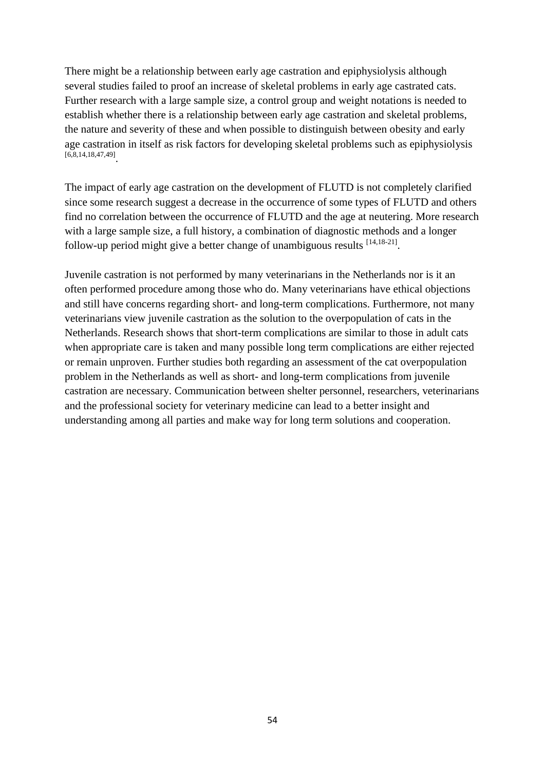There might be a relationship between early age castration and epiphysiolysis although several studies failed to proof an increase of skeletal problems in early age castrated cats. Further research with a large sample size, a control group and weight notations is needed to establish whether there is a relationship between early age castration and skeletal problems, the nature and severity of these and when possible to distinguish between obesity and early age castration in itself as risk factors for developing skeletal problems such as epiphysiolysis [6,8,14,18,47,49].

The impact of early age castration on the development of FLUTD is not completely clarified since some research suggest a decrease in the occurrence of some types of FLUTD and others find no correlation between the occurrence of FLUTD and the age at neutering. More research with a large sample size, a full history, a combination of diagnostic methods and a longer follow-up period might give a better change of unambiguous results [14,18-21].

Juvenile castration is not performed by many veterinarians in the Netherlands nor is it an often performed procedure among those who do. Many veterinarians have ethical objections and still have concerns regarding short- and long-term complications. Furthermore, not many veterinarians view juvenile castration as the solution to the overpopulation of cats in the Netherlands. Research shows that short-term complications are similar to those in adult cats when appropriate care is taken and many possible long term complications are either rejected or remain unproven. Further studies both regarding an assessment of the cat overpopulation problem in the Netherlands as well as short- and long-term complications from juvenile castration are necessary. Communication between shelter personnel, researchers, veterinarians and the professional society for veterinary medicine can lead to a better insight and understanding among all parties and make way for long term solutions and cooperation.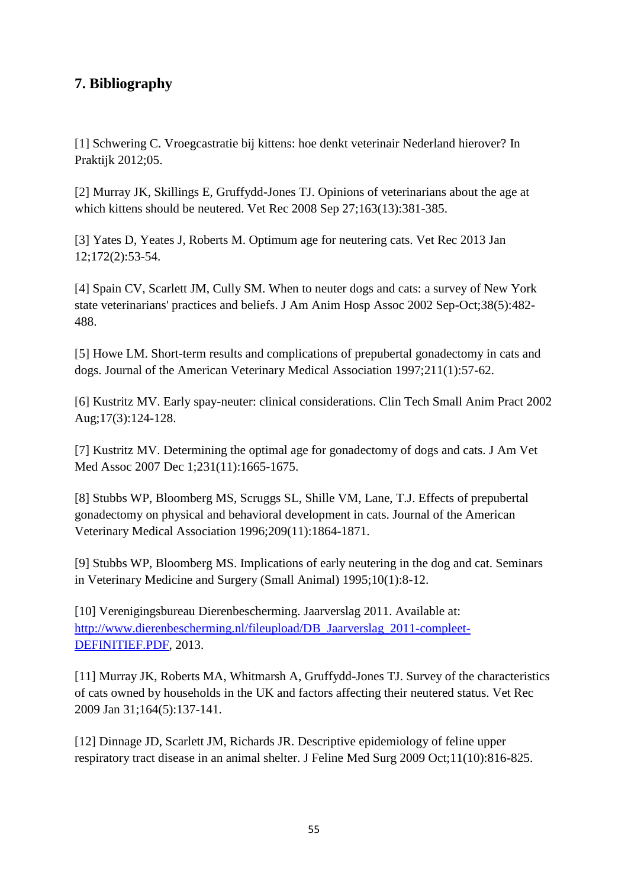## 7. Bibliography

[1] Schwering C. Vroegcastratie bij kittens: hoe denkt veterinair Nederland hierover? In Praktijk 2012;05.

[2] Murray JK, Skillings E, Gruffydd-Jones TJ. Opinions of veterinarians about the age at which kittens should be neutered. Vet Rec 2008 Sep 27;163(13):381-385.

[3] Yates D, Yeates J, Roberts M. Optimum age for neutering cats. Vet Rec 2013 Jan 12;172(2):53-54.

[4] Spain CV, Scarlett JM, Cully SM. When to neuter dogs and cats: a survey of New York state veterinarians' practices and beliefs. J Am Anim Hosp Assoc 2002 Sep-Oct;38(5):482-488.

[5] Howe LM. Short-term results and complications of prepubertal gonadectomy in cats and dogs. Journal of the American Veterinary Medical Association 1997;211(1):57-62.

[6] Kustritz MV. Early spay-neuter: clinical considerations. Clin Tech Small Anim Pract 2002 Aug;17(3):124-128.

[7] Kustritz MV. Determining the optimal age for gonadectomy of dogs and cats. J Am Vet Med Assoc 2007 Dec 1;231(11):1665-1675.

[8] Stubbs WP, Bloomberg MS, Scruggs SL, Shille VM, Lane, T.J. Effects of prepubertal gonadectomy on physical and behavioral development in cats. Journal of the American Veterinary Medical Association 1996;209(11):1864-1871.

[9] Stubbs WP, Bloomberg MS. Implications of early neutering in the dog and cat. Seminars in Veterinary Medicine and Surgery (Small Animal) 1995;10(1):8-12.

[10] Verenigingsbureau Dierenbescherming. Jaarverslag 2011. Available at: http://www.dierenbescherming.nl/fileupload/DB_Jaarverslag_2011-compleet-DEFINITIEF.PDF, 2013.

[11] Murray JK, Roberts MA, Whitmarsh A, Gruffydd-Jones TJ. Survey of the characteristics of cats owned by households in the UK and factors affecting their neutered status. Vet Rec 2009 Jan 31;164(5):137-141.

[12] Dinnage JD, Scarlett JM, Richards JR. Descriptive epidemiology of feline upper respiratory tract disease in an animal shelter. J Feline Med Surg 2009 Oct;11(10):816-825.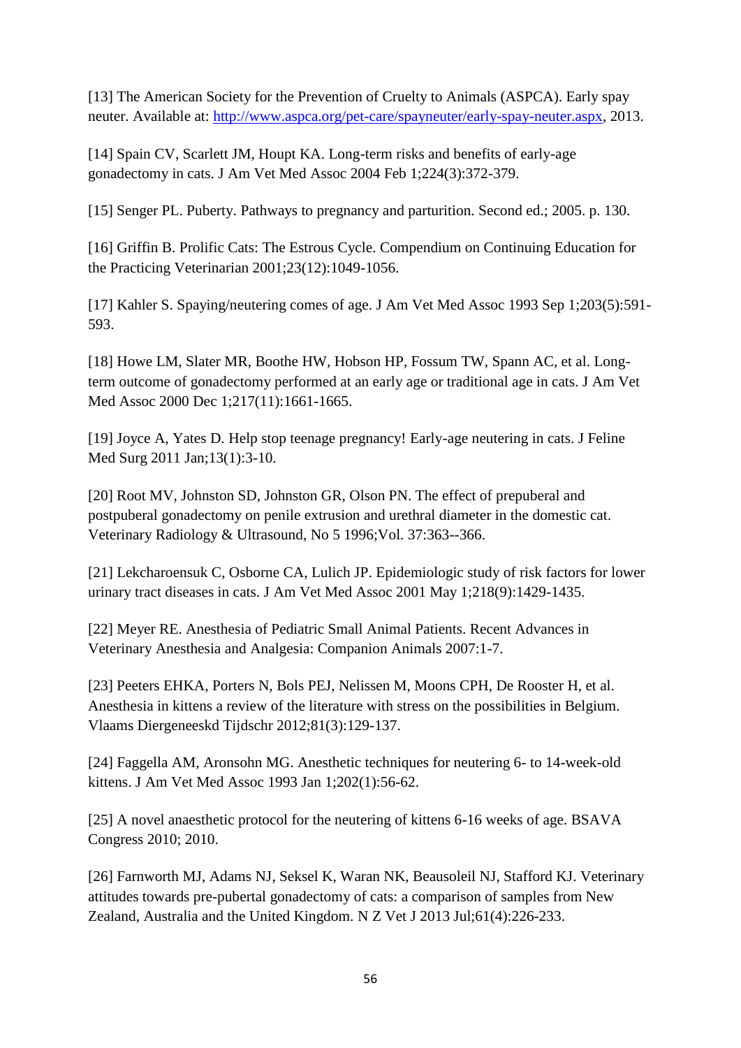[13] The American Society for the Prevention of Cruelty to Animals (ASPCA). Early spay neuter. Available at: http://www.aspca.org/pet-care/spayneuter/early-spay-neuter.aspx, 2013.

[14] Spain CV, Scarlett JM, Houpt KA. Long-term risks and benefits of early-age gonadectomy in cats. J Am Vet Med Assoc 2004 Feb 1;224(3):372-379.

[15] Senger PL. Puberty. Pathways to pregnancy and parturition. Second ed.; 2005. p. 130.

[16] Griffin B. Prolific Cats: The Estrous Cycle. Compendium on Continuing Education for the Practicing Veterinarian 2001;23(12):1049-1056.

[17] Kahler S. Spaying/neutering comes of age. J Am Vet Med Assoc 1993 Sep 1;203(5):591-593.

[18] Howe LM, Slater MR, Boothe HW, Hobson HP, Fossum TW, Spann AC, et al. Long-term outcome of gonadectomy performed at an early age or traditional age in cats. J Am Vet Med Assoc 2000 Dec 1;217(11):1661-1665.

[19] Joyce A, Yates D. Help stop teenage pregnancy! Early-age neutering in cats. J Feline Med Surg 2011 Jan;13(1):3-10.

[20] Root MV, Johnston SD, Johnston GR, Olson PN. The effect of prepuberal and postpuberal gonadectomy on penile extrusion and urethral diameter in the domestic cat. Veterinary Radiology & Ultrasound, No 5 1996;Vol. 37:363--366.

[21] Lekcharoensuk C, Osborne CA, Lulich JP. Epidemiologic study of risk factors for lower urinary tract diseases in cats. J Am Vet Med Assoc 2001 May 1;218(9):1429-1435.

[22] Meyer RE. Anesthesia of Pediatric Small Animal Patients. Recent Advances in Veterinary Anesthesia and Analgesia: Companion Animals 2007:1-7.

[23] Peeters EHKA, Porters N, Bols PEJ, Nelissen M, Moons CPH, De Rooster H, et al. Anesthesia in kittens a review of the literature with stress on the possibilities in Belgium. Vlaams Diergeneeskd Tijdschr 2012;81(3):129-137.

[24] Faggella AM, Aronsohn MG. Anesthetic techniques for neutering 6- to 14-week-old kittens. J Am Vet Med Assoc 1993 Jan 1;202(1):56-62.

[25] A novel anaesthetic protocol for the neutering of kittens 6-16 weeks of age. BSAVA Congress 2010; 2010.

[26] Farnworth MJ, Adams NJ, Seksel K, Waran NK, Beausoleil NJ, Stafford KJ. Veterinary attitudes towards pre-pubertal gonadectomy of cats: a comparison of samples from New Zealand, Australia and the United Kingdom. N Z Vet J 2013 Jul;61(4):226-233.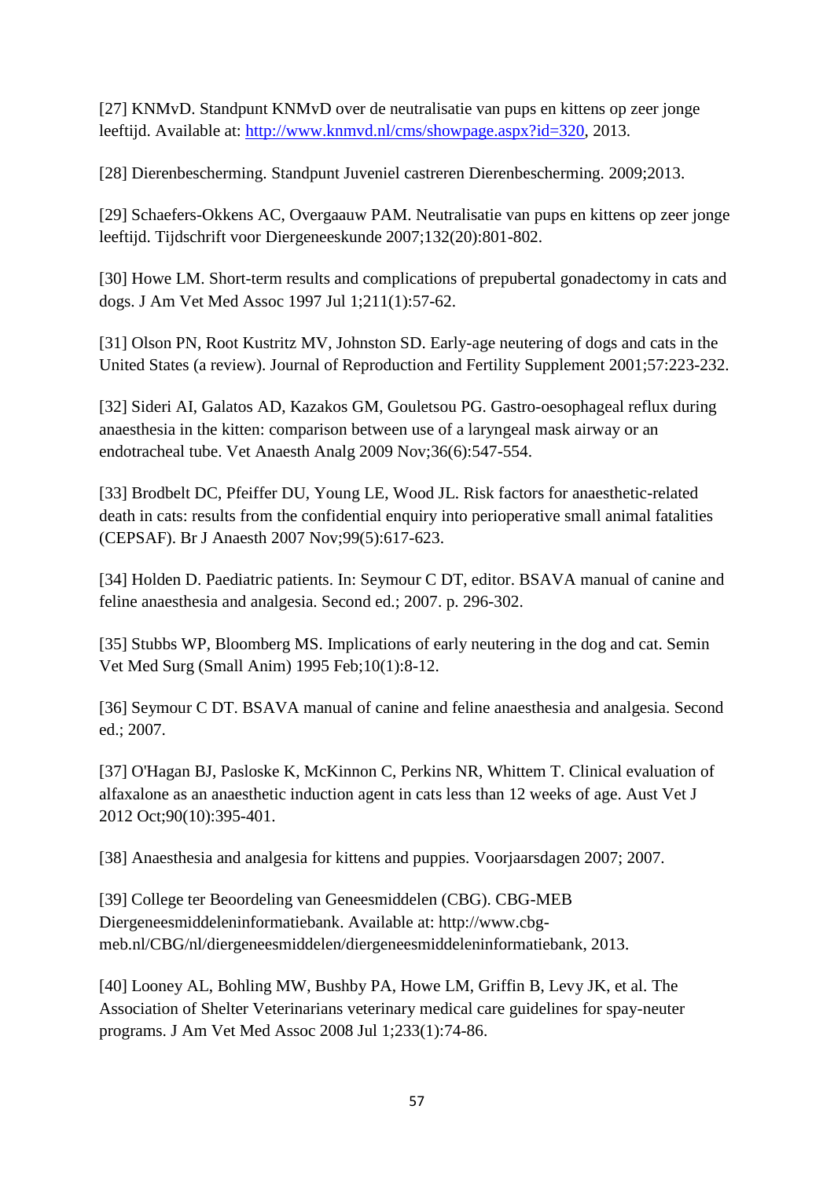[27] KNMvD. Standpunt KNMvD over de neutralisatie van pups en kittens op zeer jonge leeftijd. Available at: http://www.knmvd.nl/cms/showpage.aspx?id=320, 2013.

[28] Dierenbescherming. Standpunt Juveniel castreren Dierenbescherming. 2009;2013.

[29] Schaefers-Okkens AC, Overgaauw PAM. Neutralisatie van pups en kittens op zeer jonge leeftijd. Tijdschrift voor Diergeneeskunde 2007;132(20):801-802.

[30] Howe LM. Short-term results and complications of prepubertal gonadectomy in cats and dogs. J Am Vet Med Assoc 1997 Jul 1;211(1):57-62.

[31] Olson PN, Root Kustritz MV, Johnston SD. Early-age neutering of dogs and cats in the United States (a review). Journal of Reproduction and Fertility Supplement 2001;57:223-232.

[32] Sideri AI, Galatos AD, Kazakos GM, Gouletsou PG. Gastro-oesophageal reflux during anaesthesia in the kitten: comparison between use of a laryngeal mask airway or an endotracheal tube. Vet Anaesth Analg 2009 Nov;36(6):547-554.

[33] Brodbelt DC, Pfeiffer DU, Young LE, Wood JL. Risk factors for anaesthetic-related death in cats: results from the confidential enquiry into perioperative small animal fatalities (CEPSAF). Br J Anaesth 2007 Nov;99(5):617-623.

[34] Holden D. Paediatric patients. In: Seymour C DT, editor. BSAVA manual of canine and feline anaesthesia and analgesia. Second ed.; 2007. p. 296-302.

[35] Stubbs WP, Bloomberg MS. Implications of early neutering in the dog and cat. Semin Vet Med Surg (Small Anim) 1995 Feb;10(1):8-12.

[36] Seymour C DT. BSAVA manual of canine and feline anaesthesia and analgesia. Second ed.; 2007.

[37] O'Hagan BJ, Pasloske K, McKinnon C, Perkins NR, Whittem T. Clinical evaluation of alfaxalone as an anaesthetic induction agent in cats less than 12 weeks of age. Aust Vet J 2012 Oct;90(10):395-401.

[38] Anaesthesia and analgesia for kittens and puppies. Voorjaarsdagen 2007; 2007.

[39] College ter Beoordeling van Geneesmiddelen (CBG). CBG-MEB Diergeneesmiddeleninformatiebank. Available at: http://www.cbg-meb.nl/CBG/nl/diergeneesmiddelen/diergeneesmiddeleninformatiebank, 2013.

[40] Looney AL, Bohling MW, Bushby PA, Howe LM, Griffin B, Levy JK, et al. The Association of Shelter Veterinarians veterinary medical care guidelines for spay-neuter programs. J Am Vet Med Assoc 2008 Jul 1;233(1):74-86.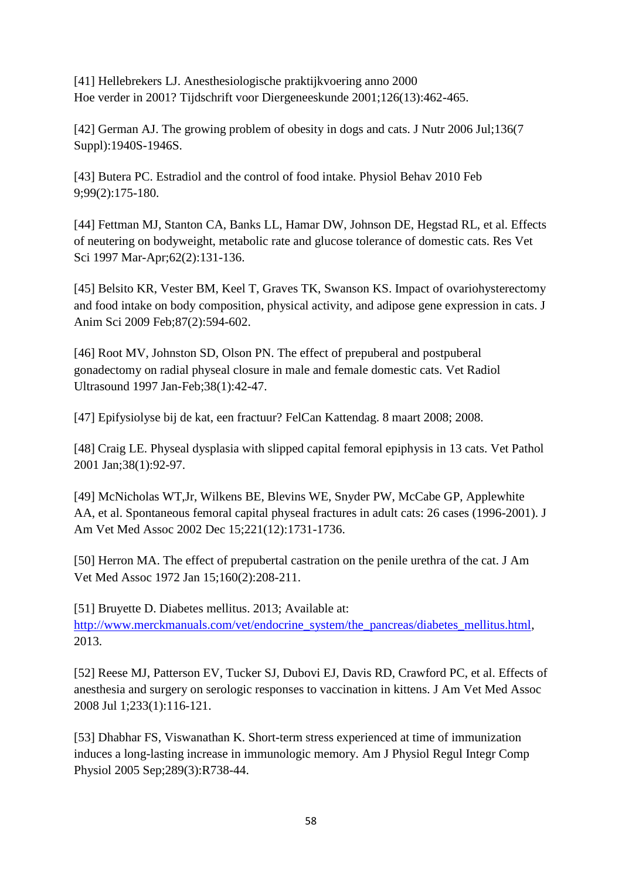[41] Hellebrekers LJ. Anesthesiologische praktijkvoering anno 2000 Hoe verder in 2001? Tijdschrift voor Diergeneeskunde 2001;126(13):462-465.

[42] German AJ. The growing problem of obesity in dogs and cats. J Nutr 2006 Jul;136(7 Suppl):1940S-1946S.

[43] Butera PC. Estradiol and the control of food intake. Physiol Behav 2010 Feb 9;99(2):175-180.

[44] Fettman MJ, Stanton CA, Banks LL, Hamar DW, Johnson DE, Hegstad RL, et al. Effects of neutering on bodyweight, metabolic rate and glucose tolerance of domestic cats. Res Vet Sci 1997 Mar-Apr;62(2):131-136.

[45] Belsito KR, Vester BM, Keel T, Graves TK, Swanson KS. Impact of ovariohysterectomy and food intake on body composition, physical activity, and adipose gene expression in cats. J Anim Sci 2009 Feb;87(2):594-602.

[46] Root MV, Johnston SD, Olson PN. The effect of prepuberal and postpuberal gonadectomy on radial physeal closure in male and female domestic cats. Vet Radiol Ultrasound 1997 Jan-Feb;38(1):42-47.

[47] Epifysiolyse bij de kat, een fractuur? FelCan Kattendag. 8 maart 2008; 2008.

[48] Craig LE. Physeal dysplasia with slipped capital femoral epiphysis in 13 cats. Vet Pathol 2001 Jan;38(1):92-97.

[49] McNicholas WT,Jr, Wilkens BE, Blevins WE, Snyder PW, McCabe GP, Applewhite AA, et al. Spontaneous femoral capital physeal fractures in adult cats: 26 cases (1996-2001). J Am Vet Med Assoc 2002 Dec 15;221(12):1731-1736.

[50] Herron MA. The effect of prepubertal castration on the penile urethra of the cat. J Am Vet Med Assoc 1972 Jan 15;160(2):208-211.

[51] Bruyette D. Diabetes mellitus. 2013; Available at: http://www.merckmanuals.com/vet/endocrine_system/the_pancreas/diabetes_mellitus.html, 2013.

[52] Reese MJ, Patterson EV, Tucker SJ, Dubovi EJ, Davis RD, Crawford PC, et al. Effects of anesthesia and surgery on serologic responses to vaccination in kittens. J Am Vet Med Assoc 2008 Jul 1;233(1):116-121.

[53] Dhabhar FS, Viswanathan K. Short-term stress experienced at time of immunization induces a long-lasting increase in immunologic memory. Am J Physiol Regul Integr Comp Physiol 2005 Sep;289(3):R738-44.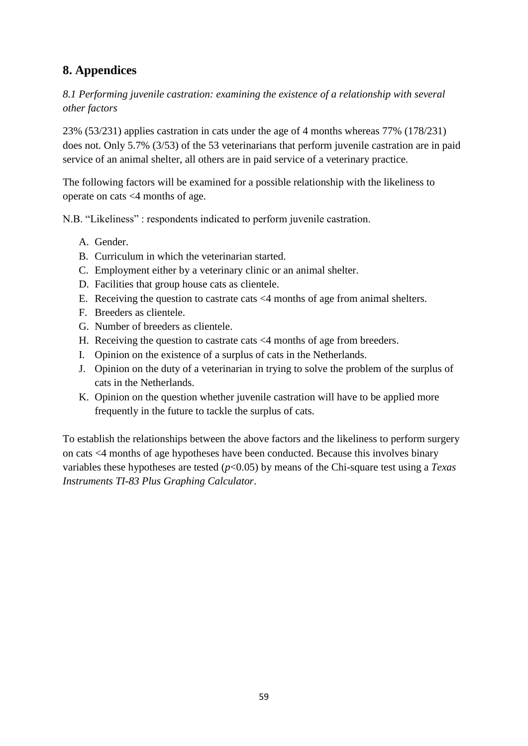## 8. Appendices

*8.1 Performing juvenile castration: examining the existence of a relationship with several other factors*

23% (53/231) applies castration in cats under the age of 4 months whereas 77% (178/231) does not. Only 5.7% (3/53) of the 53 veterinarians that perform juvenile castration are in paid service of an animal shelter, all others are in paid service of a veterinary practice.

The following factors will be examined for a possible relationship with the likeliness to operate on cats <4 months of age.

N.B. "Likeliness" : respondents indicated to perform juvenile castration.

A. Gender.
B. Curriculum in which the veterinarian started.
C. Employment either by a veterinary clinic or an animal shelter.
D. Facilities that group house cats as clientele.
E. Receiving the question to castrate cats <4 months of age from animal shelters.
F. Breeders as clientele.
G. Number of breeders as clientele.
H. Receiving the question to castrate cats <4 months of age from breeders.
I. Opinion on the existence of a surplus of cats in the Netherlands.
J. Opinion on the duty of a veterinarian in trying to solve the problem of the surplus of cats in the Netherlands.
K. Opinion on the question whether juvenile castration will have to be applied more frequently in the future to tackle the surplus of cats.

To establish the relationships between the above factors and the likeliness to perform surgery on cats <4 months of age hypotheses have been conducted. Because this involves binary variables these hypotheses are tested ($p<0.05$) by means of the Chi-square test using a *Texas Instruments TI-83 Plus Graphing Calculator*.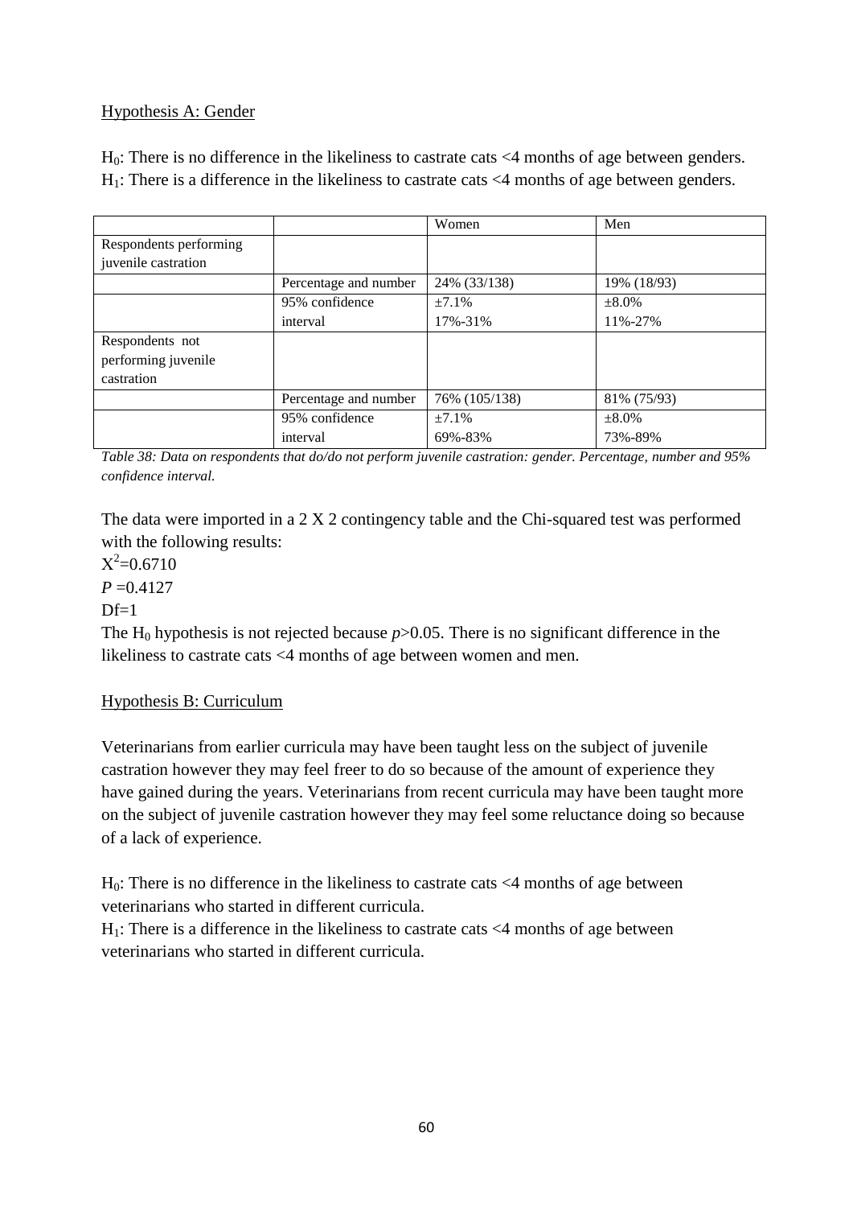Hypothesis A: Gender

$H_0$: There is no difference in the likeliness to castrate cats <4 months of age between genders.
$H_1$: There is a difference in the likeliness to castrate cats <4 months of age between genders.

| | | Women | Men |
|---|---|---|---|
| Respondents performing juvenile castration | | | |
| | Percentage and number | 24% (33/138) | 19% (18/93) |
| | 95% confidence interval | ±7.1%<br>17%-31% | ±8.0%<br>11%-27% |
| Respondents not performing juvenile castration | | | |
| | Percentage and number | 76% (105/138) | 81% (75/93) |
| | 95% confidence interval | ±7.1%<br>69%-83% | ±8.0%<br>73%-89% |

*Table 38: Data on respondents that do/do not perform juvenile castration: gender. Percentage, number and 95% confidence interval.*

The data were imported in a 2 X 2 contingency table and the Chi-squared test was performed with the following results:
$X^2$=0.6710
$P$ =0.4127
Df=1
The $H_0$ hypothesis is not rejected because $p$>0.05. There is no significant difference in the likeliness to castrate cats <4 months of age between women and men.

Hypothesis B: Curriculum

Veterinarians from earlier curricula may have been taught less on the subject of juvenile castration however they may feel freer to do so because of the amount of experience they have gained during the years. Veterinarians from recent curricula may have been taught more on the subject of juvenile castration however they may feel some reluctance doing so because of a lack of experience.

$H_0$: There is no difference in the likeliness to castrate cats <4 months of age between veterinarians who started in different curricula.
$H_1$: There is a difference in the likeliness to castrate cats <4 months of age between veterinarians who started in different curricula.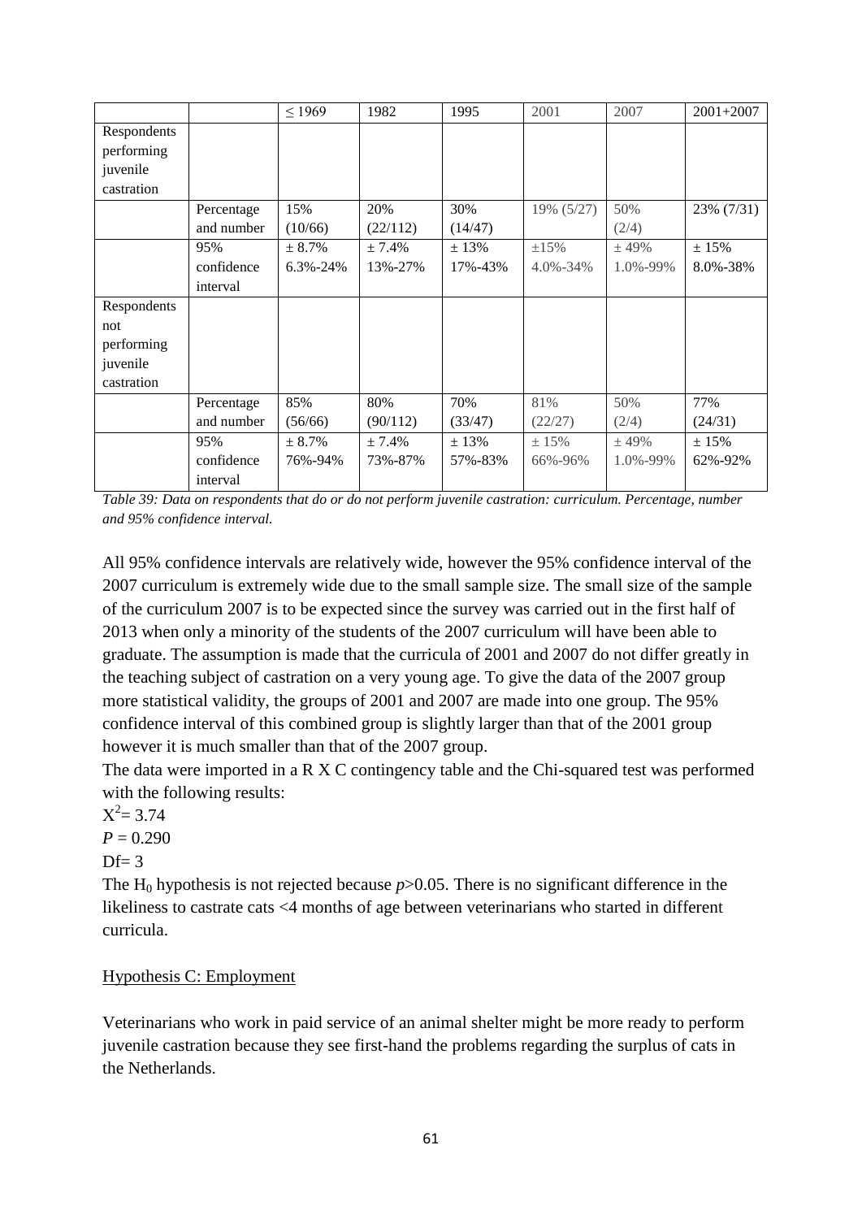| | | ≤ 1969 | 1982 | 1995 | 2001 | 2007 | 2001+2007 |
|---|---|---|---|---|---|---|---|
| Respondents performing juvenile castration | | | | | | | |
| | Percentage and number | 15% (10/66) | 20% (22/112) | 30% (14/47) | 19% (5/27) | 50% (2/4) | 23% (7/31) |
| | 95% confidence interval | ± 8.7% 6.3%-24% | ± 7.4% 13%-27% | ± 13% 17%-43% | ±15% 4.0%-34% | ± 49% 1.0%-99% | ± 15% 8.0%-38% |
| Respondents not performing juvenile castration | | | | | | | |
| | Percentage and number | 85% (56/66) | 80% (90/112) | 70% (33/47) | 81% (22/27) | 50% (2/4) | 77% (24/31) |
| | 95% confidence interval | ± 8.7% 76%-94% | ± 7.4% 73%-87% | ± 13% 57%-83% | ± 15% 66%-96% | ± 49% 1.0%-99% | ± 15% 62%-92% |

*Table 39: Data on respondents that do or do not perform juvenile castration: curriculum. Percentage, number and 95% confidence interval.*

All 95% confidence intervals are relatively wide, however the 95% confidence interval of the 2007 curriculum is extremely wide due to the small sample size. The small size of the sample of the curriculum 2007 is to be expected since the survey was carried out in the first half of 2013 when only a minority of the students of the 2007 curriculum will have been able to graduate. The assumption is made that the curricula of 2001 and 2007 do not differ greatly in the teaching subject of castration on a very young age. To give the data of the 2007 group more statistical validity, the groups of 2001 and 2007 are made into one group. The 95% confidence interval of this combined group is slightly larger than that of the 2001 group however it is much smaller than that of the 2007 group.

The data were imported in a R X C contingency table and the Chi-squared test was performed with the following results:

$X^2 = 3.74$

$P = 0.290$

Df= 3

The $H_0$ hypothesis is not rejected because $p > 0.05$. There is no significant difference in the likeliness to castrate cats <4 months of age between veterinarians who started in different curricula.

Hypothesis C: Employment

Veterinarians who work in paid service of an animal shelter might be more ready to perform juvenile castration because they see first-hand the problems regarding the surplus of cats in the Netherlands.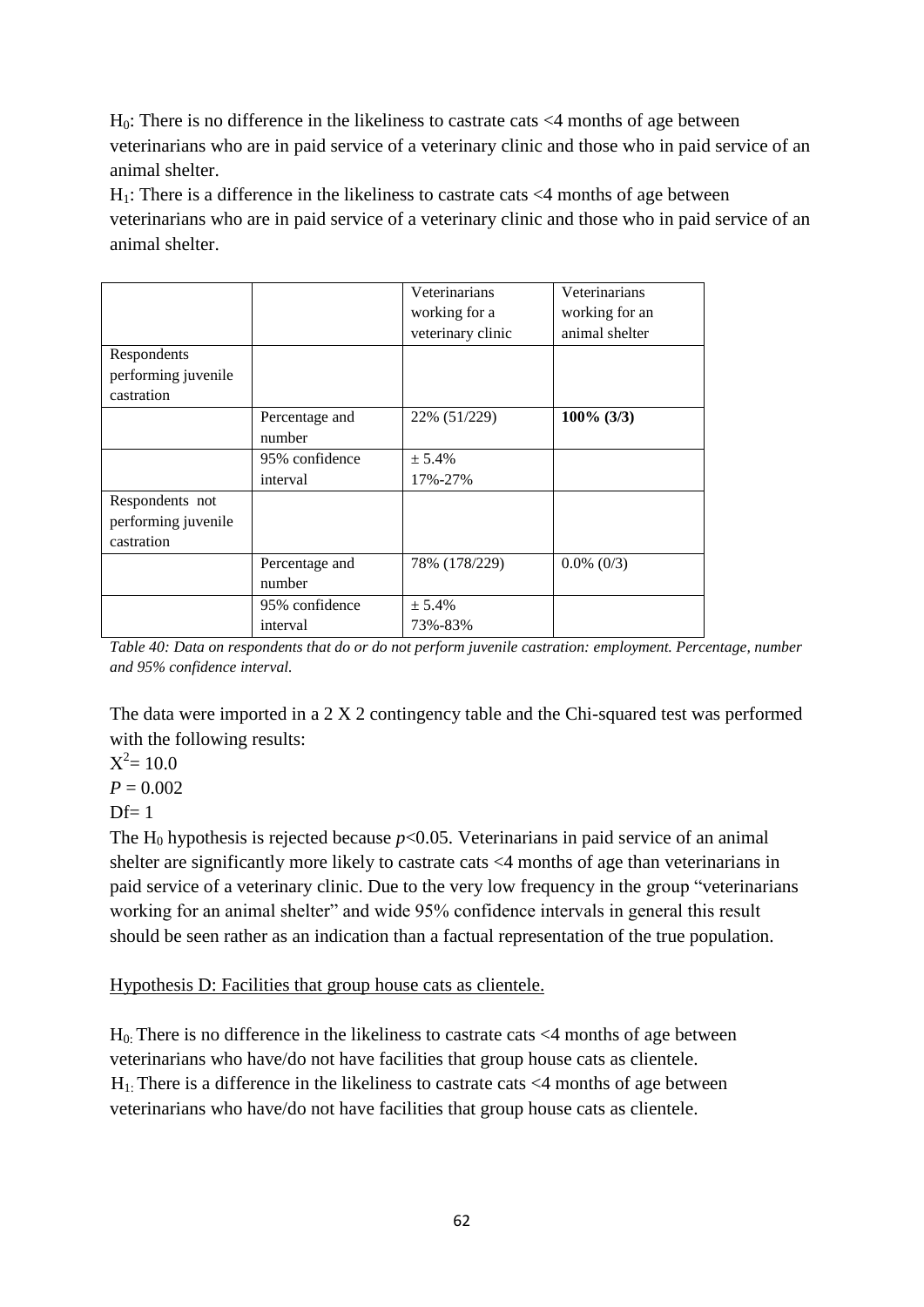$H_0$: There is no difference in the likeliness to castrate cats <4 months of age between veterinarians who are in paid service of a veterinary clinic and those who in paid service of an animal shelter.

$H_1$: There is a difference in the likeliness to castrate cats <4 months of age between veterinarians who are in paid service of a veterinary clinic and those who in paid service of an animal shelter.

| | | Veterinarians working for a veterinary clinic | Veterinarians working for an animal shelter |
|---|---|---|---|
| Respondents performing juvenile castration | | | |
| | Percentage and number | 22% (51/229) | **100% (3/3)** |
| | 95% confidence interval | ± 5.4%<br>17%-27% | |
| Respondents not performing juvenile castration | | | |
| | Percentage and number | 78% (178/229) | 0.0% (0/3) |
| | 95% confidence interval | ± 5.4%<br>73%-83% | |

*Table 40: Data on respondents that do or do not perform juvenile castration: employment. Percentage, number and 95% confidence interval.*

The data were imported in a 2 X 2 contingency table and the Chi-squared test was performed with the following results:

$X^2 = 10.0$

$P = 0.002$

Df= 1

The $H_0$ hypothesis is rejected because $p<0.05$. Veterinarians in paid service of an animal shelter are significantly more likely to castrate cats <4 months of age than veterinarians in paid service of a veterinary clinic. Due to the very low frequency in the group "veterinarians working for an animal shelter" and wide 95% confidence intervals in general this result should be seen rather as an indication than a factual representation of the true population.

Hypothesis D: Facilities that group house cats as clientele.

$H_0$: There is no difference in the likeliness to castrate cats <4 months of age between veterinarians who have/do not have facilities that group house cats as clientele.

$H_1$: There is a difference in the likeliness to castrate cats <4 months of age between veterinarians who have/do not have facilities that group house cats as clientele.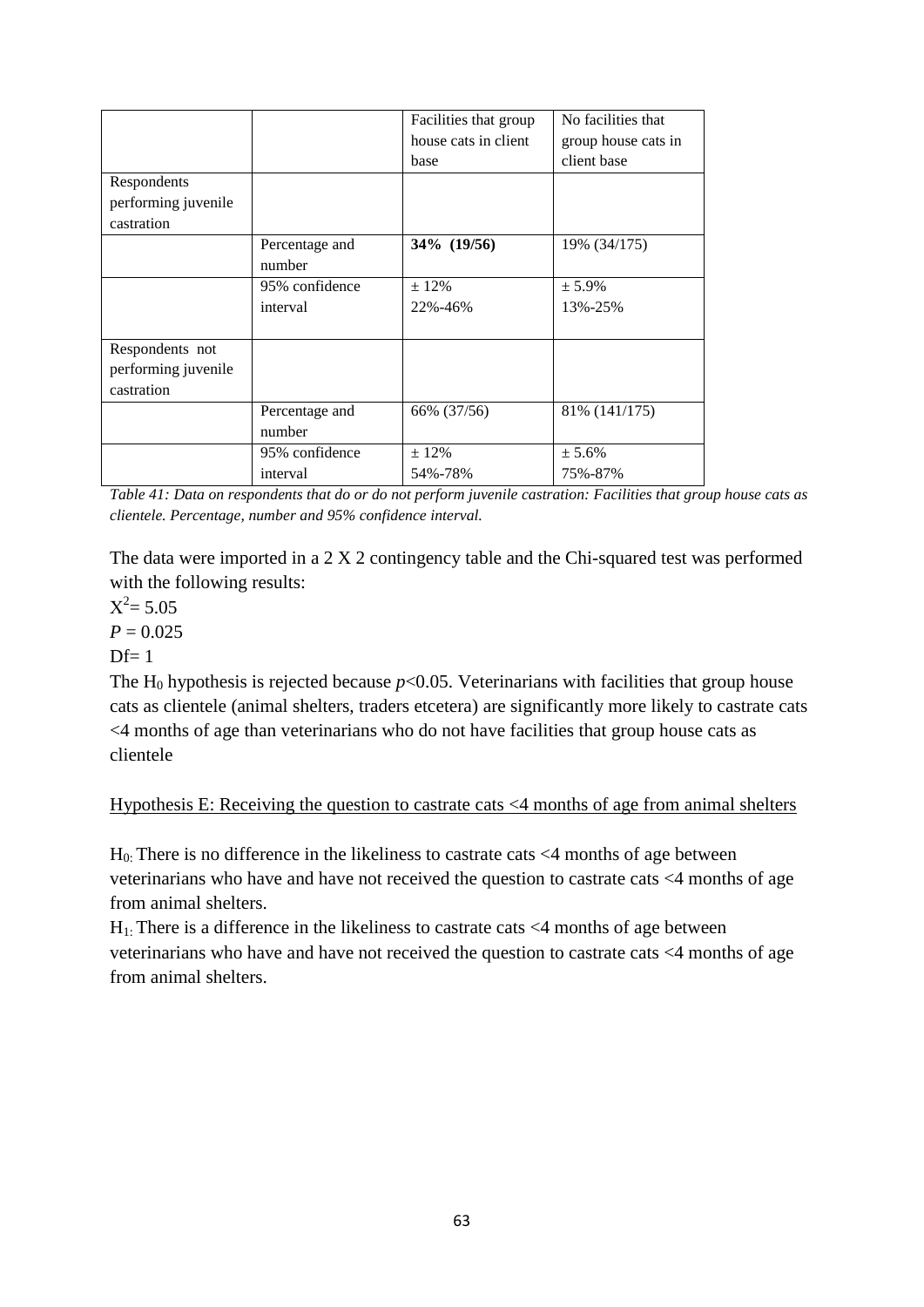| | | Facilities that group house cats in client base | No facilities that group house cats in client base |
|---|---|---|---|
| Respondents performing juvenile castration | | | |
| | Percentage and number | **34% (19/56)** | 19% (34/175) |
| | 95% confidence interval | ± 12%<br>22%-46% | ± 5.9%<br>13%-25% |
| Respondents not performing juvenile castration | | | |
| | Percentage and number | 66% (37/56) | 81% (141/175) |
| | 95% confidence interval | ± 12%<br>54%-78% | ± 5.6%<br>75%-87% |

*Table 41: Data on respondents that do or do not perform juvenile castration: Facilities that group house cats as clientele. Percentage, number and 95% confidence interval.*

The data were imported in a 2 X 2 contingency table and the Chi-squared test was performed with the following results:

$X^2 = 5.05$

$P = 0.025$

Df= 1

The $H_0$ hypothesis is rejected because $p<0.05$. Veterinarians with facilities that group house cats as clientele (animal shelters, traders etcetera) are significantly more likely to castrate cats <4 months of age than veterinarians who do not have facilities that group house cats as clientele

Hypothesis E: Receiving the question to castrate cats <4 months of age from animal shelters

$H_0$: There is no difference in the likeliness to castrate cats <4 months of age between veterinarians who have and have not received the question to castrate cats <4 months of age from animal shelters.

$H_1$: There is a difference in the likeliness to castrate cats <4 months of age between veterinarians who have and have not received the question to castrate cats <4 months of age from animal shelters.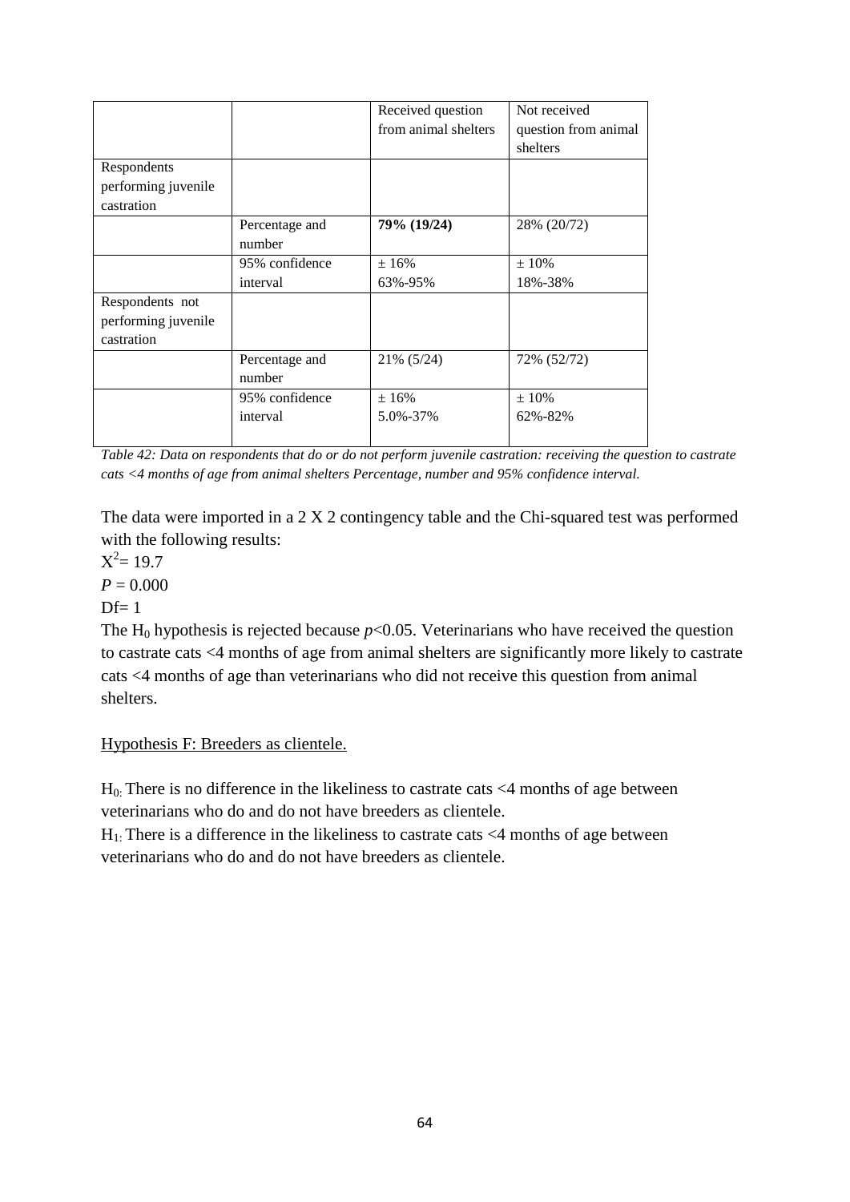| | | Received question from animal shelters | Not received question from animal shelters |
|---|---|---|---|
| Respondents performing juvenile castration | | | |
| | Percentage and number | **79% (19/24)** | 28% (20/72) |
| | 95% confidence interval | ± 16%<br>63%-95% | ± 10%<br>18%-38% |
| Respondents not performing juvenile castration | | | |
| | Percentage and number | 21% (5/24) | 72% (52/72) |
| | 95% confidence interval | ± 16%<br>5.0%-37% | ± 10%<br>62%-82% |

*Table 42: Data on respondents that do or do not perform juvenile castration: receiving the question to castrate cats <4 months of age from animal shelters Percentage, number and 95% confidence interval.*

The data were imported in a 2 X 2 contingency table and the Chi-squared test was performed with the following results:

$X^2 = 19.7$

$P = 0.000$

Df= 1

The $H_0$ hypothesis is rejected because $p<0.05$. Veterinarians who have received the question to castrate cats <4 months of age from animal shelters are significantly more likely to castrate cats <4 months of age than veterinarians who did not receive this question from animal shelters.

Hypothesis F: Breeders as clientele.

$H_0$: There is no difference in the likeliness to castrate cats <4 months of age between veterinarians who do and do not have breeders as clientele.

$H_1$: There is a difference in the likeliness to castrate cats <4 months of age between veterinarians who do and do not have breeders as clientele.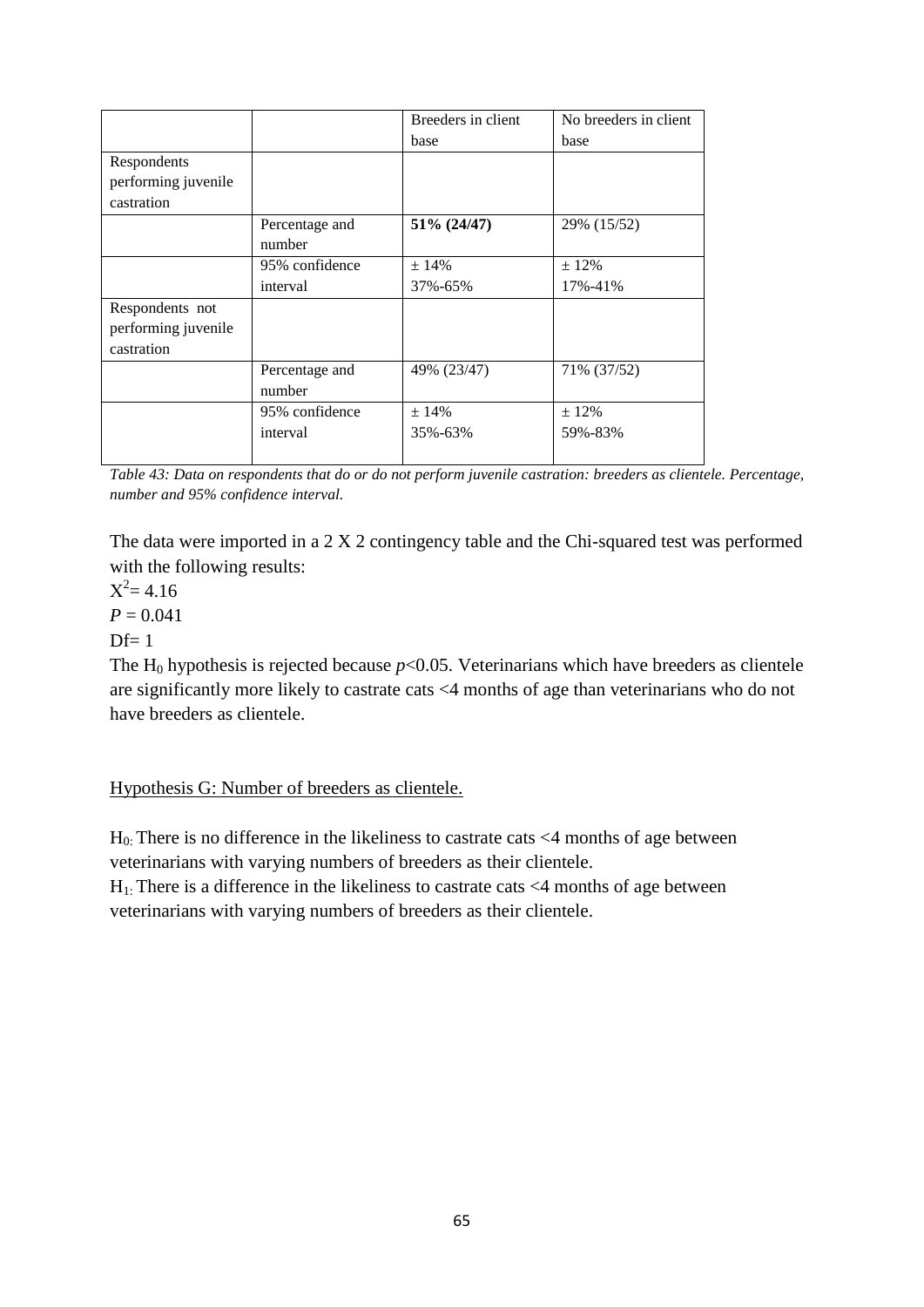| | | Breeders in client base | No breeders in client base |
|---|---|---|---|
| Respondents performing juvenile castration | | | |
| | Percentage and number | **51% (24/47)** | 29% (15/52) |
| | 95% confidence interval | ± 14%<br>37%-65% | ± 12%<br>17%-41% |
| Respondents not performing juvenile castration | | | |
| | Percentage and number | 49% (23/47) | 71% (37/52) |
| | 95% confidence interval | ± 14%<br>35%-63% | ± 12%<br>59%-83% |

*Table 43: Data on respondents that do or do not perform juvenile castration: breeders as clientele. Percentage, number and 95% confidence interval.*

The data were imported in a 2 X 2 contingency table and the Chi-squared test was performed with the following results:

$X^2 = 4.16$

$P = 0.041$

Df= 1

The $H_0$ hypothesis is rejected because $p<0.05$. Veterinarians which have breeders as clientele are significantly more likely to castrate cats <4 months of age than veterinarians who do not have breeders as clientele.

<u>Hypothesis G: Number of breeders as clientele.</u>

$H_0$: There is no difference in the likeliness to castrate cats <4 months of age between veterinarians with varying numbers of breeders as their clientele.

$H_1$: There is a difference in the likeliness to castrate cats <4 months of age between veterinarians with varying numbers of breeders as their clientele.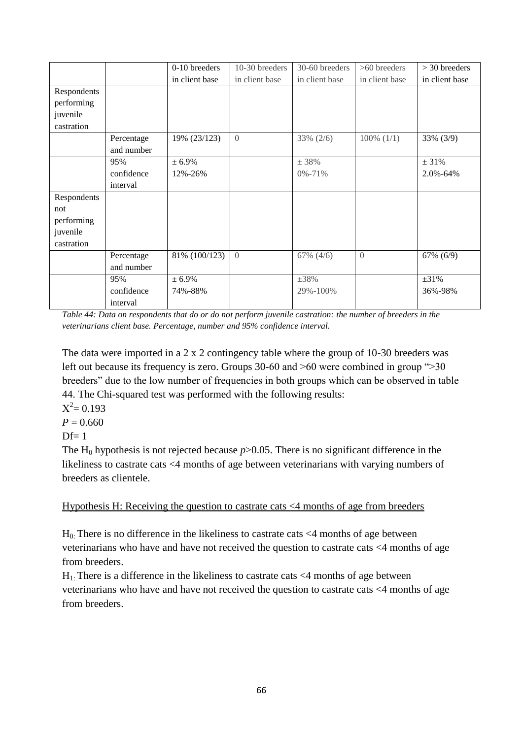| | | 0-10 breeders in client base | 10-30 breeders in client base | 30-60 breeders in client base | >60 breeders in client base | > 30 breeders in client base |
|---|---|---|---|---|---|---|
| Respondents performing juvenile castration | | | | | | |
| | Percentage and number | 19% (23/123) | 0 | 33% (2/6) | 100% (1/1) | 33% (3/9) |
| | 95% confidence interval | ± 6.9% 12%-26% | | ± 38% 0%-71% | | ± 31% 2.0%-64% |
| Respondents not performing juvenile castration | | | | | | |
| | Percentage and number | 81% (100/123) | 0 | 67% (4/6) | 0 | 67% (6/9) |
| | 95% confidence interval | ± 6.9% 74%-88% | | ±38% 29%-100% | | ±31% 36%-98% |

*Table 44: Data on respondents that do or do not perform juvenile castration: the number of breeders in the veterinarians client base. Percentage, number and 95% confidence interval.*

The data were imported in a 2 x 2 contingency table where the group of 10-30 breeders was left out because its frequency is zero. Groups 30-60 and >60 were combined in group ">30 breeders" due to the low number of frequencies in both groups which can be observed in table 44. The Chi-squared test was performed with the following results:

$X^2 = 0.193$

$P = 0.660$

Df= 1

The $H_0$ hypothesis is not rejected because $p>0.05$. There is no significant difference in the likeliness to castrate cats <4 months of age between veterinarians with varying numbers of breeders as clientele.

Hypothesis H: Receiving the question to castrate cats <4 months of age from breeders

$H_0$: There is no difference in the likeliness to castrate cats <4 months of age between veterinarians who have and have not received the question to castrate cats <4 months of age from breeders.

$H_1$: There is a difference in the likeliness to castrate cats <4 months of age between veterinarians who have and have not received the question to castrate cats <4 months of age from breeders.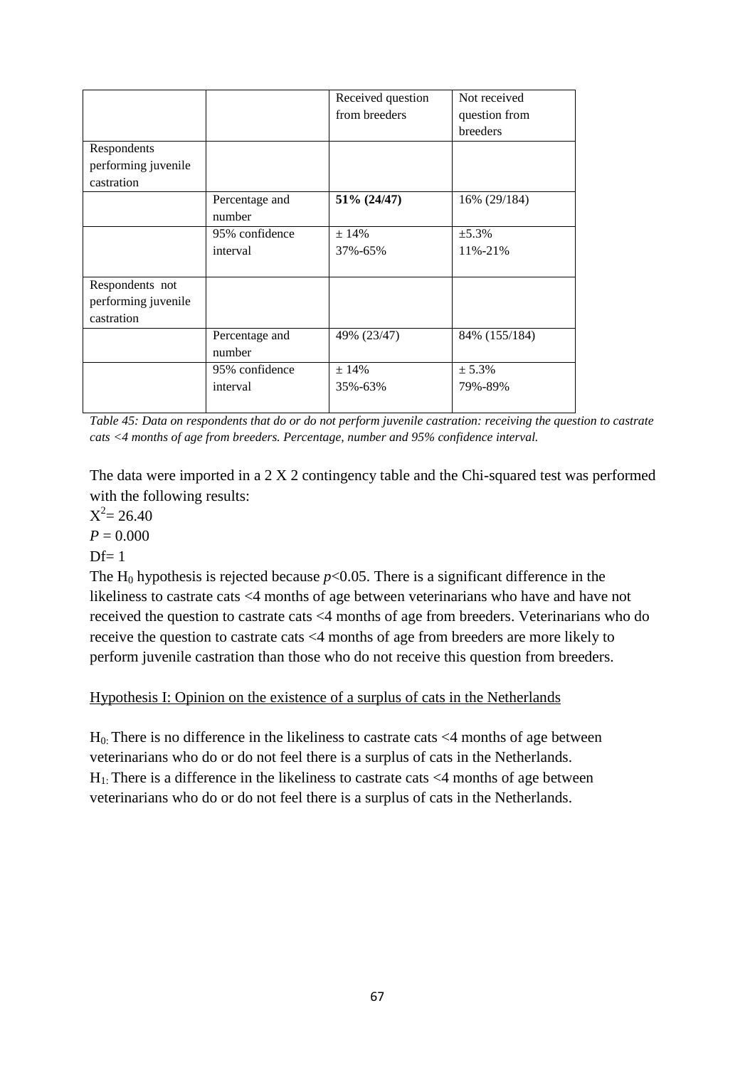| | | Received question from breeders | Not received question from breeders |
|---|---|---|---|
| Respondents performing juvenile castration | | | |
| | Percentage and number | **51% (24/47)** | 16% (29/184) |
| | 95% confidence interval | ± 14%<br>37%-65% | ±5.3%<br>11%-21% |
| Respondents not performing juvenile castration | | | |
| | Percentage and number | 49% (23/47) | 84% (155/184) |
| | 95% confidence interval | ± 14%<br>35%-63% | ± 5.3%<br>79%-89% |

*Table 45: Data on respondents that do or do not perform juvenile castration: receiving the question to castrate cats <4 months of age from breeders. Percentage, number and 95% confidence interval.*

The data were imported in a 2 X 2 contingency table and the Chi-squared test was performed with the following results:

$X^2 = 26.40$

$P = 0.000$

Df= 1

The $H_0$ hypothesis is rejected because $p<0.05$. There is a significant difference in the likeliness to castrate cats <4 months of age between veterinarians who have and have not received the question to castrate cats <4 months of age from breeders. Veterinarians who do receive the question to castrate cats <4 months of age from breeders are more likely to perform juvenile castration than those who do not receive this question from breeders.

Hypothesis I: Opinion on the existence of a surplus of cats in the Netherlands

$H_0$: There is no difference in the likeliness to castrate cats <4 months of age between veterinarians who do or do not feel there is a surplus of cats in the Netherlands.
$H_1$: There is a difference in the likeliness to castrate cats <4 months of age between veterinarians who do or do not feel there is a surplus of cats in the Netherlands.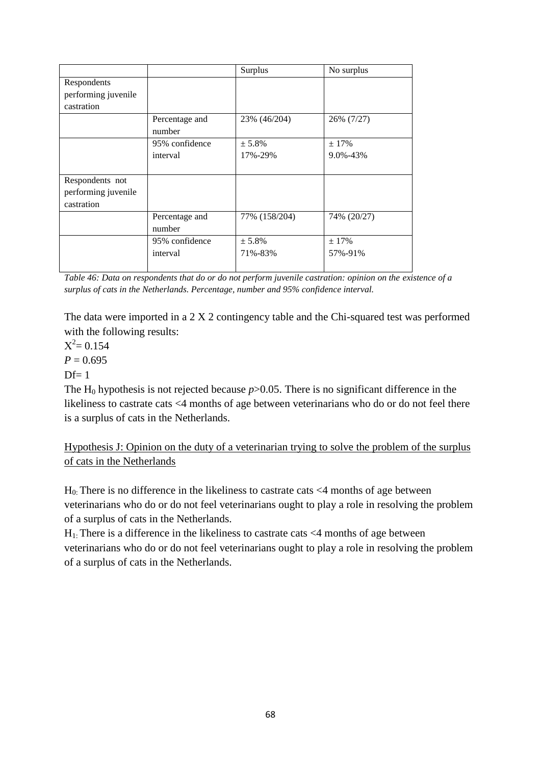| | | Surplus | No surplus |
|---|---|---|---|
| Respondents performing juvenile castration | | | |
| | Percentage and number | 23% (46/204) | 26% (7/27) |
| | 95% confidence interval | ± 5.8%<br>17%-29% | ± 17%<br>9.0%-43% |
| Respondents not performing juvenile castration | | | |
| | Percentage and number | 77% (158/204) | 74% (20/27) |
| | 95% confidence interval | ± 5.8%<br>71%-83% | ± 17%<br>57%-91% |

*Table 46: Data on respondents that do or do not perform juvenile castration: opinion on the existence of a surplus of cats in the Netherlands. Percentage, number and 95% confidence interval.*

The data were imported in a 2 X 2 contingency table and the Chi-squared test was performed with the following results:

$X^2 = 0.154$

$P = 0.695$

Df= 1

The $H_0$ hypothesis is not rejected because $p > 0.05$. There is no significant difference in the likeliness to castrate cats <4 months of age between veterinarians who do or do not feel there is a surplus of cats in the Netherlands.

<u>Hypothesis J: Opinion on the duty of a veterinarian trying to solve the problem of the surplus of cats in the Netherlands</u>

$H_0$: There is no difference in the likeliness to castrate cats <4 months of age between veterinarians who do or do not feel veterinarians ought to play a role in resolving the problem of a surplus of cats in the Netherlands.

$H_1$: There is a difference in the likeliness to castrate cats <4 months of age between veterinarians who do or do not feel veterinarians ought to play a role in resolving the problem of a surplus of cats in the Netherlands.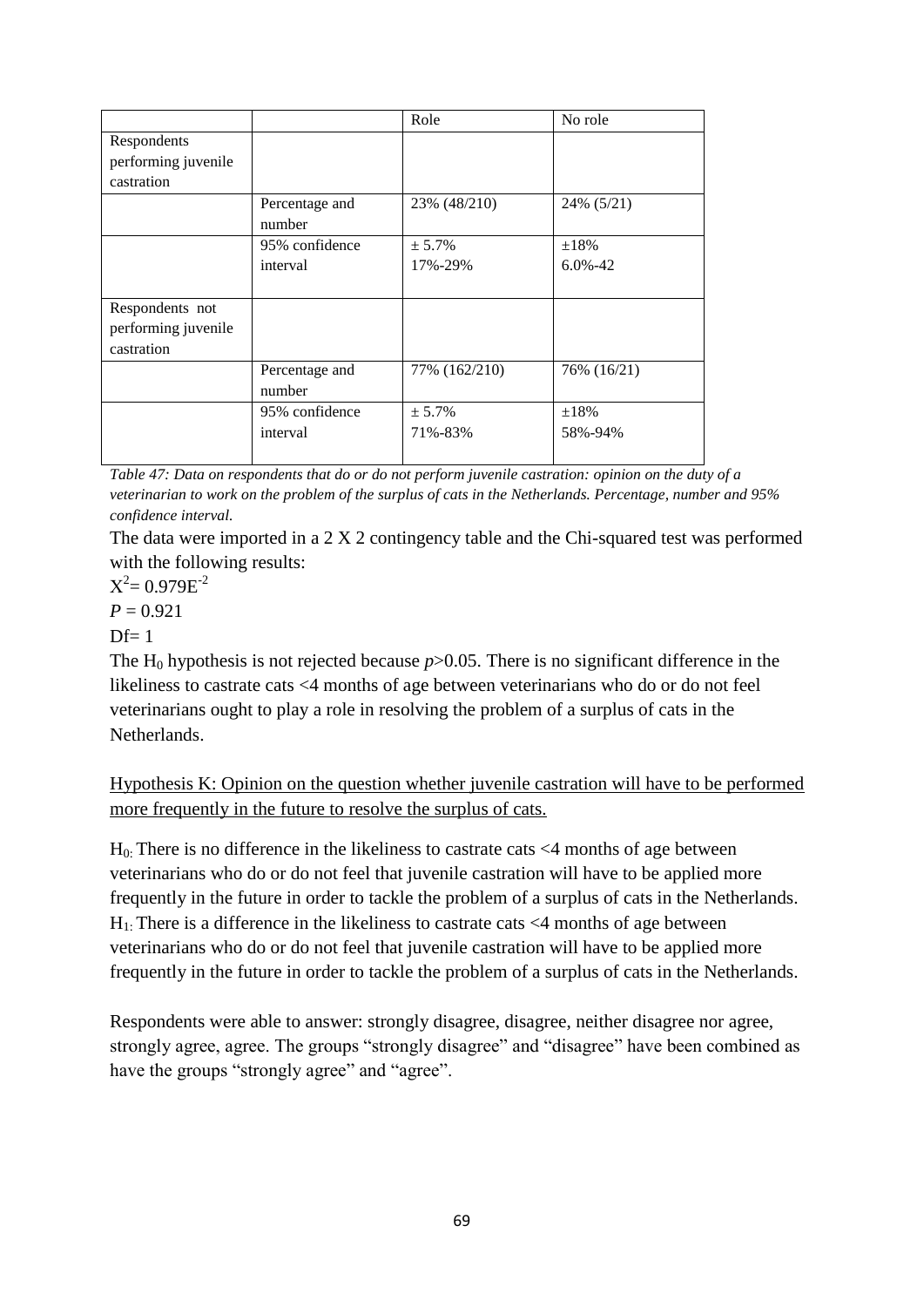| | | Role | No role |
|---|---|---|---|
| Respondents performing juvenile castration | | | |
| | Percentage and number | 23% (48/210) | 24% (5/21) |
| | 95% confidence interval | ± 5.7%<br>17%-29% | ±18%<br>6.0%-42 |
| Respondents not performing juvenile castration | | | |
| | Percentage and number | 77% (162/210) | 76% (16/21) |
| | 95% confidence interval | ± 5.7%<br>71%-83% | ±18%<br>58%-94% |

*Table 47: Data on respondents that do or do not perform juvenile castration: opinion on the duty of a veterinarian to work on the problem of the surplus of cats in the Netherlands. Percentage, number and 95% confidence interval.*

The data were imported in a 2 X 2 contingency table and the Chi-squared test was performed with the following results:

$X^2 = 0.979E^{-2}$

$P = 0.921$

Df= 1

The $H_0$ hypothesis is not rejected because $p>0.05$. There is no significant difference in the likeliness to castrate cats <4 months of age between veterinarians who do or do not feel veterinarians ought to play a role in resolving the problem of a surplus of cats in the Netherlands.

<u>Hypothesis K: Opinion on the question whether juvenile castration will have to be performed more frequently in the future to resolve the surplus of cats.</u>

$H_0$: There is no difference in the likeliness to castrate cats <4 months of age between veterinarians who do or do not feel that juvenile castration will have to be applied more frequently in the future in order to tackle the problem of a surplus of cats in the Netherlands.
$H_1$: There is a difference in the likeliness to castrate cats <4 months of age between veterinarians who do or do not feel that juvenile castration will have to be applied more frequently in the future in order to tackle the problem of a surplus of cats in the Netherlands.

Respondents were able to answer: strongly disagree, disagree, neither disagree nor agree, strongly agree, agree. The groups "strongly disagree" and "disagree" have been combined as have the groups "strongly agree" and "agree".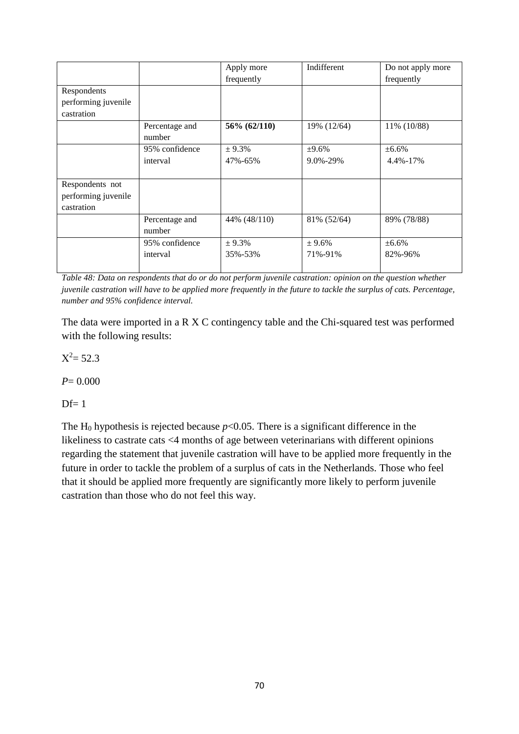| | | Apply more frequently | Indifferent | Do not apply more frequently |
|---|---|---|---|---|
| Respondents performing juvenile castration | | | | |
| | Percentage and number | **56% (62/110)** | 19% (12/64) | 11% (10/88) |
| | 95% confidence interval | ± 9.3%<br>47%-65% | ±9.6%<br>9.0%-29% | ±6.6%<br>4.4%-17% |
| Respondents not performing juvenile castration | | | | |
| | Percentage and number | 44% (48/110) | 81% (52/64) | 89% (78/88) |
| | 95% confidence interval | ± 9.3%<br>35%-53% | ± 9.6%<br>71%-91% | ±6.6%<br>82%-96% |

*Table 48: Data on respondents that do or do not perform juvenile castration: opinion on the question whether juvenile castration will have to be applied more frequently in the future to tackle the surplus of cats. Percentage, number and 95% confidence interval.*

The data were imported in a R X C contingency table and the Chi-squared test was performed with the following results:

$X^2 = 52.3$

$P = 0.000$

Df= 1

The $H_0$ hypothesis is rejected because $p<0.05$. There is a significant difference in the likeliness to castrate cats <4 months of age between veterinarians with different opinions regarding the statement that juvenile castration will have to be applied more frequently in the future in order to tackle the problem of a surplus of cats in the Netherlands. Those who feel that it should be applied more frequently are significantly more likely to perform juvenile castration than those who do not feel this way.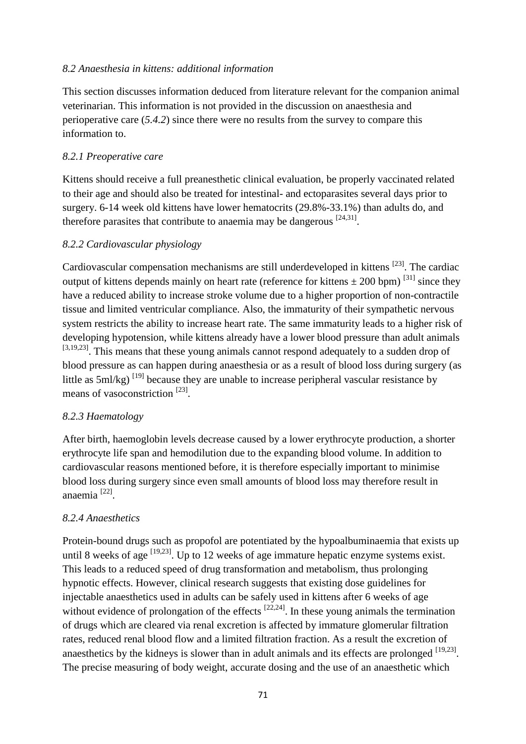*8.2 Anaesthesia in kittens: additional information*

This section discusses information deduced from literature relevant for the companion animal veterinarian. This information is not provided in the discussion on anaesthesia and perioperative care (*5.4.2*) since there were no results from the survey to compare this information to.

*8.2.1 Preoperative care*

Kittens should receive a full preanesthetic clinical evaluation, be properly vaccinated related to their age and should also be treated for intestinal- and ectoparasites several days prior to surgery. 6-14 week old kittens have lower hematocrits (29.8%-33.1%) than adults do, and therefore parasites that contribute to anaemia may be dangerous [24,31].

*8.2.2 Cardiovascular physiology*

Cardiovascular compensation mechanisms are still underdeveloped in kittens [23]. The cardiac output of kittens depends mainly on heart rate (reference for kittens ± 200 bpm) [31] since they have a reduced ability to increase stroke volume due to a higher proportion of non-contractile tissue and limited ventricular compliance. Also, the immaturity of their sympathetic nervous system restricts the ability to increase heart rate. The same immaturity leads to a higher risk of developing hypotension, while kittens already have a lower blood pressure than adult animals [3,19,23]. This means that these young animals cannot respond adequately to a sudden drop of blood pressure as can happen during anaesthesia or as a result of blood loss during surgery (as little as 5ml/kg) [19] because they are unable to increase peripheral vascular resistance by means of vasoconstriction [23].

*8.2.3 Haematology*

After birth, haemoglobin levels decrease caused by a lower erythrocyte production, a shorter erythrocyte life span and hemodilution due to the expanding blood volume. In addition to cardiovascular reasons mentioned before, it is therefore especially important to minimise blood loss during surgery since even small amounts of blood loss may therefore result in anaemia [22].

*8.2.4 Anaesthetics*

Protein-bound drugs such as propofol are potentiated by the hypoalbuminaemia that exists up until 8 weeks of age [19,23]. Up to 12 weeks of age immature hepatic enzyme systems exist. This leads to a reduced speed of drug transformation and metabolism, thus prolonging hypnotic effects. However, clinical research suggests that existing dose guidelines for injectable anaesthetics used in adults can be safely used in kittens after 6 weeks of age without evidence of prolongation of the effects [22,24]. In these young animals the termination of drugs which are cleared via renal excretion is affected by immature glomerular filtration rates, reduced renal blood flow and a limited filtration fraction. As a result the excretion of anaesthetics by the kidneys is slower than in adult animals and its effects are prolonged [19,23]. The precise measuring of body weight, accurate dosing and the use of an anaesthetic which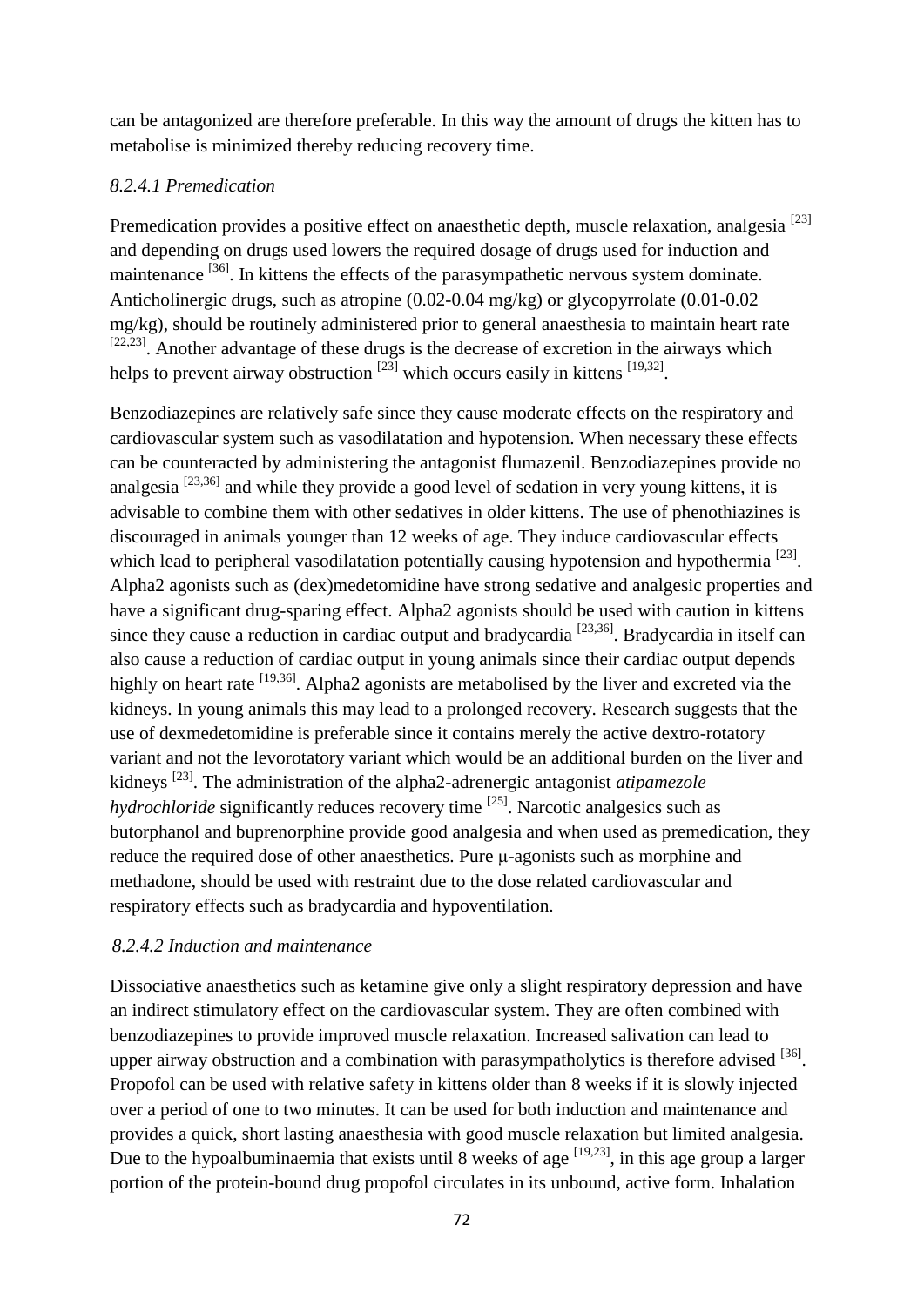can be antagonized are therefore preferable. In this way the amount of drugs the kitten has to metabolise is minimized thereby reducing recovery time.

#### *8.2.4.1 Premedication*

Premedication provides a positive effect on anaesthetic depth, muscle relaxation, analgesia [23] and depending on drugs used lowers the required dosage of drugs used for induction and maintenance [36]. In kittens the effects of the parasympathetic nervous system dominate. Anticholinergic drugs, such as atropine (0.02-0.04 mg/kg) or glycopyrrolate (0.01-0.02 mg/kg), should be routinely administered prior to general anaesthesia to maintain heart rate [22,23]. Another advantage of these drugs is the decrease of excretion in the airways which helps to prevent airway obstruction [23] which occurs easily in kittens [19,32].

Benzodiazepines are relatively safe since they cause moderate effects on the respiratory and cardiovascular system such as vasodilatation and hypotension. When necessary these effects can be counteracted by administering the antagonist flumazenil. Benzodiazepines provide no analgesia [23,36] and while they provide a good level of sedation in very young kittens, it is advisable to combine them with other sedatives in older kittens. The use of phenothiazines is discouraged in animals younger than 12 weeks of age. They induce cardiovascular effects which lead to peripheral vasodilatation potentially causing hypotension and hypothermia [23]. Alpha2 agonists such as (dex)medetomidine have strong sedative and analgesic properties and have a significant drug-sparing effect. Alpha2 agonists should be used with caution in kittens since they cause a reduction in cardiac output and bradycardia [23,36]. Bradycardia in itself can also cause a reduction of cardiac output in young animals since their cardiac output depends highly on heart rate [19,36]. Alpha2 agonists are metabolised by the liver and excreted via the kidneys. In young animals this may lead to a prolonged recovery. Research suggests that the use of dexmedetomidine is preferable since it contains merely the active dextro-rotatory variant and not the levorotatory variant which would be an additional burden on the liver and kidneys [23]. The administration of the alpha2-adrenergic antagonist *atipamezole hydrochloride* significantly reduces recovery time [25]. Narcotic analgesics such as butorphanol and buprenorphine provide good analgesia and when used as premedication, they reduce the required dose of other anaesthetics. Pure μ-agonists such as morphine and methadone, should be used with restraint due to the dose related cardiovascular and respiratory effects such as bradycardia and hypoventilation.

#### *8.2.4.2 Induction and maintenance*

Dissociative anaesthetics such as ketamine give only a slight respiratory depression and have an indirect stimulatory effect on the cardiovascular system. They are often combined with benzodiazepines to provide improved muscle relaxation. Increased salivation can lead to upper airway obstruction and a combination with parasympatholytics is therefore advised [36]. Propofol can be used with relative safety in kittens older than 8 weeks if it is slowly injected over a period of one to two minutes. It can be used for both induction and maintenance and provides a quick, short lasting anaesthesia with good muscle relaxation but limited analgesia. Due to the hypoalbuminaemia that exists until 8 weeks of age [19,23], in this age group a larger portion of the protein-bound drug propofol circulates in its unbound, active form. Inhalation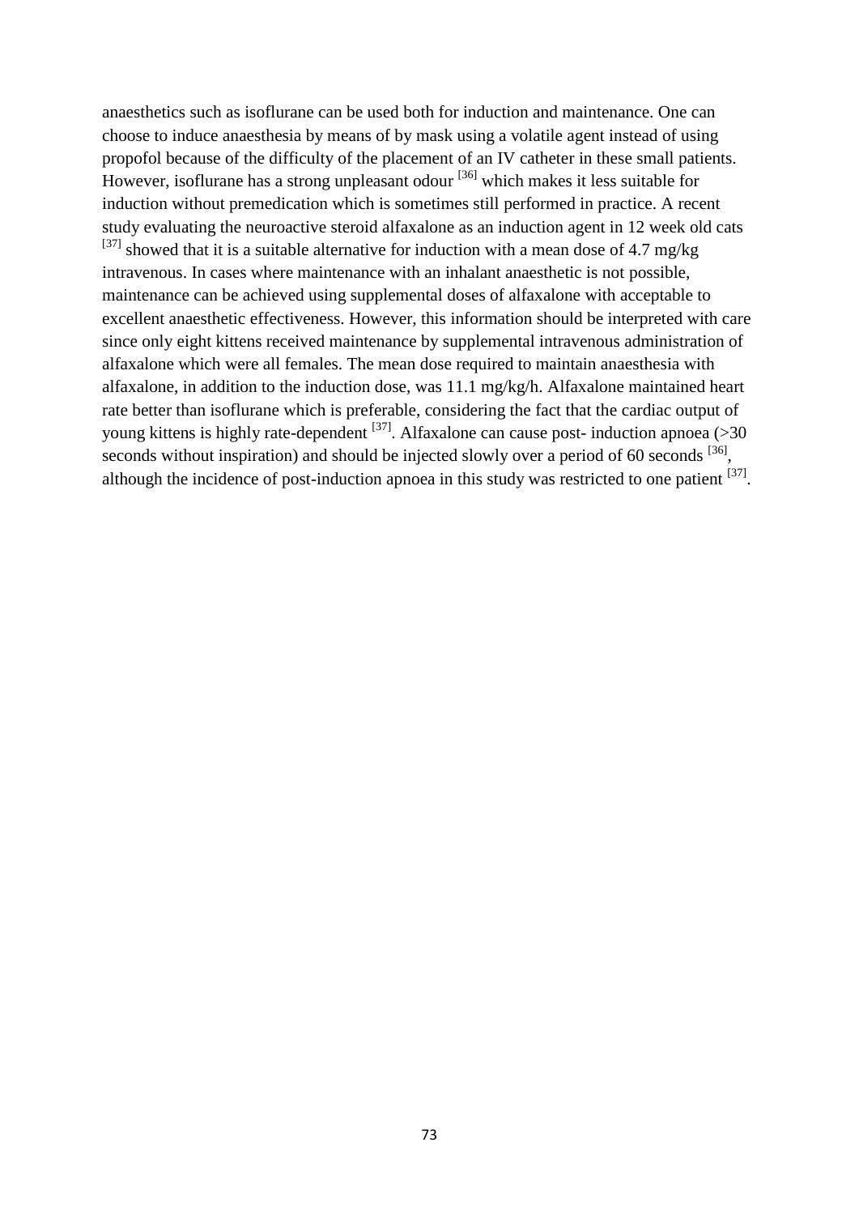anaesthetics such as isoflurane can be used both for induction and maintenance. One can choose to induce anaesthesia by means of by mask using a volatile agent instead of using propofol because of the difficulty of the placement of an IV catheter in these small patients. However, isoflurane has a strong unpleasant odour [36] which makes it less suitable for induction without premedication which is sometimes still performed in practice. A recent study evaluating the neuroactive steroid alfaxalone as an induction agent in 12 week old cats [37] showed that it is a suitable alternative for induction with a mean dose of 4.7 mg/kg intravenous. In cases where maintenance with an inhalant anaesthetic is not possible, maintenance can be achieved using supplemental doses of alfaxalone with acceptable to excellent anaesthetic effectiveness. However, this information should be interpreted with care since only eight kittens received maintenance by supplemental intravenous administration of alfaxalone which were all females. The mean dose required to maintain anaesthesia with alfaxalone, in addition to the induction dose, was 11.1 mg/kg/h. Alfaxalone maintained heart rate better than isoflurane which is preferable, considering the fact that the cardiac output of young kittens is highly rate-dependent [37]. Alfaxalone can cause post- induction apnoea (>30 seconds without inspiration) and should be injected slowly over a period of 60 seconds [36], although the incidence of post-induction apnoea in this study was restricted to one patient [37].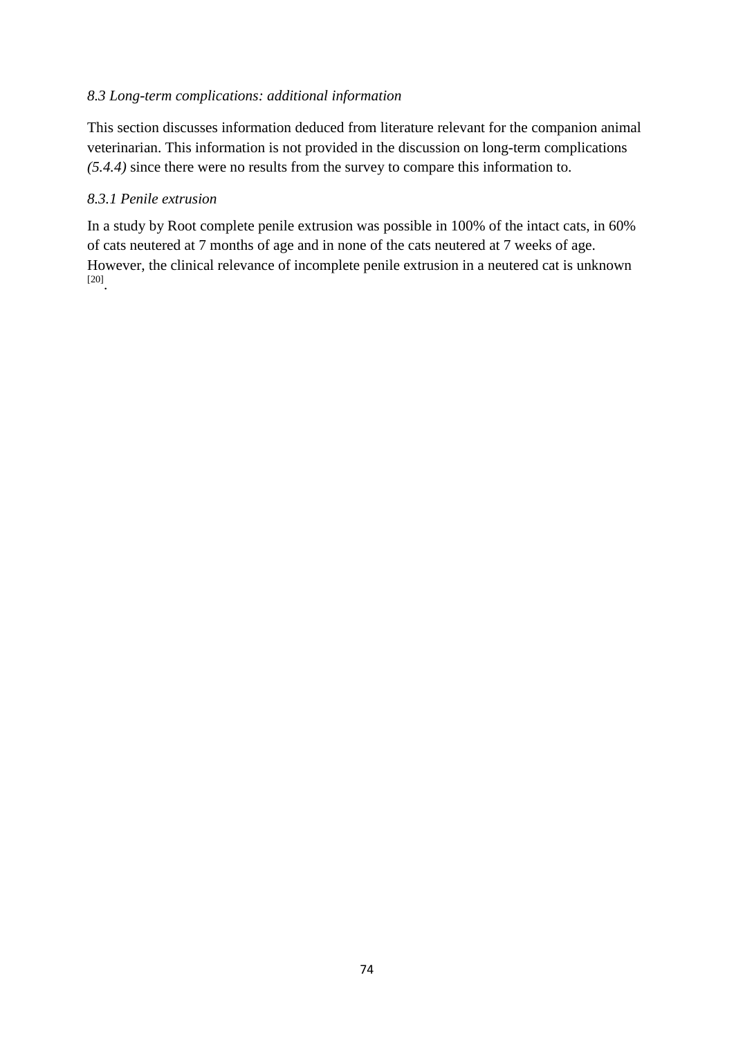### *8.3 Long-term complications: additional information*

This section discusses information deduced from literature relevant for the companion animal veterinarian. This information is not provided in the discussion on long-term complications *(5.4.4)* since there were no results from the survey to compare this information to.

#### *8.3.1 Penile extrusion*

In a study by Root complete penile extrusion was possible in 100% of the intact cats, in 60% of cats neutered at 7 months of age and in none of the cats neutered at 7 weeks of age. However, the clinical relevance of incomplete penile extrusion in a neutered cat is unknown [20].